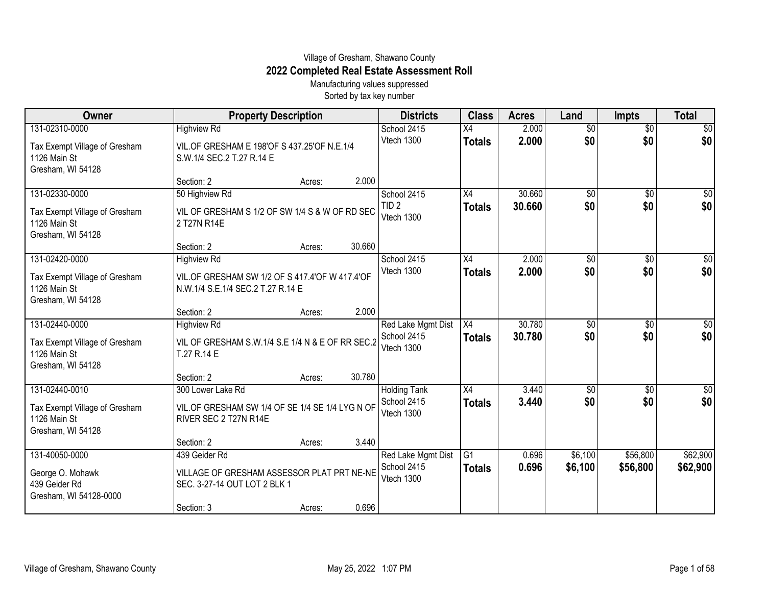Village of Gresham, Shawano County

# 2022 Completed Real Estate Assessment Roll

Manufacturing values suppressed

Sorted by tax key number

| Owner | Property Description | Districts | Class | Acres | Land | Impts | Total |
|---|---|---|---|---|---|---|---|
| 131-02310-0000<br>Tax Exempt Village of Gresham<br>1126 Main St<br>Gresham, WI 54128 | Highview Rd<br>VIL.OF GRESHAM E 198'OF S 437.25'OF N.E.1/4 S.W.1/4 SEC.2 T.27 R.14 E<br>Section: 2 Acres: 2.000 | School 2415<br>Vtech 1300 | X4<br>**Totals** | 2.000<br>**2.000** | $0<br>**$0** | $0<br>**$0** | $0<br>**$0** |
| 131-02330-0000<br>Tax Exempt Village of Gresham<br>1126 Main St<br>Gresham, WI 54128 | 50 Highview Rd<br>VIL OF GRESHAM S 1/2 OF SW 1/4 S & W OF RD SEC 2 T27N R14E<br>Section: 2 Acres: 30.660 | School 2415<br>TID 2<br>Vtech 1300 | X4<br>**Totals** | 30.660<br>**30.660** | $0<br>**$0** | $0<br>**$0** | $0<br>**$0** |
| 131-02420-0000<br>Tax Exempt Village of Gresham<br>1126 Main St<br>Gresham, WI 54128 | Highview Rd<br>VIL.OF GRESHAM SW 1/2 OF S 417.4'OF W 417.4'OF N.W.1/4 S.E.1/4 SEC.2 T.27 R.14 E<br>Section: 2 Acres: 2.000 | School 2415<br>Vtech 1300 | X4<br>**Totals** | 2.000<br>**2.000** | $0<br>**$0** | $0<br>**$0** | $0<br>**$0** |
| 131-02440-0000<br>Tax Exempt Village of Gresham<br>1126 Main St<br>Gresham, WI 54128 | Highview Rd<br>VIL OF GRESHAM S.W.1/4 S.E 1/4 N & E OF RR SEC.2 T.27 R.14 E<br>Section: 2 Acres: 30.780 | Red Lake Mgmt Dist<br>School 2415<br>Vtech 1300 | X4<br>**Totals** | 30.780<br>**30.780** | $0<br>**$0** | $0<br>**$0** | $0<br>**$0** |
| 131-02440-0010<br>Tax Exempt Village of Gresham<br>1126 Main St<br>Gresham, WI 54128 | 300 Lower Lake Rd<br>VIL.OF GRESHAM SW 1/4 OF SE 1/4 SE 1/4 LYG N OF RIVER SEC 2 T27N R14E<br>Section: 2 Acres: 3.440 | Holding Tank<br>School 2415<br>Vtech 1300 | X4<br>**Totals** | 3.440<br>**3.440** | $0<br>**$0** | $0<br>**$0** | $0<br>**$0** |
| 131-40050-0000<br>George O. Mohawk<br>439 Geider Rd<br>Gresham, WI 54128-0000 | 439 Geider Rd<br>VILLAGE OF GRESHAM ASSESSOR PLAT PRT NE-NE SEC. 3-27-14 OUT LOT 2 BLK 1<br>Section: 3 Acres: 0.696 | Red Lake Mgmt Dist<br>School 2415<br>Vtech 1300 | G1<br>**Totals** | 0.696<br>**0.696** | $6,100<br>**$6,100** | $56,800<br>**$56,800** | $62,900<br>**$62,900** |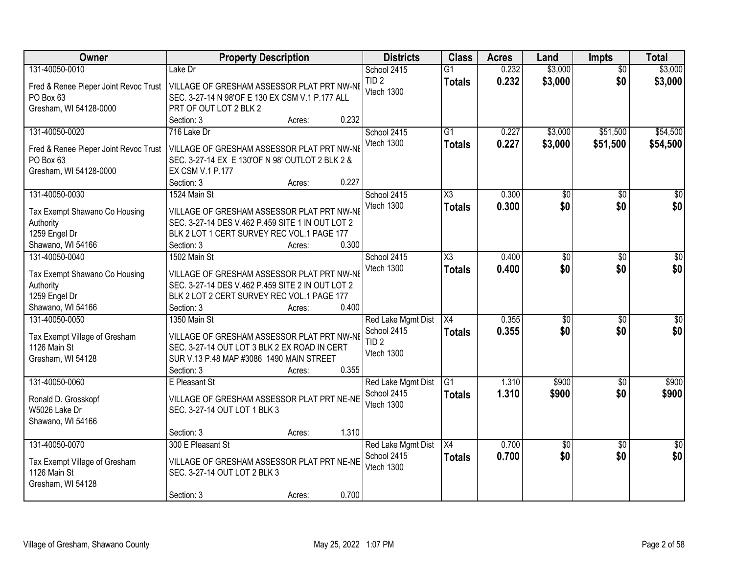| Owner | Property Description | Districts | Class | Acres | Land | Impts | Total |
|---|---|---|---|---|---|---|---|
| 131-40050-0010<br>Fred & Renee Pieper Joint Revoc Trust<br>PO Box 63<br>Gresham, WI 54128-0000 | Lake Dr<br>VILLAGE OF GRESHAM ASSESSOR PLAT PRT NW-NE SEC. 3-27-14 N 98'OF E 130 EX CSM V.1 P.177 ALL PRT OF OUT LOT 2 BLK 2<br>Section: 3 Acres: 0.232 | School 2415<br>TID 2<br>Vtech 1300 | G1<br>**Totals** | 0.232<br>**0.232** | $3,000<br>**$3,000** | $0<br>**$0** | $3,000<br>**$3,000** |
| 131-40050-0020<br>Fred & Renee Pieper Joint Revoc Trust<br>PO Box 63<br>Gresham, WI 54128-0000 | 716 Lake Dr<br>VILLAGE OF GRESHAM ASSESSOR PLAT PRT NW-NE SEC. 3-27-14 EX E 130'OF N 98' OUTLOT 2 BLK 2 & EX CSM V.1 P.177<br>Section: 3 Acres: 0.227 | School 2415<br>Vtech 1300 | G1<br>**Totals** | 0.227<br>**0.227** | $3,000<br>**$3,000** | $51,500<br>**$51,500** | $54,500<br>**$54,500** |
| 131-40050-0030<br>Tax Exempt Shawano Co Housing Authority<br>1259 Engel Dr<br>Shawano, WI 54166 | 1524 Main St<br>VILLAGE OF GRESHAM ASSESSOR PLAT PRT NW-NE SEC. 3-27-14 DES V.462 P.459 SITE 1 IN OUT LOT 2 BLK 2 LOT 1 CERT SURVEY REC VOL.1 PAGE 177<br>Section: 3 Acres: 0.300 | School 2415<br>Vtech 1300 | X3<br>**Totals** | 0.300<br>**0.300** | $0<br>**$0** | $0<br>**$0** | $0<br>**$0** |
| 131-40050-0040<br>Tax Exempt Shawano Co Housing Authority<br>1259 Engel Dr<br>Shawano, WI 54166 | 1502 Main St<br>VILLAGE OF GRESHAM ASSESSOR PLAT PRT NW-NE SEC. 3-27-14 DES V.462 P.459 SITE 2 IN OUT LOT 2 BLK 2 LOT 2 CERT SURVEY REC VOL.1 PAGE 177<br>Section: 3 Acres: 0.400 | School 2415<br>Vtech 1300 | X3<br>**Totals** | 0.400<br>**0.400** | $0<br>**$0** | $0<br>**$0** | $0<br>**$0** |
| 131-40050-0050<br>Tax Exempt Village of Gresham<br>1126 Main St<br>Gresham, WI 54128 | 1350 Main St<br>VILLAGE OF GRESHAM ASSESSOR PLAT PRT NW-NE SEC. 3-27-14 OUT LOT 3 BLK 2 EX ROAD IN CERT SUR V.13 P.48 MAP #3086 1490 MAIN STREET<br>Section: 3 Acres: 0.355 | Red Lake Mgmt Dist<br>School 2415<br>TID 2<br>Vtech 1300 | X4<br>**Totals** | 0.355<br>**0.355** | $0<br>**$0** | $0<br>**$0** | $0<br>**$0** |
| 131-40050-0060<br>Ronald D. Grosskopf<br>W5026 Lake Dr<br>Shawano, WI 54166 | E Pleasant St<br>VILLAGE OF GRESHAM ASSESSOR PLAT PRT NE-NE SEC. 3-27-14 OUT LOT 1 BLK 3<br>Section: 3 Acres: 1.310 | Red Lake Mgmt Dist<br>School 2415<br>Vtech 1300 | G1<br>**Totals** | 1.310<br>**1.310** | $900<br>**$900** | $0<br>**$0** | $900<br>**$900** |
| 131-40050-0070<br>Tax Exempt Village of Gresham<br>1126 Main St<br>Gresham, WI 54128 | 300 E Pleasant St<br>VILLAGE OF GRESHAM ASSESSOR PLAT PRT NE-NE SEC. 3-27-14 OUT LOT 2 BLK 3<br>Section: 3 Acres: 0.700 | Red Lake Mgmt Dist<br>School 2415<br>Vtech 1300 | X4<br>**Totals** | 0.700<br>**0.700** | $0<br>**$0** | $0<br>**$0** | $0<br>**$0** |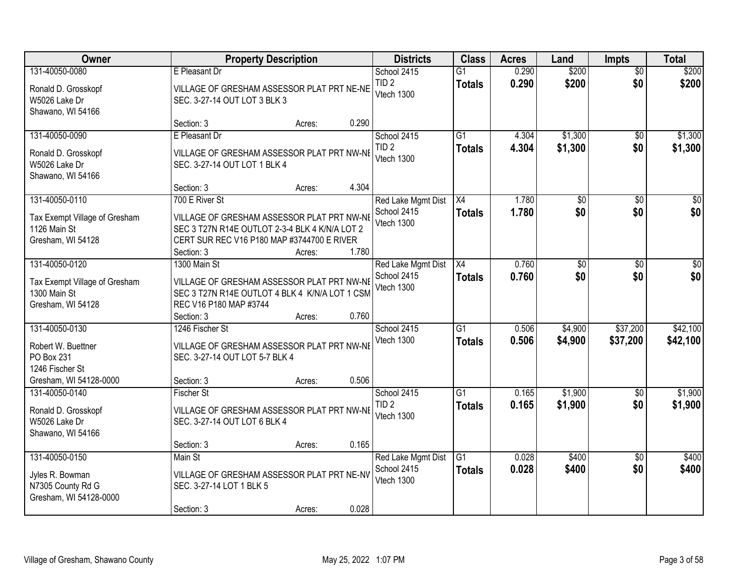| Owner | Property Description | Districts | Class | Acres | Land | Impts | Total |
|---|---|---|---|---|---|---|---|
| 131-40050-0080<br><br>Ronald D. Grosskopf<br>W5026 Lake Dr<br>Shawano, WI 54166 | E Pleasant Dr<br><br>VILLAGE OF GRESHAM ASSESSOR PLAT PRT NE-NE SEC. 3-27-14 OUT LOT 3 BLK 3<br><br>Section: 3 Acres: 0.290 | School 2415<br>TID 2<br>Vtech 1300 | G1<br>**Totals** | 0.290<br>**0.290** | $200<br>**$200** | $0<br>**$0** | $200<br>**$200** |
| 131-40050-0090<br><br>Ronald D. Grosskopf<br>W5026 Lake Dr<br>Shawano, WI 54166 | E Pleasant Dr<br><br>VILLAGE OF GRESHAM ASSESSOR PLAT PRT NW-NE SEC. 3-27-14 OUT LOT 1 BLK 4<br><br>Section: 3 Acres: 4.304 | School 2415<br>TID 2<br>Vtech 1300 | G1<br>**Totals** | 4.304<br>**4.304** | $1,300<br>**$1,300** | $0<br>**$0** | $1,300<br>**$1,300** |
| 131-40050-0110<br><br>Tax Exempt Village of Gresham<br>1126 Main St<br>Gresham, WI 54128 | 700 E River St<br><br>VILLAGE OF GRESHAM ASSESSOR PLAT PRT NW-NE SEC 3 T27N R14E OUTLOT 2-3-4 BLK 4 K/N/A LOT 2 CERT SUR REC V16 P180 MAP #3744700 E RIVER<br>Section: 3 Acres: 1.780 | Red Lake Mgmt Dist<br>School 2415<br>Vtech 1300 | X4<br>**Totals** | 1.780<br>**1.780** | $0<br>**$0** | $0<br>**$0** | $0<br>**$0** |
| 131-40050-0120<br><br>Tax Exempt Village of Gresham<br>1300 Main St<br>Gresham, WI 54128 | 1300 Main St<br><br>VILLAGE OF GRESHAM ASSESSOR PLAT PRT NW-NE SEC 3 T27N R14E OUTLOT 4 BLK 4 K/N/A LOT 1 CSM REC V16 P180 MAP #3744<br>Section: 3 Acres: 0.760 | Red Lake Mgmt Dist<br>School 2415<br>Vtech 1300 | X4<br>**Totals** | 0.760<br>**0.760** | $0<br>**$0** | $0<br>**$0** | $0<br>**$0** |
| 131-40050-0130<br><br>Robert W. Buettner<br>PO Box 231<br>1246 Fischer St<br>Gresham, WI 54128-0000 | 1246 Fischer St<br><br>VILLAGE OF GRESHAM ASSESSOR PLAT PRT NW-NE SEC. 3-27-14 OUT LOT 5-7 BLK 4<br><br>Section: 3 Acres: 0.506 | School 2415<br>Vtech 1300 | G1<br>**Totals** | 0.506<br>**0.506** | $4,900<br>**$4,900** | $37,200<br>**$37,200** | $42,100<br>**$42,100** |
| 131-40050-0140<br><br>Ronald D. Grosskopf<br>W5026 Lake Dr<br>Shawano, WI 54166 | Fischer St<br><br>VILLAGE OF GRESHAM ASSESSOR PLAT PRT NW-NE SEC. 3-27-14 OUT LOT 6 BLK 4<br><br>Section: 3 Acres: 0.165 | School 2415<br>TID 2<br>Vtech 1300 | G1<br>**Totals** | 0.165<br>**0.165** | $1,900<br>**$1,900** | $0<br>**$0** | $1,900<br>**$1,900** |
| 131-40050-0150<br><br>Jyles R. Bowman<br>N7305 County Rd G<br>Gresham, WI 54128-0000 | Main St<br><br>VILLAGE OF GRESHAM ASSESSOR PLAT PRT NE-NW SEC. 3-27-14 LOT 1 BLK 5<br><br>Section: 3 Acres: 0.028 | Red Lake Mgmt Dist<br>School 2415<br>Vtech 1300 | G1<br>**Totals** | 0.028<br>**0.028** | $400<br>**$400** | $0<br>**$0** | $400<br>**$400** |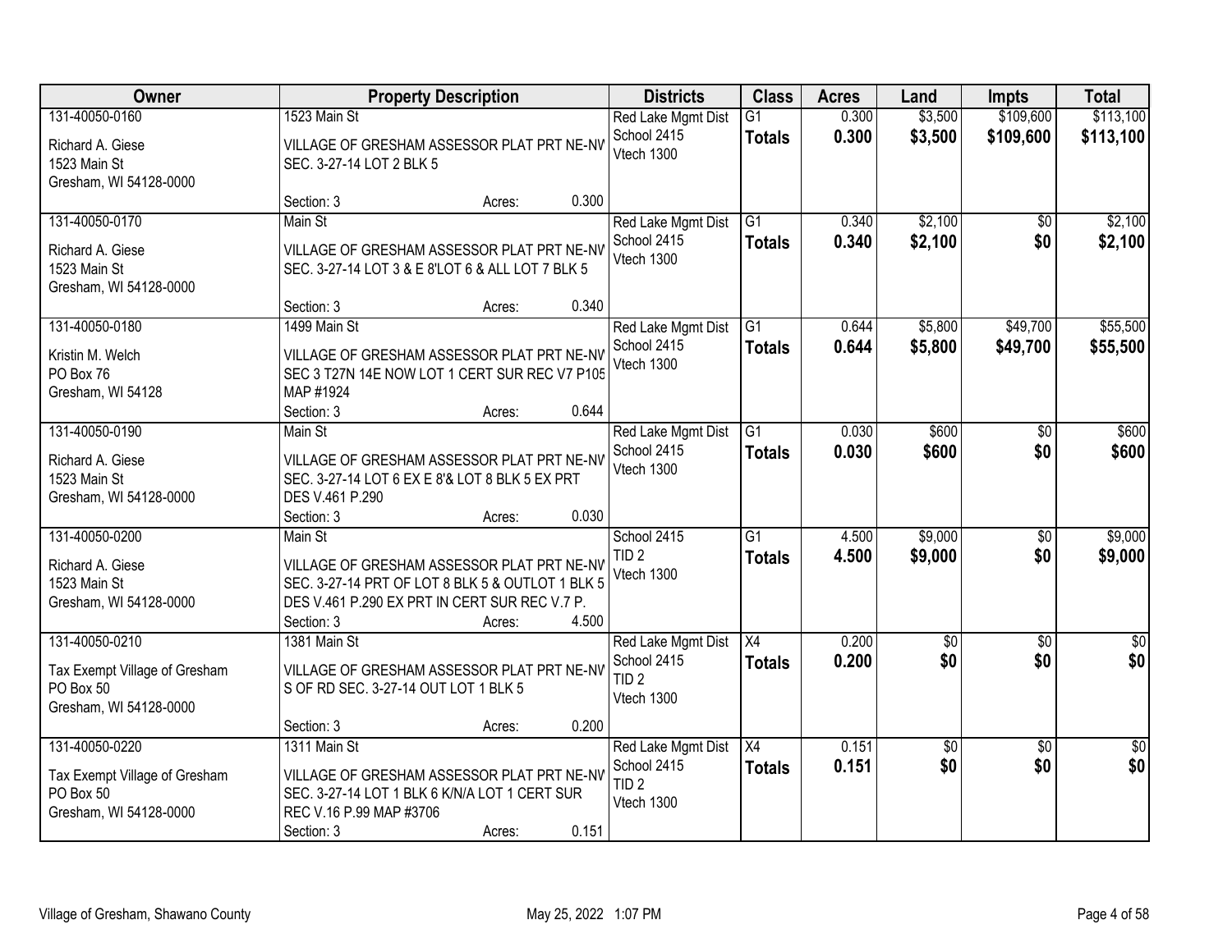| Owner | Property Description | Districts | Class | Acres | Land | Impts | Total |
|---|---|---|---|---|---|---|---|
| 131-40050-0160<br>Richard A. Giese<br>1523 Main St<br>Gresham, WI 54128-0000 | 1523 Main St<br>VILLAGE OF GRESHAM ASSESSOR PLAT PRT NE-NV SEC. 3-27-14 LOT 2 BLK 5<br>Section: 3 Acres: 0.300 | Red Lake Mgmt Dist<br>School 2415<br>Vtech 1300 | G1<br>**Totals** | 0.300<br>**0.300** | $3,500<br>**$3,500** | $109,600<br>**$109,600** | $113,100<br>**$113,100** |
| 131-40050-0170<br>Richard A. Giese<br>1523 Main St<br>Gresham, WI 54128-0000 | Main St<br>VILLAGE OF GRESHAM ASSESSOR PLAT PRT NE-NV SEC. 3-27-14 LOT 3 & E 8'LOT 6 & ALL LOT 7 BLK 5<br>Section: 3 Acres: 0.340 | Red Lake Mgmt Dist<br>School 2415<br>Vtech 1300 | G1<br>**Totals** | 0.340<br>**0.340** | $2,100<br>**$2,100** | $0<br>**$0** | $2,100<br>**$2,100** |
| 131-40050-0180<br>Kristin M. Welch<br>PO Box 76<br>Gresham, WI 54128 | 1499 Main St<br>VILLAGE OF GRESHAM ASSESSOR PLAT PRT NE-NV SEC 3 T27N 14E NOW LOT 1 CERT SUR REC V7 P105 MAP #1924<br>Section: 3 Acres: 0.644 | Red Lake Mgmt Dist<br>School 2415<br>Vtech 1300 | G1<br>**Totals** | 0.644<br>**0.644** | $5,800<br>**$5,800** | $49,700<br>**$49,700** | $55,500<br>**$55,500** |
| 131-40050-0190<br>Richard A. Giese<br>1523 Main St<br>Gresham, WI 54128-0000 | Main St<br>VILLAGE OF GRESHAM ASSESSOR PLAT PRT NE-NV SEC. 3-27-14 LOT 6 EX E 8'& LOT 8 BLK 5 EX PRT DES V.461 P.290<br>Section: 3 Acres: 0.030 | Red Lake Mgmt Dist<br>School 2415<br>Vtech 1300 | G1<br>**Totals** | 0.030<br>**0.030** | $600<br>**$600** | $0<br>**$0** | $600<br>**$600** |
| 131-40050-0200<br>Richard A. Giese<br>1523 Main St<br>Gresham, WI 54128-0000 | Main St<br>VILLAGE OF GRESHAM ASSESSOR PLAT PRT NE-NV SEC. 3-27-14 PRT OF LOT 8 BLK 5 & OUTLOT 1 BLK 5 DES V.461 P.290 EX PRT IN CERT SUR REC V.7 P.<br>Section: 3 Acres: 4.500 | School 2415<br>TID 2<br>Vtech 1300 | G1<br>**Totals** | 4.500<br>**4.500** | $9,000<br>**$9,000** | $0<br>**$0** | $9,000<br>**$9,000** |
| 131-40050-0210<br>Tax Exempt Village of Gresham<br>PO Box 50<br>Gresham, WI 54128-0000 | 1381 Main St<br>VILLAGE OF GRESHAM ASSESSOR PLAT PRT NE-NV S OF RD SEC. 3-27-14 OUT LOT 1 BLK 5<br>Section: 3 Acres: 0.200 | Red Lake Mgmt Dist<br>School 2415<br>TID 2<br>Vtech 1300 | X4<br>**Totals** | 0.200<br>**0.200** | $0<br>**$0** | $0<br>**$0** | $0<br>**$0** |
| 131-40050-0220<br>Tax Exempt Village of Gresham<br>PO Box 50<br>Gresham, WI 54128-0000 | 1311 Main St<br>VILLAGE OF GRESHAM ASSESSOR PLAT PRT NE-NV SEC. 3-27-14 LOT 1 BLK 6 K/N/A LOT 1 CERT SUR REC V.16 P.99 MAP #3706<br>Section: 3 Acres: 0.151 | Red Lake Mgmt Dist<br>School 2415<br>TID 2<br>Vtech 1300 | X4<br>**Totals** | 0.151<br>**0.151** | $0<br>**$0** | $0<br>**$0** | $0<br>**$0** |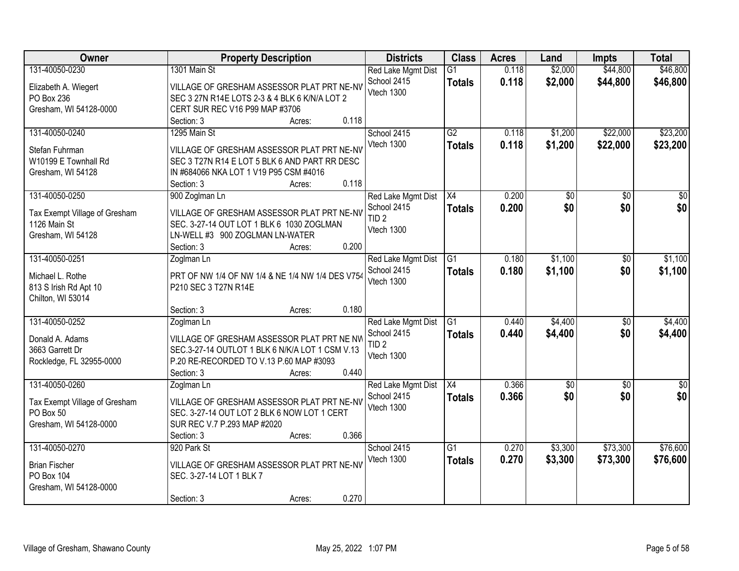| Owner | Property Description | Districts | Class | Acres | Land | Impts | Total |
|---|---|---|---|---|---|---|---|
| 131-40050-0230<br>Elizabeth A. Wiegert<br>PO Box 236<br>Gresham, WI 54128-0000 | 1301 Main St<br>VILLAGE OF GRESHAM ASSESSOR PLAT PRT NE-NV SEC 3 27N R14E LOTS 2-3 & 4 BLK 6 K/N/A LOT 2 CERT SUR REC V16 P99 MAP #3706<br>Section: 3 Acres: 0.118 | Red Lake Mgmt Dist<br>School 2415<br>Vtech 1300 | G1<br>**Totals** | 0.118<br>**0.118** | $2,000<br>**$2,000** | $44,800<br>**$44,800** | $46,800<br>**$46,800** |
| 131-40050-0240<br>Stefan Fuhrman<br>W10199 E Townhall Rd<br>Gresham, WI 54128 | 1295 Main St<br>VILLAGE OF GRESHAM ASSESSOR PLAT PRT NE-NV SEC 3 T27N R14 E LOT 5 BLK 6 AND PART RR DESC IN #684066 NKA LOT 1 V19 P95 CSM #4016<br>Section: 3 Acres: 0.118 | School 2415<br>Vtech 1300 | G2<br>**Totals** | 0.118<br>**0.118** | $1,200<br>**$1,200** | $22,000<br>**$22,000** | $23,200<br>**$23,200** |
| 131-40050-0250<br>Tax Exempt Village of Gresham<br>1126 Main St<br>Gresham, WI 54128 | 900 Zoglman Ln<br>VILLAGE OF GRESHAM ASSESSOR PLAT PRT NE-NV SEC. 3-27-14 OUT LOT 1 BLK 6 1030 ZOGLMAN LN-WELL #3 900 ZOGLMAN LN-WATER<br>Section: 3 Acres: 0.200 | Red Lake Mgmt Dist<br>School 2415<br>TID 2<br>Vtech 1300 | X4<br>**Totals** | 0.200<br>**0.200** | $0<br>**$0** | $0<br>**$0** | $0<br>**$0** |
| 131-40050-0251<br>Michael L. Rothe<br>813 S Irish Rd Apt 10<br>Chilton, WI 53014 | Zoglman Ln<br>PRT OF NW 1/4 OF NW 1/4 & NE 1/4 NW 1/4 DES V754 P210 SEC 3 T27N R14E<br>Section: 3 Acres: 0.180 | Red Lake Mgmt Dist<br>School 2415<br>Vtech 1300 | G1<br>**Totals** | 0.180<br>**0.180** | $1,100<br>**$1,100** | $0<br>**$0** | $1,100<br>**$1,100** |
| 131-40050-0252<br>Donald A. Adams<br>3663 Garrett Dr<br>Rockledge, FL 32955-0000 | Zoglman Ln<br>VILLAGE OF GRESHAM ASSESSOR PLAT PRT NE NV SEC.3-27-14 OUTLOT 1 BLK 6 N/K/A LOT 1 CSM V.13 P.20 RE-RECORDED TO V.13 P.60 MAP #3093<br>Section: 3 Acres: 0.440 | Red Lake Mgmt Dist<br>School 2415<br>TID 2<br>Vtech 1300 | G1<br>**Totals** | 0.440<br>**0.440** | $4,400<br>**$4,400** | $0<br>**$0** | $4,400<br>**$4,400** |
| 131-40050-0260<br>Tax Exempt Village of Gresham<br>PO Box 50<br>Gresham, WI 54128-0000 | Zoglman Ln<br>VILLAGE OF GRESHAM ASSESSOR PLAT PRT NE-NV SEC. 3-27-14 OUT LOT 2 BLK 6 NOW LOT 1 CERT SUR REC V.7 P.293 MAP #2020<br>Section: 3 Acres: 0.366 | Red Lake Mgmt Dist<br>School 2415<br>Vtech 1300 | X4<br>**Totals** | 0.366<br>**0.366** | $0<br>**$0** | $0<br>**$0** | $0<br>**$0** |
| 131-40050-0270<br>Brian Fischer<br>PO Box 104<br>Gresham, WI 54128-0000 | 920 Park St<br>VILLAGE OF GRESHAM ASSESSOR PLAT PRT NE-NV SEC. 3-27-14 LOT 1 BLK 7<br>Section: 3 Acres: 0.270 | School 2415<br>Vtech 1300 | G1<br>**Totals** | 0.270<br>**0.270** | $3,300<br>**$3,300** | $73,300<br>**$73,300** | $76,600<br>**$76,600** |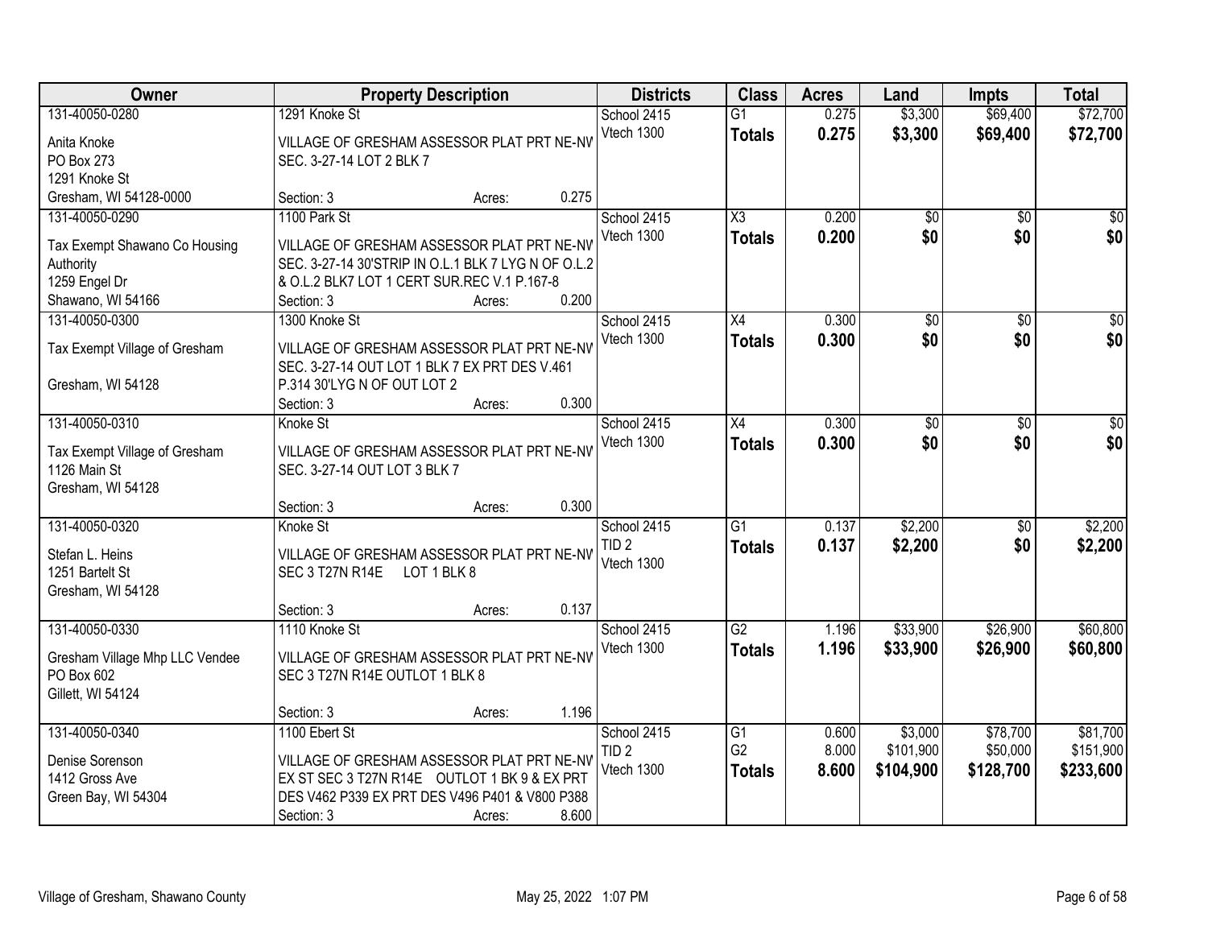| Owner | Property Description | Districts | Class | Acres | Land | Impts | Total |
|---|---|---|---|---|---|---|---|
| 131-40050-0280<br>Anita Knoke<br>PO Box 273<br>1291 Knoke St<br>Gresham, WI 54128-0000 | 1291 Knoke St<br>VILLAGE OF GRESHAM ASSESSOR PLAT PRT NE-NW SEC. 3-27-14 LOT 2 BLK 7<br>Section: 3 Acres: 0.275 | School 2415<br>Vtech 1300 | G1<br>**Totals** | 0.275<br>**0.275** | $3,300<br>**$3,300** | $69,400<br>**$69,400** | $72,700<br>**$72,700** |
| 131-40050-0290<br>Tax Exempt Shawano Co Housing Authority<br>1259 Engel Dr<br>Shawano, WI 54166 | 1100 Park St<br>VILLAGE OF GRESHAM ASSESSOR PLAT PRT NE-NW SEC. 3-27-14 30'STRIP IN O.L.1 BLK 7 LYG N OF O.L.2 & O.L.2 BLK7 LOT 1 CERT SUR.REC V.1 P.167-8<br>Section: 3 Acres: 0.200 | School 2415<br>Vtech 1300 | X3<br>**Totals** | 0.200<br>**0.200** | $0<br>**$0** | $0<br>**$0** | $0<br>**$0** |
| 131-40050-0300<br>Tax Exempt Village of Gresham<br><br>Gresham, WI 54128 | 1300 Knoke St<br>VILLAGE OF GRESHAM ASSESSOR PLAT PRT NE-NW SEC. 3-27-14 OUT LOT 1 BLK 7 EX PRT DES V.461 P.314 30'LYG N OF OUT LOT 2<br>Section: 3 Acres: 0.300 | School 2415<br>Vtech 1300 | X4<br>**Totals** | 0.300<br>**0.300** | $0<br>**$0** | $0<br>**$0** | $0<br>**$0** |
| 131-40050-0310<br>Tax Exempt Village of Gresham<br>1126 Main St<br>Gresham, WI 54128 | Knoke St<br>VILLAGE OF GRESHAM ASSESSOR PLAT PRT NE-NW SEC. 3-27-14 OUT LOT 3 BLK 7<br>Section: 3 Acres: 0.300 | School 2415<br>Vtech 1300 | X4<br>**Totals** | 0.300<br>**0.300** | $0<br>**$0** | $0<br>**$0** | $0<br>**$0** |
| 131-40050-0320<br>Stefan L. Heins<br>1251 Bartelt St<br>Gresham, WI 54128 | Knoke St<br>VILLAGE OF GRESHAM ASSESSOR PLAT PRT NE-NW SEC 3 T27N R14E LOT 1 BLK 8<br>Section: 3 Acres: 0.137 | School 2415<br>TID 2<br>Vtech 1300 | G1<br>**Totals** | 0.137<br>**0.137** | $2,200<br>**$2,200** | $0<br>**$0** | $2,200<br>**$2,200** |
| 131-40050-0330<br>Gresham Village Mhp LLC Vendee<br>PO Box 602<br>Gillett, WI 54124 | 1110 Knoke St<br>VILLAGE OF GRESHAM ASSESSOR PLAT PRT NE-NW SEC 3 T27N R14E OUTLOT 1 BLK 8<br>Section: 3 Acres: 1.196 | School 2415<br>Vtech 1300 | G2<br>**Totals** | 1.196<br>**1.196** | $33,900<br>**$33,900** | $26,900<br>**$26,900** | $60,800<br>**$60,800** |
| 131-40050-0340<br>Denise Sorenson<br>1412 Gross Ave<br>Green Bay, WI 54304 | 1100 Ebert St<br>VILLAGE OF GRESHAM ASSESSOR PLAT PRT NE-NW EX ST SEC 3 T27N R14E OUTLOT 1 BK 9 & EX PRT DES V462 P339 EX PRT DES V496 P401 & V800 P388<br>Section: 3 Acres: 8.600 | School 2415<br>TID 2<br>Vtech 1300 | G1<br>G2<br>**Totals** | 0.600<br>8.000<br>**8.600** | $3,000<br>$101,900<br>**$104,900** | $78,700<br>$50,000<br>**$128,700** | $81,700<br>$151,900<br>**$233,600** |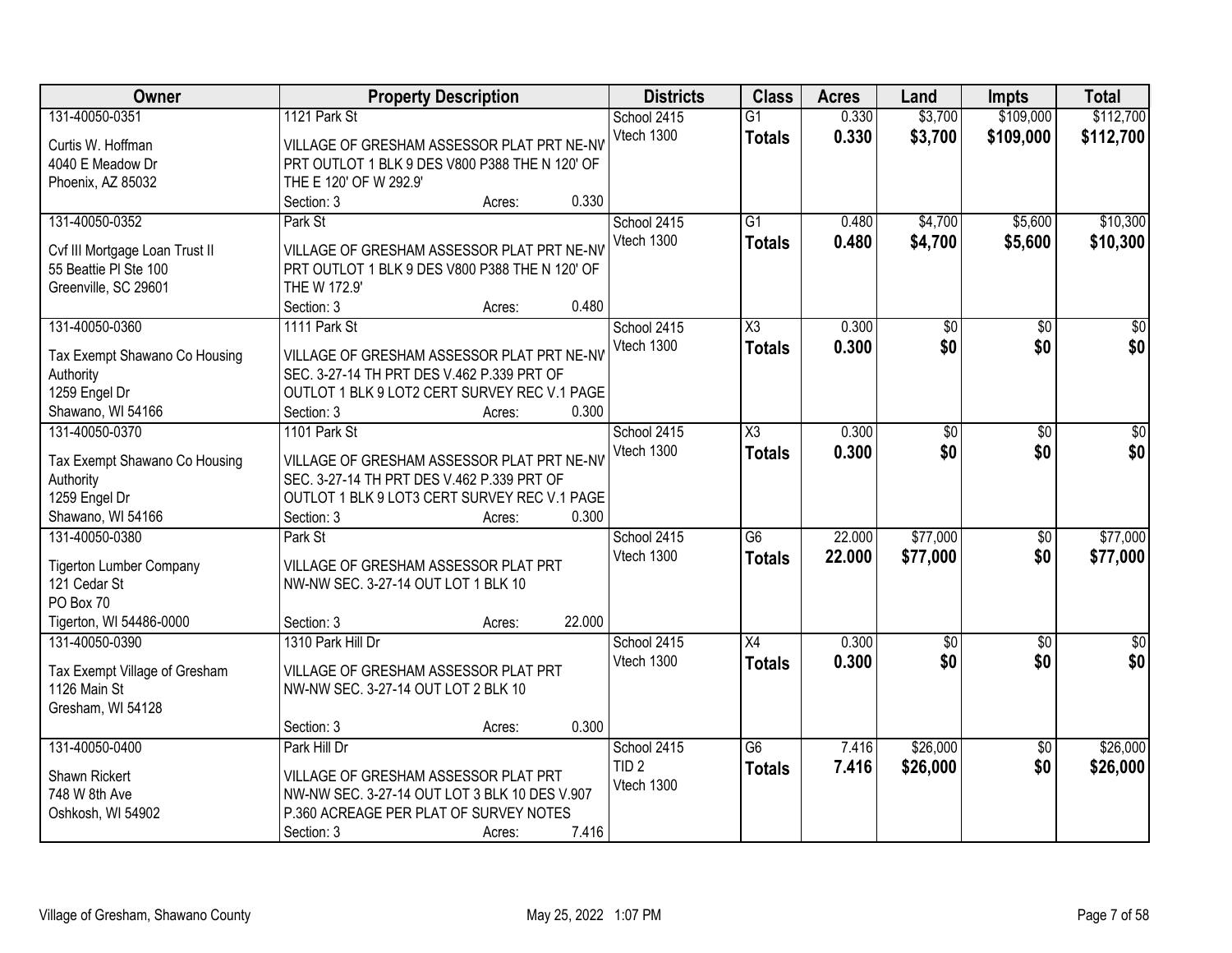| Owner | Property Description | Districts | Class | Acres | Land | Impts | Total |
|---|---|---|---|---|---|---|---|
| 131-40050-0351<br>Curtis W. Hoffman<br>4040 E Meadow Dr<br>Phoenix, AZ 85032 | 1121 Park St<br>VILLAGE OF GRESHAM ASSESSOR PLAT PRT NE-NW PRT OUTLOT 1 BLK 9 DES V800 P388 THE N 120' OF THE E 120' OF W 292.9'<br>Section: 3 Acres: 0.330 | School 2415<br>Vtech 1300 | G1<br>**Totals** | 0.330<br>**0.330** | $3,700<br>**$3,700** | $109,000<br>**$109,000** | $112,700<br>**$112,700** |
| 131-40050-0352<br>Cvf III Mortgage Loan Trust II<br>55 Beattie Pl Ste 100<br>Greenville, SC 29601 | Park St<br>VILLAGE OF GRESHAM ASSESSOR PLAT PRT NE-NW PRT OUTLOT 1 BLK 9 DES V800 P388 THE N 120' OF THE W 172.9'<br>Section: 3 Acres: 0.480 | School 2415<br>Vtech 1300 | G1<br>**Totals** | 0.480<br>**0.480** | $4,700<br>**$4,700** | $5,600<br>**$5,600** | $10,300<br>**$10,300** |
| 131-40050-0360<br>Tax Exempt Shawano Co Housing Authority<br>1259 Engel Dr<br>Shawano, WI 54166 | 1111 Park St<br>VILLAGE OF GRESHAM ASSESSOR PLAT PRT NE-NW SEC. 3-27-14 TH PRT DES V.462 P.339 PRT OF OUTLOT 1 BLK 9 LOT2 CERT SURVEY REC V.1 PAGE<br>Section: 3 Acres: 0.300 | School 2415<br>Vtech 1300 | X3<br>**Totals** | 0.300<br>**0.300** | $0<br>**$0** | $0<br>**$0** | $0<br>**$0** |
| 131-40050-0370<br>Tax Exempt Shawano Co Housing Authority<br>1259 Engel Dr<br>Shawano, WI 54166 | 1101 Park St<br>VILLAGE OF GRESHAM ASSESSOR PLAT PRT NE-NW SEC. 3-27-14 TH PRT DES V.462 P.339 PRT OF OUTLOT 1 BLK 9 LOT3 CERT SURVEY REC V.1 PAGE<br>Section: 3 Acres: 0.300 | School 2415<br>Vtech 1300 | X3<br>**Totals** | 0.300<br>**0.300** | $0<br>**$0** | $0<br>**$0** | $0<br>**$0** |
| 131-40050-0380<br>Tigerton Lumber Company<br>121 Cedar St<br>PO Box 70<br>Tigerton, WI 54486-0000 | Park St<br>VILLAGE OF GRESHAM ASSESSOR PLAT PRT NW-NW SEC. 3-27-14 OUT LOT 1 BLK 10<br>Section: 3 Acres: 22.000 | School 2415<br>Vtech 1300 | G6<br>**Totals** | 22.000<br>**22.000** | $77,000<br>**$77,000** | $0<br>**$0** | $77,000<br>**$77,000** |
| 131-40050-0390<br>Tax Exempt Village of Gresham<br>1126 Main St<br>Gresham, WI 54128 | 1310 Park Hill Dr<br>VILLAGE OF GRESHAM ASSESSOR PLAT PRT NW-NW SEC. 3-27-14 OUT LOT 2 BLK 10<br>Section: 3 Acres: 0.300 | School 2415<br>Vtech 1300 | X4<br>**Totals** | 0.300<br>**0.300** | $0<br>**$0** | $0<br>**$0** | $0<br>**$0** |
| 131-40050-0400<br>Shawn Rickert<br>748 W 8th Ave<br>Oshkosh, WI 54902 | Park Hill Dr<br>VILLAGE OF GRESHAM ASSESSOR PLAT PRT NW-NW SEC. 3-27-14 OUT LOT 3 BLK 10 DES V.907 P.360 ACREAGE PER PLAT OF SURVEY NOTES<br>Section: 3 Acres: 7.416 | School 2415<br>TID 2<br>Vtech 1300 | G6<br>**Totals** | 7.416<br>**7.416** | $26,000<br>**$26,000** | $0<br>**$0** | $26,000<br>**$26,000** |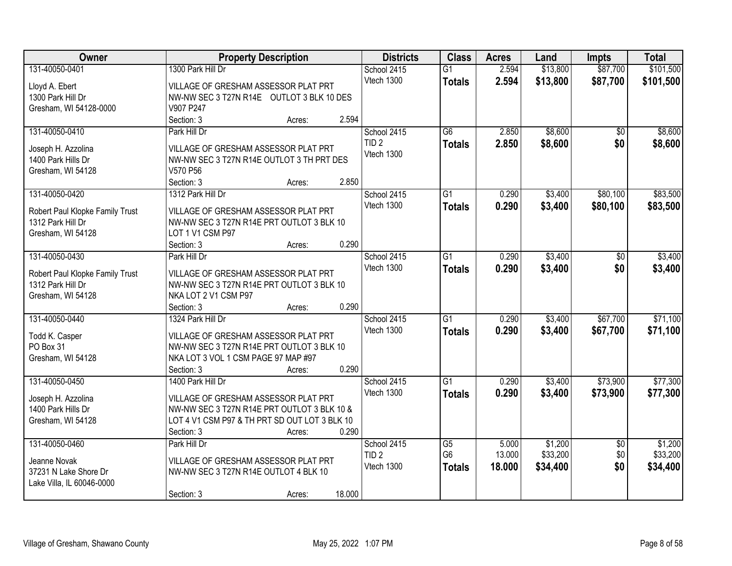| Owner | Property Description | Districts | Class | Acres | Land | Impts | Total |
|---|---|---|---|---|---|---|---|
| 131-40050-0401<br>Lloyd A. Ebert<br>1300 Park Hill Dr<br>Gresham, WI 54128-0000 | 1300 Park Hill Dr<br>VILLAGE OF GRESHAM ASSESSOR PLAT PRT NW-NW SEC 3 T27N R14E OUTLOT 3 BLK 10 DES V907 P247<br>Section: 3 Acres: 2.594 | School 2415<br>Vtech 1300 | G1<br>**Totals** | 2.594<br>**2.594** | $13,800<br>**$13,800** | $87,700<br>**$87,700** | $101,500<br>**$101,500** |
| 131-40050-0410<br>Joseph H. Azzolina<br>1400 Park Hills Dr<br>Gresham, WI 54128 | Park Hill Dr<br>VILLAGE OF GRESHAM ASSESSOR PLAT PRT NW-NW SEC 3 T27N R14E OUTLOT 3 TH PRT DES V570 P56<br>Section: 3 Acres: 2.850 | School 2415<br>TID 2<br>Vtech 1300 | G6<br>**Totals** | 2.850<br>**2.850** | $8,600<br>**$8,600** | $0<br>**$0** | $8,600<br>**$8,600** |
| 131-40050-0420<br>Robert Paul Klopke Family Trust<br>1312 Park Hill Dr<br>Gresham, WI 54128 | 1312 Park Hill Dr<br>VILLAGE OF GRESHAM ASSESSOR PLAT PRT NW-NW SEC 3 T27N R14E PRT OUTLOT 3 BLK 10 LOT 1 V1 CSM P97<br>Section: 3 Acres: 0.290 | School 2415<br>Vtech 1300 | G1<br>**Totals** | 0.290<br>**0.290** | $3,400<br>**$3,400** | $80,100<br>**$80,100** | $83,500<br>**$83,500** |
| 131-40050-0430<br>Robert Paul Klopke Family Trust<br>1312 Park Hill Dr<br>Gresham, WI 54128 | Park Hill Dr<br>VILLAGE OF GRESHAM ASSESSOR PLAT PRT NW-NW SEC 3 T27N R14E PRT OUTLOT 3 BLK 10 NKA LOT 2 V1 CSM P97<br>Section: 3 Acres: 0.290 | School 2415<br>Vtech 1300 | G1<br>**Totals** | 0.290<br>**0.290** | $3,400<br>**$3,400** | $0<br>**$0** | $3,400<br>**$3,400** |
| 131-40050-0440<br>Todd K. Casper<br>PO Box 31<br>Gresham, WI 54128 | 1324 Park Hill Dr<br>VILLAGE OF GRESHAM ASSESSOR PLAT PRT NW-NW SEC 3 T27N R14E PRT OUTLOT 3 BLK 10 NKA LOT 3 VOL 1 CSM PAGE 97 MAP #97<br>Section: 3 Acres: 0.290 | School 2415<br>Vtech 1300 | G1<br>**Totals** | 0.290<br>**0.290** | $3,400<br>**$3,400** | $67,700<br>**$67,700** | $71,100<br>**$71,100** |
| 131-40050-0450<br>Joseph H. Azzolina<br>1400 Park Hills Dr<br>Gresham, WI 54128 | 1400 Park Hill Dr<br>VILLAGE OF GRESHAM ASSESSOR PLAT PRT NW-NW SEC 3 T27N R14E PRT OUTLOT 3 BLK 10 & LOT 4 V1 CSM P97 & TH PRT SD OUT LOT 3 BLK 10<br>Section: 3 Acres: 0.290 | School 2415<br>Vtech 1300 | G1<br>**Totals** | 0.290<br>**0.290** | $3,400<br>**$3,400** | $73,900<br>**$73,900** | $77,300<br>**$77,300** |
| 131-40050-0460<br>Jeanne Novak<br>37231 N Lake Shore Dr<br>Lake Villa, IL 60046-0000 | Park Hill Dr<br>VILLAGE OF GRESHAM ASSESSOR PLAT PRT NW-NW SEC 3 T27N R14E OUTLOT 4 BLK 10<br>Section: 3 Acres: 18.000 | School 2415<br>TID 2<br>Vtech 1300 | G5<br>G6<br>**Totals** | 5.000<br>13.000<br>**18.000** | $1,200<br>$33,200<br>**$34,400** | $0<br>$0<br>**$0** | $1,200<br>$33,200<br>**$34,400** |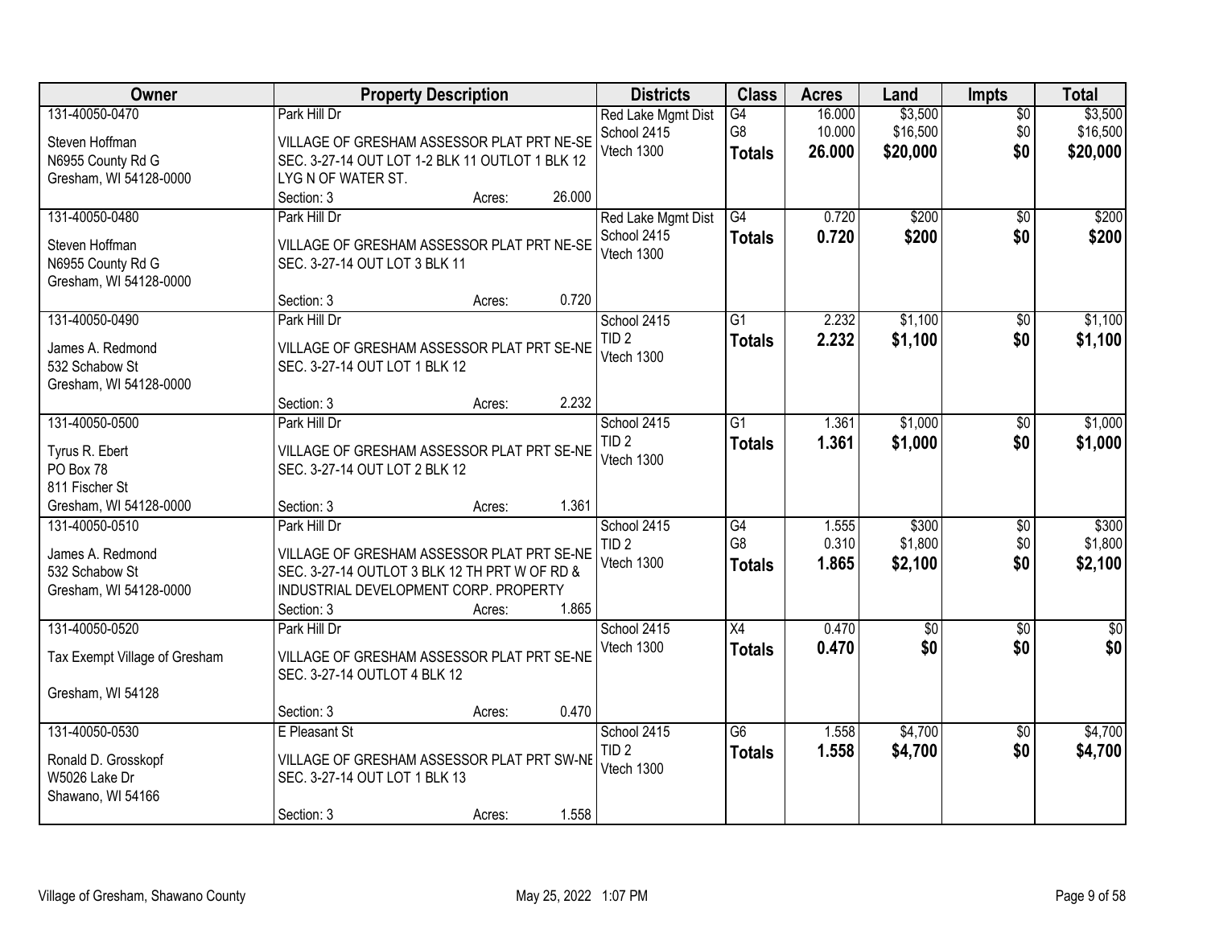| Owner | Property Description | Districts | Class | Acres | Land | Impts | Total |
|---|---|---|---|---|---|---|---|
| 131-40050-0470<br>Steven Hoffman<br>N6955 County Rd G<br>Gresham, WI 54128-0000 | Park Hill Dr<br>VILLAGE OF GRESHAM ASSESSOR PLAT PRT NE-SE SEC. 3-27-14 OUT LOT 1-2 BLK 11 OUTLOT 1 BLK 12 LYG N OF WATER ST.<br>Section: 3 Acres: 26.000 | Red Lake Mgmt Dist<br>School 2415<br>Vtech 1300 | G4<br>G8<br>**Totals** | 16.000<br>10.000<br>**26.000** | $3,500<br>$16,500<br>**$20,000** | $0<br>$0<br>**$0** | $3,500<br>$16,500<br>**$20,000** |
| 131-40050-0480<br>Steven Hoffman<br>N6955 County Rd G<br>Gresham, WI 54128-0000 | Park Hill Dr<br>VILLAGE OF GRESHAM ASSESSOR PLAT PRT NE-SE SEC. 3-27-14 OUT LOT 3 BLK 11<br>Section: 3 Acres: 0.720 | Red Lake Mgmt Dist<br>School 2415<br>Vtech 1300 | G4<br>**Totals** | 0.720<br>**0.720** | $200<br>**$200** | $0<br>**$0** | $200<br>**$200** |
| 131-40050-0490<br>James A. Redmond<br>532 Schabow St<br>Gresham, WI 54128-0000 | Park Hill Dr<br>VILLAGE OF GRESHAM ASSESSOR PLAT PRT SE-NE SEC. 3-27-14 OUT LOT 1 BLK 12<br>Section: 3 Acres: 2.232 | School 2415<br>TID 2<br>Vtech 1300 | G1<br>**Totals** | 2.232<br>**2.232** | $1,100<br>**$1,100** | $0<br>**$0** | $1,100<br>**$1,100** |
| 131-40050-0500<br>Tyrus R. Ebert<br>PO Box 78<br>811 Fischer St<br>Gresham, WI 54128-0000 | Park Hill Dr<br>VILLAGE OF GRESHAM ASSESSOR PLAT PRT SE-NE SEC. 3-27-14 OUT LOT 2 BLK 12<br>Section: 3 Acres: 1.361 | School 2415<br>TID 2<br>Vtech 1300 | G1<br>**Totals** | 1.361<br>**1.361** | $1,000<br>**$1,000** | $0<br>**$0** | $1,000<br>**$1,000** |
| 131-40050-0510<br>James A. Redmond<br>532 Schabow St<br>Gresham, WI 54128-0000 | Park Hill Dr<br>VILLAGE OF GRESHAM ASSESSOR PLAT PRT SE-NE SEC. 3-27-14 OUTLOT 3 BLK 12 TH PRT W OF RD & INDUSTRIAL DEVELOPMENT CORP. PROPERTY<br>Section: 3 Acres: 1.865 | School 2415<br>TID 2<br>Vtech 1300 | G4<br>G8<br>**Totals** | 1.555<br>0.310<br>**1.865** | $300<br>$1,800<br>**$2,100** | $0<br>$0<br>**$0** | $300<br>$1,800<br>**$2,100** |
| 131-40050-0520<br>Tax Exempt Village of Gresham<br>Gresham, WI 54128 | Park Hill Dr<br>VILLAGE OF GRESHAM ASSESSOR PLAT PRT SE-NE SEC. 3-27-14 OUTLOT 4 BLK 12<br>Section: 3 Acres: 0.470 | School 2415<br>Vtech 1300 | X4<br>**Totals** | 0.470<br>**0.470** | $0<br>**$0** | $0<br>**$0** | $0<br>**$0** |
| 131-40050-0530<br>Ronald D. Grosskopf<br>W5026 Lake Dr<br>Shawano, WI 54166 | E Pleasant St<br>VILLAGE OF GRESHAM ASSESSOR PLAT PRT SW-NE SEC. 3-27-14 OUT LOT 1 BLK 13<br>Section: 3 Acres: 1.558 | School 2415<br>TID 2<br>Vtech 1300 | G6<br>**Totals** | 1.558<br>**1.558** | $4,700<br>**$4,700** | $0<br>**$0** | $4,700<br>**$4,700** |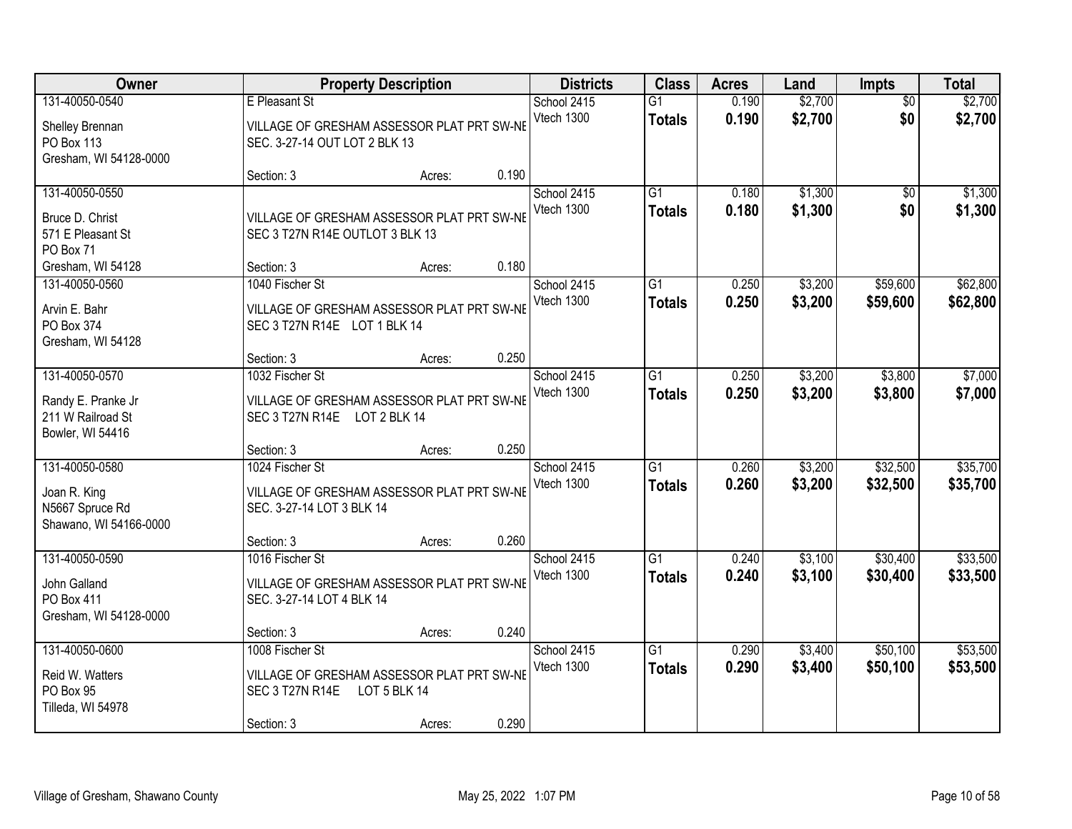| Owner | Property Description | Districts | Class | Acres | Land | Impts | Total |
|---|---|---|---|---|---|---|---|
| 131-40050-0540<br>Shelley Brennan<br>PO Box 113<br>Gresham, WI 54128-0000 | E Pleasant St<br>VILLAGE OF GRESHAM ASSESSOR PLAT PRT SW-NE SEC. 3-27-14 OUT LOT 2 BLK 13<br>Section: 3 Acres: 0.190 | School 2415<br>Vtech 1300 | G1<br>**Totals** | 0.190<br>**0.190** | $2,700<br>**$2,700** | $0<br>**$0** | $2,700<br>**$2,700** |
| 131-40050-0550<br>Bruce D. Christ<br>571 E Pleasant St<br>PO Box 71<br>Gresham, WI 54128 | VILLAGE OF GRESHAM ASSESSOR PLAT PRT SW-NE SEC 3 T27N R14E OUTLOT 3 BLK 13<br>Section: 3 Acres: 0.180 | School 2415<br>Vtech 1300 | G1<br>**Totals** | 0.180<br>**0.180** | $1,300<br>**$1,300** | $0<br>**$0** | $1,300<br>**$1,300** |
| 131-40050-0560<br>Arvin E. Bahr<br>PO Box 374<br>Gresham, WI 54128 | 1040 Fischer St<br>VILLAGE OF GRESHAM ASSESSOR PLAT PRT SW-NE SEC 3 T27N R14E LOT 1 BLK 14<br>Section: 3 Acres: 0.250 | School 2415<br>Vtech 1300 | G1<br>**Totals** | 0.250<br>**0.250** | $3,200<br>**$3,200** | $59,600<br>**$59,600** | $62,800<br>**$62,800** |
| 131-40050-0570<br>Randy E. Pranke Jr<br>211 W Railroad St<br>Bowler, WI 54416 | 1032 Fischer St<br>VILLAGE OF GRESHAM ASSESSOR PLAT PRT SW-NE SEC 3 T27N R14E LOT 2 BLK 14<br>Section: 3 Acres: 0.250 | School 2415<br>Vtech 1300 | G1<br>**Totals** | 0.250<br>**0.250** | $3,200<br>**$3,200** | $3,800<br>**$3,800** | $7,000<br>**$7,000** |
| 131-40050-0580<br>Joan R. King<br>N5667 Spruce Rd<br>Shawano, WI 54166-0000 | 1024 Fischer St<br>VILLAGE OF GRESHAM ASSESSOR PLAT PRT SW-NE SEC. 3-27-14 LOT 3 BLK 14<br>Section: 3 Acres: 0.260 | School 2415<br>Vtech 1300 | G1<br>**Totals** | 0.260<br>**0.260** | $3,200<br>**$3,200** | $32,500<br>**$32,500** | $35,700<br>**$35,700** |
| 131-40050-0590<br>John Galland<br>PO Box 411<br>Gresham, WI 54128-0000 | 1016 Fischer St<br>VILLAGE OF GRESHAM ASSESSOR PLAT PRT SW-NE SEC. 3-27-14 LOT 4 BLK 14<br>Section: 3 Acres: 0.240 | School 2415<br>Vtech 1300 | G1<br>**Totals** | 0.240<br>**0.240** | $3,100<br>**$3,100** | $30,400<br>**$30,400** | $33,500<br>**$33,500** |
| 131-40050-0600<br>Reid W. Watters<br>PO Box 95<br>Tilleda, WI 54978 | 1008 Fischer St<br>VILLAGE OF GRESHAM ASSESSOR PLAT PRT SW-NE SEC 3 T27N R14E LOT 5 BLK 14<br>Section: 3 Acres: 0.290 | School 2415<br>Vtech 1300 | G1<br>**Totals** | 0.290<br>**0.290** | $3,400<br>**$3,400** | $50,100<br>**$50,100** | $53,500<br>**$53,500** |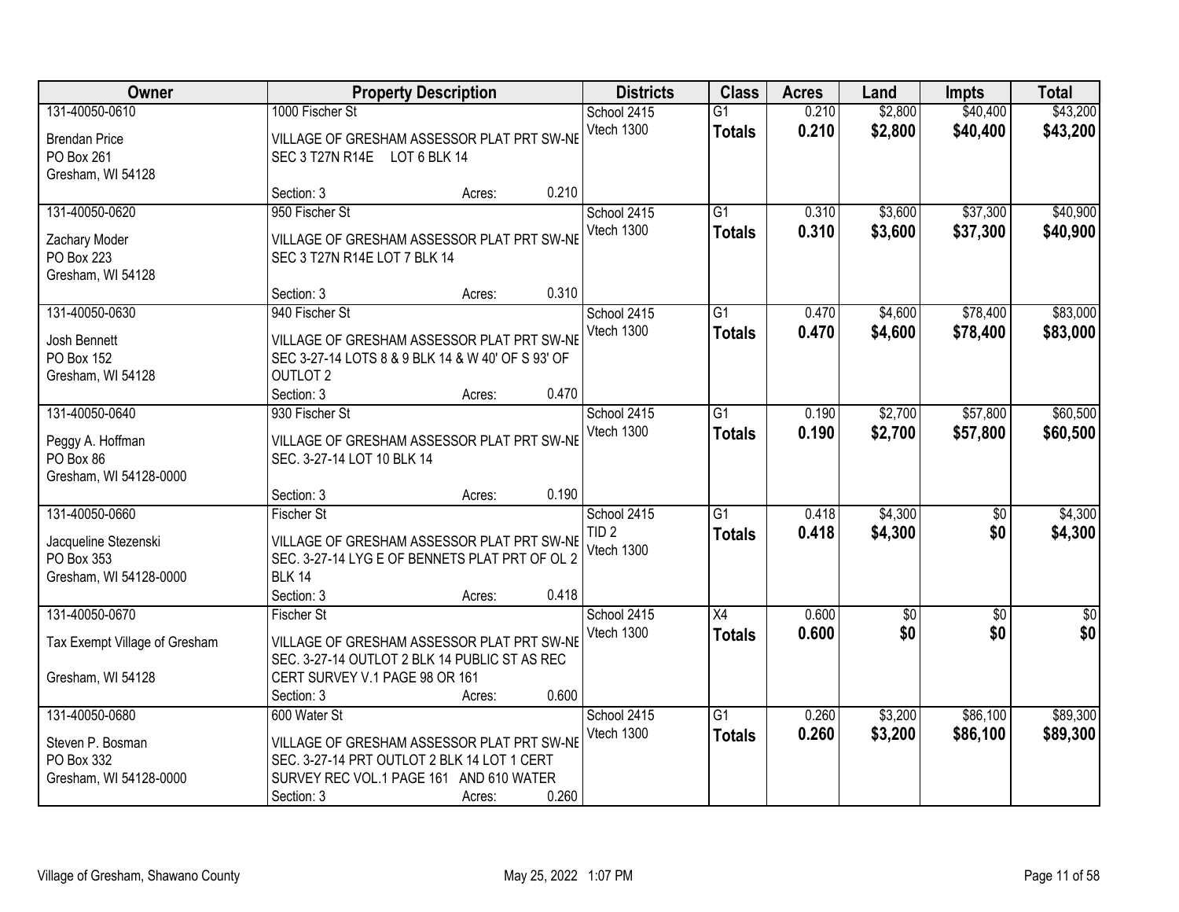| Owner | Property Description | Districts | Class | Acres | Land | Impts | Total |
|---|---|---|---|---|---|---|---|
| 131-40050-0610<br>Brendan Price<br>PO Box 261<br>Gresham, WI 54128 | 1000 Fischer St<br>VILLAGE OF GRESHAM ASSESSOR PLAT PRT SW-NE SEC 3 T27N R14E LOT 6 BLK 14<br>Section: 3 Acres: 0.210 | School 2415<br>Vtech 1300 | G1<br>**Totals** | 0.210<br>**0.210** | $2,800<br>**$2,800** | $40,400<br>**$40,400** | $43,200<br>**$43,200** |
| 131-40050-0620<br>Zachary Moder<br>PO Box 223<br>Gresham, WI 54128 | 950 Fischer St<br>VILLAGE OF GRESHAM ASSESSOR PLAT PRT SW-NE SEC 3 T27N R14E LOT 7 BLK 14<br>Section: 3 Acres: 0.310 | School 2415<br>Vtech 1300 | G1<br>**Totals** | 0.310<br>**0.310** | $3,600<br>**$3,600** | $37,300<br>**$37,300** | $40,900<br>**$40,900** |
| 131-40050-0630<br>Josh Bennett<br>PO Box 152<br>Gresham, WI 54128 | 940 Fischer St<br>VILLAGE OF GRESHAM ASSESSOR PLAT PRT SW-NE SEC 3-27-14 LOTS 8 & 9 BLK 14 & W 40' OF S 93' OF OUTLOT 2<br>Section: 3 Acres: 0.470 | School 2415<br>Vtech 1300 | G1<br>**Totals** | 0.470<br>**0.470** | $4,600<br>**$4,600** | $78,400<br>**$78,400** | $83,000<br>**$83,000** |
| 131-40050-0640<br>Peggy A. Hoffman<br>PO Box 86<br>Gresham, WI 54128-0000 | 930 Fischer St<br>VILLAGE OF GRESHAM ASSESSOR PLAT PRT SW-NE SEC. 3-27-14 LOT 10 BLK 14<br>Section: 3 Acres: 0.190 | School 2415<br>Vtech 1300 | G1<br>**Totals** | 0.190<br>**0.190** | $2,700<br>**$2,700** | $57,800<br>**$57,800** | $60,500<br>**$60,500** |
| 131-40050-0660<br>Jacqueline Stezenski<br>PO Box 353<br>Gresham, WI 54128-0000 | Fischer St<br>VILLAGE OF GRESHAM ASSESSOR PLAT PRT SW-NE SEC. 3-27-14 LYG E OF BENNETS PLAT PRT OF OL 2 BLK 14<br>Section: 3 Acres: 0.418 | School 2415<br>TID 2<br>Vtech 1300 | G1<br>**Totals** | 0.418<br>**0.418** | $4,300<br>**$4,300** | $0<br>**$0** | $4,300<br>**$4,300** |
| 131-40050-0670<br>Tax Exempt Village of Gresham<br>Gresham, WI 54128 | Fischer St<br>VILLAGE OF GRESHAM ASSESSOR PLAT PRT SW-NE SEC. 3-27-14 OUTLOT 2 BLK 14 PUBLIC ST AS REC CERT SURVEY V.1 PAGE 98 OR 161<br>Section: 3 Acres: 0.600 | School 2415<br>Vtech 1300 | X4<br>**Totals** | 0.600<br>**0.600** | $0<br>**$0** | $0<br>**$0** | $0<br>**$0** |
| 131-40050-0680<br>Steven P. Bosman<br>PO Box 332<br>Gresham, WI 54128-0000 | 600 Water St<br>VILLAGE OF GRESHAM ASSESSOR PLAT PRT SW-NE SEC. 3-27-14 PRT OUTLOT 2 BLK 14 LOT 1 CERT SURVEY REC VOL.1 PAGE 161 AND 610 WATER<br>Section: 3 Acres: 0.260 | School 2415<br>Vtech 1300 | G1<br>**Totals** | 0.260<br>**0.260** | $3,200<br>**$3,200** | $86,100<br>**$86,100** | $89,300<br>**$89,300** |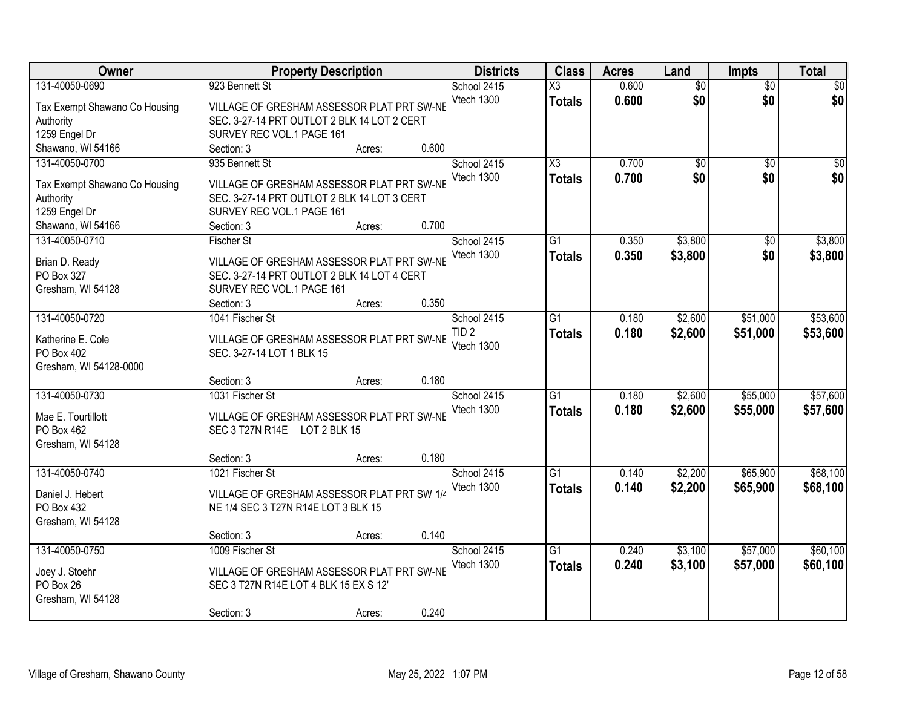| Owner | Property Description | Districts | Class | Acres | Land | Impts | Total |
|---|---|---|---|---|---|---|---|
| 131-40050-0690<br>Tax Exempt Shawano Co Housing Authority<br>1259 Engel Dr<br>Shawano, WI 54166 | 923 Bennett St<br>VILLAGE OF GRESHAM ASSESSOR PLAT PRT SW-NE SEC. 3-27-14 PRT OUTLOT 2 BLK 14 LOT 2 CERT SURVEY REC VOL.1 PAGE 161<br>Section: 3 Acres: 0.600 | School 2415<br>Vtech 1300 | X3<br>**Totals** | 0.600<br>**0.600** | $0<br>**$0** | $0<br>**$0** | $0<br>**$0** |
| 131-40050-0700<br>Tax Exempt Shawano Co Housing Authority<br>1259 Engel Dr<br>Shawano, WI 54166 | 935 Bennett St<br>VILLAGE OF GRESHAM ASSESSOR PLAT PRT SW-NE SEC. 3-27-14 PRT OUTLOT 2 BLK 14 LOT 3 CERT SURVEY REC VOL.1 PAGE 161<br>Section: 3 Acres: 0.700 | School 2415<br>Vtech 1300 | X3<br>**Totals** | 0.700<br>**0.700** | $0<br>**$0** | $0<br>**$0** | $0<br>**$0** |
| 131-40050-0710<br>Brian D. Ready<br>PO Box 327<br>Gresham, WI 54128 | Fischer St<br>VILLAGE OF GRESHAM ASSESSOR PLAT PRT SW-NE SEC. 3-27-14 PRT OUTLOT 2 BLK 14 LOT 4 CERT SURVEY REC VOL.1 PAGE 161<br>Section: 3 Acres: 0.350 | School 2415<br>Vtech 1300 | G1<br>**Totals** | 0.350<br>**0.350** | $3,800<br>**$3,800** | $0<br>**$0** | $3,800<br>**$3,800** |
| 131-40050-0720<br>Katherine E. Cole<br>PO Box 402<br>Gresham, WI 54128-0000 | 1041 Fischer St<br>VILLAGE OF GRESHAM ASSESSOR PLAT PRT SW-NE SEC. 3-27-14 LOT 1 BLK 15<br>Section: 3 Acres: 0.180 | School 2415<br>TID 2<br>Vtech 1300 | G1<br>**Totals** | 0.180<br>**0.180** | $2,600<br>**$2,600** | $51,000<br>**$51,000** | $53,600<br>**$53,600** |
| 131-40050-0730<br>Mae E. Tourtillott<br>PO Box 462<br>Gresham, WI 54128 | 1031 Fischer St<br>VILLAGE OF GRESHAM ASSESSOR PLAT PRT SW-NE SEC 3 T27N R14E LOT 2 BLK 15<br>Section: 3 Acres: 0.180 | School 2415<br>Vtech 1300 | G1<br>**Totals** | 0.180<br>**0.180** | $2,600<br>**$2,600** | $55,000<br>**$55,000** | $57,600<br>**$57,600** |
| 131-40050-0740<br>Daniel J. Hebert<br>PO Box 432<br>Gresham, WI 54128 | 1021 Fischer St<br>VILLAGE OF GRESHAM ASSESSOR PLAT PRT SW 1/4 NE 1/4 SEC 3 T27N R14E LOT 3 BLK 15<br>Section: 3 Acres: 0.140 | School 2415<br>Vtech 1300 | G1<br>**Totals** | 0.140<br>**0.140** | $2,200<br>**$2,200** | $65,900<br>**$65,900** | $68,100<br>**$68,100** |
| 131-40050-0750<br>Joey J. Stoehr<br>PO Box 26<br>Gresham, WI 54128 | 1009 Fischer St<br>VILLAGE OF GRESHAM ASSESSOR PLAT PRT SW-NE SEC 3 T27N R14E LOT 4 BLK 15 EX S 12'<br>Section: 3 Acres: 0.240 | School 2415<br>Vtech 1300 | G1<br>**Totals** | 0.240<br>**0.240** | $3,100<br>**$3,100** | $57,000<br>**$57,000** | $60,100<br>**$60,100** |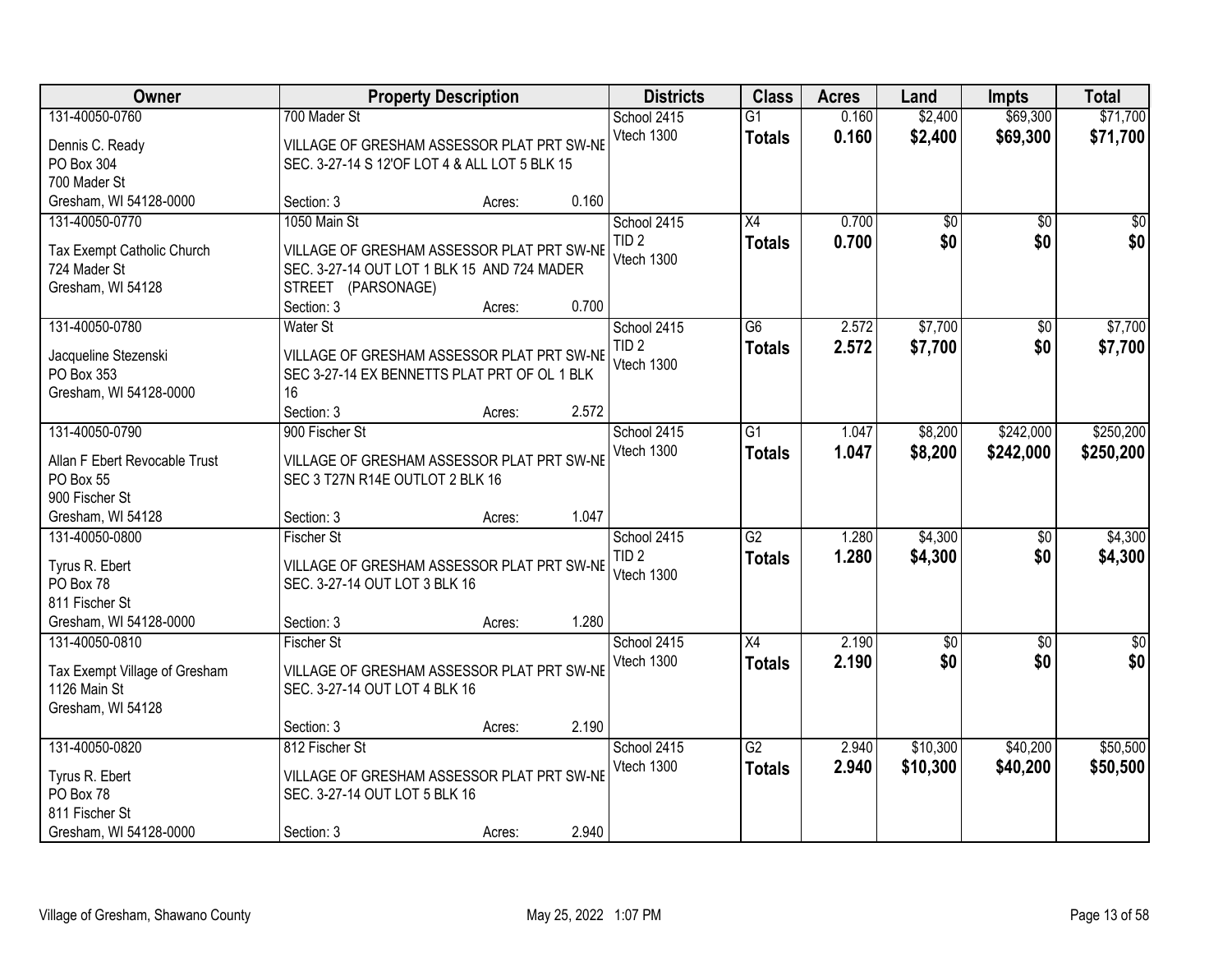| Owner | Property Description | Districts | Class | Acres | Land | Impts | Total |
|---|---|---|---|---|---|---|---|
| 131-40050-0760<br>Dennis C. Ready<br>PO Box 304<br>700 Mader St<br>Gresham, WI 54128-0000 | 700 Mader St<br>VILLAGE OF GRESHAM ASSESSOR PLAT PRT SW-NE SEC. 3-27-14 S 12'OF LOT 4 & ALL LOT 5 BLK 15<br>Section: 3 Acres: 0.160 | School 2415<br>Vtech 1300 | G1<br>**Totals** | 0.160<br>**0.160** | $2,400<br>**$2,400** | $69,300<br>**$69,300** | $71,700<br>**$71,700** |
| 131-40050-0770<br>Tax Exempt Catholic Church<br>724 Mader St<br>Gresham, WI 54128 | 1050 Main St<br>VILLAGE OF GRESHAM ASSESSOR PLAT PRT SW-NE SEC. 3-27-14 OUT LOT 1 BLK 15 AND 724 MADER STREET (PARSONAGE)<br>Section: 3 Acres: 0.700 | School 2415<br>TID 2<br>Vtech 1300 | X4<br>**Totals** | 0.700<br>**0.700** | $0<br>**$0** | $0<br>**$0** | $0<br>**$0** |
| 131-40050-0780<br>Jacqueline Stezenski<br>PO Box 353<br>Gresham, WI 54128-0000 | Water St<br>VILLAGE OF GRESHAM ASSESSOR PLAT PRT SW-NE SEC 3-27-14 EX BENNETTS PLAT PRT OF OL 1 BLK 16<br>Section: 3 Acres: 2.572 | School 2415<br>TID 2<br>Vtech 1300 | G6<br>**Totals** | 2.572<br>**2.572** | $7,700<br>**$7,700** | $0<br>**$0** | $7,700<br>**$7,700** |
| 131-40050-0790<br>Allan F Ebert Revocable Trust<br>PO Box 55<br>900 Fischer St<br>Gresham, WI 54128 | 900 Fischer St<br>VILLAGE OF GRESHAM ASSESSOR PLAT PRT SW-NE SEC 3 T27N R14E OUTLOT 2 BLK 16<br>Section: 3 Acres: 1.047 | School 2415<br>Vtech 1300 | G1<br>**Totals** | 1.047<br>**1.047** | $8,200<br>**$8,200** | $242,000<br>**$242,000** | $250,200<br>**$250,200** |
| 131-40050-0800<br>Tyrus R. Ebert<br>PO Box 78<br>811 Fischer St<br>Gresham, WI 54128-0000 | Fischer St<br>VILLAGE OF GRESHAM ASSESSOR PLAT PRT SW-NE SEC. 3-27-14 OUT LOT 3 BLK 16<br>Section: 3 Acres: 1.280 | School 2415<br>TID 2<br>Vtech 1300 | G2<br>**Totals** | 1.280<br>**1.280** | $4,300<br>**$4,300** | $0<br>**$0** | $4,300<br>**$4,300** |
| 131-40050-0810<br>Tax Exempt Village of Gresham<br>1126 Main St<br>Gresham, WI 54128 | Fischer St<br>VILLAGE OF GRESHAM ASSESSOR PLAT PRT SW-NE SEC. 3-27-14 OUT LOT 4 BLK 16<br>Section: 3 Acres: 2.190 | School 2415<br>Vtech 1300 | X4<br>**Totals** | 2.190<br>**2.190** | $0<br>**$0** | $0<br>**$0** | $0<br>**$0** |
| 131-40050-0820<br>Tyrus R. Ebert<br>PO Box 78<br>811 Fischer St<br>Gresham, WI 54128-0000 | 812 Fischer St<br>VILLAGE OF GRESHAM ASSESSOR PLAT PRT SW-NE SEC. 3-27-14 OUT LOT 5 BLK 16<br>Section: 3 Acres: 2.940 | School 2415<br>Vtech 1300 | G2<br>**Totals** | 2.940<br>**2.940** | $10,300<br>**$10,300** | $40,200<br>**$40,200** | $50,500<br>**$50,500** |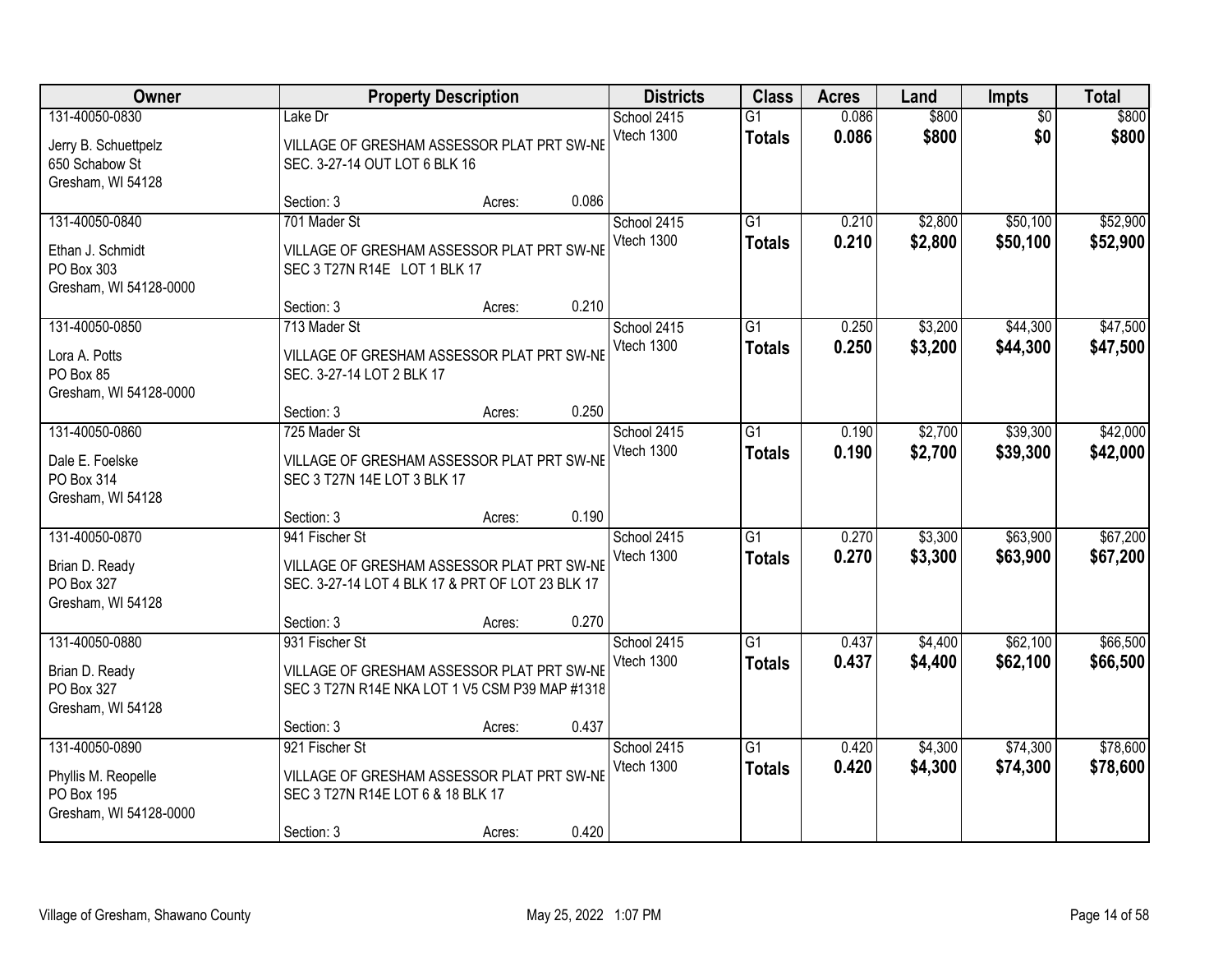| Owner | Property Description | Districts | Class | Acres | Land | Impts | Total |
|---|---|---|---|---|---|---|---|
| 131-40050-0830<br>Jerry B. Schuettpelz<br>650 Schabow St<br>Gresham, WI 54128 | Lake Dr<br>VILLAGE OF GRESHAM ASSESSOR PLAT PRT SW-NE SEC. 3-27-14 OUT LOT 6 BLK 16<br>Section: 3 Acres: 0.086 | School 2415<br>Vtech 1300 | G1<br>**Totals** | 0.086<br>**0.086** | \$800<br>**\$800** | \$0<br>**\$0** | \$800<br>**\$800** |
| 131-40050-0840<br>Ethan J. Schmidt<br>PO Box 303<br>Gresham, WI 54128-0000 | 701 Mader St<br>VILLAGE OF GRESHAM ASSESSOR PLAT PRT SW-NE SEC 3 T27N R14E LOT 1 BLK 17<br>Section: 3 Acres: 0.210 | School 2415<br>Vtech 1300 | G1<br>**Totals** | 0.210<br>**0.210** | \$2,800<br>**\$2,800** | \$50,100<br>**\$50,100** | \$52,900<br>**\$52,900** |
| 131-40050-0850<br>Lora A. Potts<br>PO Box 85<br>Gresham, WI 54128-0000 | 713 Mader St<br>VILLAGE OF GRESHAM ASSESSOR PLAT PRT SW-NE SEC. 3-27-14 LOT 2 BLK 17<br>Section: 3 Acres: 0.250 | School 2415<br>Vtech 1300 | G1<br>**Totals** | 0.250<br>**0.250** | \$3,200<br>**\$3,200** | \$44,300<br>**\$44,300** | \$47,500<br>**\$47,500** |
| 131-40050-0860<br>Dale E. Foelske<br>PO Box 314<br>Gresham, WI 54128 | 725 Mader St<br>VILLAGE OF GRESHAM ASSESSOR PLAT PRT SW-NE SEC 3 T27N 14E LOT 3 BLK 17<br>Section: 3 Acres: 0.190 | School 2415<br>Vtech 1300 | G1<br>**Totals** | 0.190<br>**0.190** | \$2,700<br>**\$2,700** | \$39,300<br>**\$39,300** | \$42,000<br>**\$42,000** |
| 131-40050-0870<br>Brian D. Ready<br>PO Box 327<br>Gresham, WI 54128 | 941 Fischer St<br>VILLAGE OF GRESHAM ASSESSOR PLAT PRT SW-NE SEC. 3-27-14 LOT 4 BLK 17 & PRT OF LOT 23 BLK 17<br>Section: 3 Acres: 0.270 | School 2415<br>Vtech 1300 | G1<br>**Totals** | 0.270<br>**0.270** | \$3,300<br>**\$3,300** | \$63,900<br>**\$63,900** | \$67,200<br>**\$67,200** |
| 131-40050-0880<br>Brian D. Ready<br>PO Box 327<br>Gresham, WI 54128 | 931 Fischer St<br>VILLAGE OF GRESHAM ASSESSOR PLAT PRT SW-NE SEC 3 T27N R14E NKA LOT 1 V5 CSM P39 MAP #1318<br>Section: 3 Acres: 0.437 | School 2415<br>Vtech 1300 | G1<br>**Totals** | 0.437<br>**0.437** | \$4,400<br>**\$4,400** | \$62,100<br>**\$62,100** | \$66,500<br>**\$66,500** |
| 131-40050-0890<br>Phyllis M. Reopelle<br>PO Box 195<br>Gresham, WI 54128-0000 | 921 Fischer St<br>VILLAGE OF GRESHAM ASSESSOR PLAT PRT SW-NE SEC 3 T27N R14E LOT 6 & 18 BLK 17<br>Section: 3 Acres: 0.420 | School 2415<br>Vtech 1300 | G1<br>**Totals** | 0.420<br>**0.420** | \$4,300<br>**\$4,300** | \$74,300<br>**\$74,300** | \$78,600<br>**\$78,600** |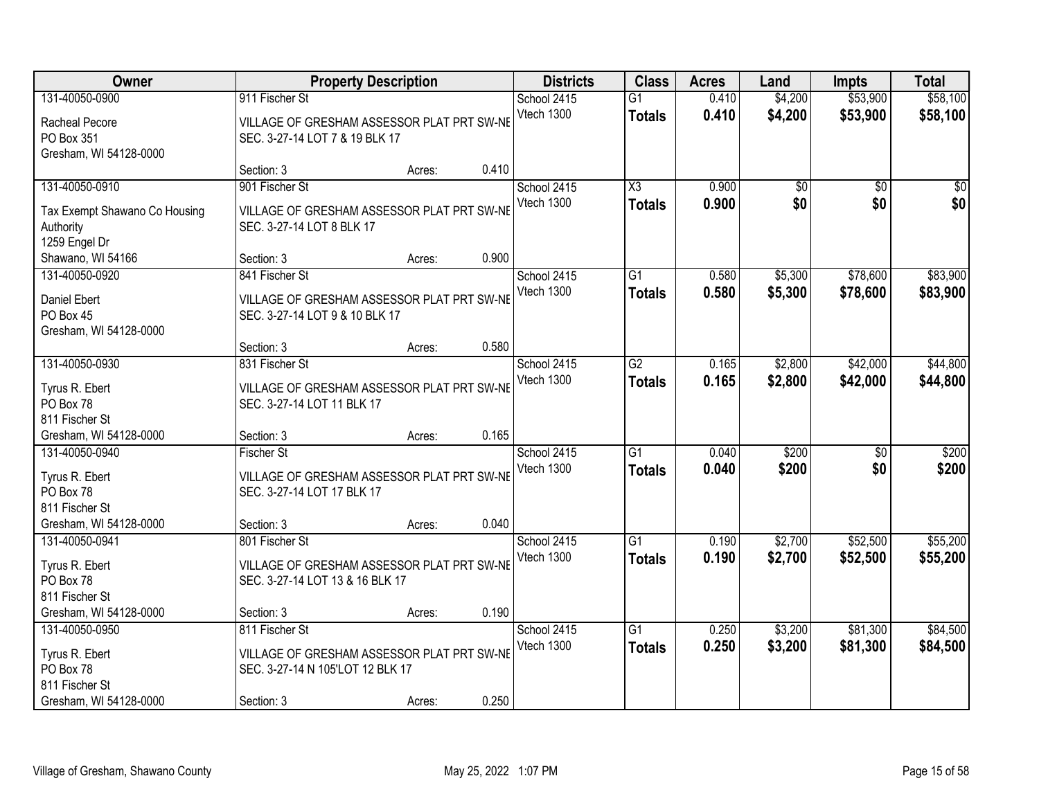| Owner | Property Description | | | Districts | Class | Acres | Land | Impts | Total |
|---|---|---|---|---|---|---|---|---|---|
| 131-40050-0900 | 911 Fischer St | | | School 2415 | G1 | 0.410 | $4,200 | $53,900 | $58,100 |
| Racheal Pecore<br>PO Box 351<br>Gresham, WI 54128-0000 | VILLAGE OF GRESHAM ASSESSOR PLAT PRT SW-NE SEC. 3-27-14 LOT 7 & 19 BLK 17 | | | Vtech 1300 | **Totals** | **0.410** | **$4,200** | **$53,900** | **$58,100** |
| | Section: 3 | Acres: | 0.410 | | | | | | |
| 131-40050-0910 | 901 Fischer St | | | School 2415 | X3 | 0.900 | $0 | $0 | $0 |
| Tax Exempt Shawano Co Housing Authority<br>1259 Engel Dr<br>Shawano, WI 54166 | VILLAGE OF GRESHAM ASSESSOR PLAT PRT SW-NE SEC. 3-27-14 LOT 8 BLK 17 | | | Vtech 1300 | **Totals** | **0.900** | **$0** | **$0** | **$0** |
| | Section: 3 | Acres: | 0.900 | | | | | | |
| 131-40050-0920 | 841 Fischer St | | | School 2415 | G1 | 0.580 | $5,300 | $78,600 | $83,900 |
| Daniel Ebert<br>PO Box 45<br>Gresham, WI 54128-0000 | VILLAGE OF GRESHAM ASSESSOR PLAT PRT SW-NE SEC. 3-27-14 LOT 9 & 10 BLK 17 | | | Vtech 1300 | **Totals** | **0.580** | **$5,300** | **$78,600** | **$83,900** |
| | Section: 3 | Acres: | 0.580 | | | | | | |
| 131-40050-0930 | 831 Fischer St | | | School 2415 | G2 | 0.165 | $2,800 | $42,000 | $44,800 |
| Tyrus R. Ebert<br>PO Box 78<br>811 Fischer St<br>Gresham, WI 54128-0000 | VILLAGE OF GRESHAM ASSESSOR PLAT PRT SW-NE SEC. 3-27-14 LOT 11 BLK 17 | | | Vtech 1300 | **Totals** | **0.165** | **$2,800** | **$42,000** | **$44,800** |
| | Section: 3 | Acres: | 0.165 | | | | | | |
| 131-40050-0940 | Fischer St | | | School 2415 | G1 | 0.040 | $200 | $0 | $200 |
| Tyrus R. Ebert<br>PO Box 78<br>811 Fischer St<br>Gresham, WI 54128-0000 | VILLAGE OF GRESHAM ASSESSOR PLAT PRT SW-NE SEC. 3-27-14 LOT 17 BLK 17 | | | Vtech 1300 | **Totals** | **0.040** | **$200** | **$0** | **$200** |
| | Section: 3 | Acres: | 0.040 | | | | | | |
| 131-40050-0941 | 801 Fischer St | | | School 2415 | G1 | 0.190 | $2,700 | $52,500 | $55,200 |
| Tyrus R. Ebert<br>PO Box 78<br>811 Fischer St<br>Gresham, WI 54128-0000 | VILLAGE OF GRESHAM ASSESSOR PLAT PRT SW-NE SEC. 3-27-14 LOT 13 & 16 BLK 17 | | | Vtech 1300 | **Totals** | **0.190** | **$2,700** | **$52,500** | **$55,200** |
| | Section: 3 | Acres: | 0.190 | | | | | | |
| 131-40050-0950 | 811 Fischer St | | | School 2415 | G1 | 0.250 | $3,200 | $81,300 | $84,500 |
| Tyrus R. Ebert<br>PO Box 78<br>811 Fischer St<br>Gresham, WI 54128-0000 | VILLAGE OF GRESHAM ASSESSOR PLAT PRT SW-NE SEC. 3-27-14 N 105'LOT 12 BLK 17 | | | Vtech 1300 | **Totals** | **0.250** | **$3,200** | **$81,300** | **$84,500** |
| | Section: 3 | Acres: | 0.250 | | | | | | |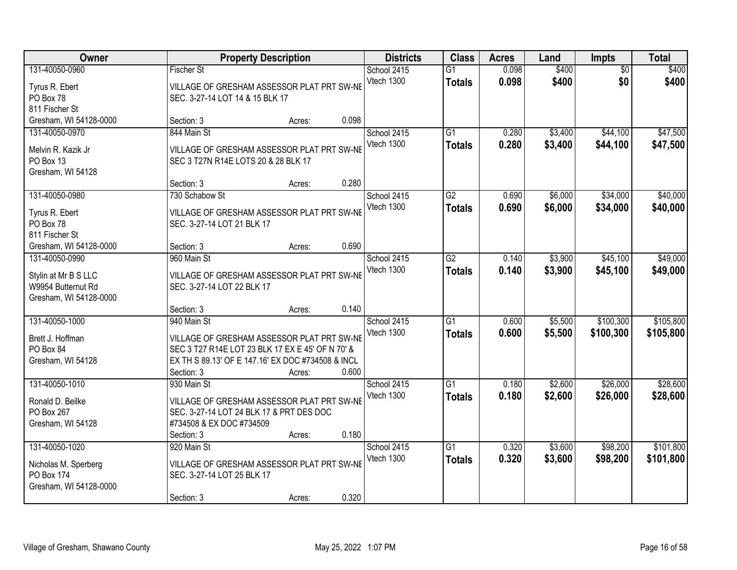| Owner | Property Description | Districts | Class | Acres | Land | Impts | Total |
|---|---|---|---|---|---|---|---|
| 131-40050-0960<br>Tyrus R. Ebert<br>PO Box 78<br>811 Fischer St<br>Gresham, WI 54128-0000 | Fischer St<br>VILLAGE OF GRESHAM ASSESSOR PLAT PRT SW-NE SEC. 3-27-14 LOT 14 & 15 BLK 17<br>Section: 3 Acres: 0.098 | School 2415<br>Vtech 1300 | G1<br>**Totals** | 0.098<br>**0.098** | $400<br>**$400** | $0<br>**$0** | $400<br>**$400** |
| 131-40050-0970<br>Melvin R. Kazik Jr<br>PO Box 13<br>Gresham, WI 54128 | 844 Main St<br>VILLAGE OF GRESHAM ASSESSOR PLAT PRT SW-NE SEC 3 T27N R14E LOTS 20 & 28 BLK 17<br>Section: 3 Acres: 0.280 | School 2415<br>Vtech 1300 | G1<br>**Totals** | 0.280<br>**0.280** | $3,400<br>**$3,400** | $44,100<br>**$44,100** | $47,500<br>**$47,500** |
| 131-40050-0980<br>Tyrus R. Ebert<br>PO Box 78<br>811 Fischer St<br>Gresham, WI 54128-0000 | 730 Schabow St<br>VILLAGE OF GRESHAM ASSESSOR PLAT PRT SW-NE SEC. 3-27-14 LOT 21 BLK 17<br>Section: 3 Acres: 0.690 | School 2415<br>Vtech 1300 | G2<br>**Totals** | 0.690<br>**0.690** | $6,000<br>**$6,000** | $34,000<br>**$34,000** | $40,000<br>**$40,000** |
| 131-40050-0990<br>Stylin at Mr B S LLC<br>W9954 Butternut Rd<br>Gresham, WI 54128-0000 | 960 Main St<br>VILLAGE OF GRESHAM ASSESSOR PLAT PRT SW-NE SEC. 3-27-14 LOT 22 BLK 17<br>Section: 3 Acres: 0.140 | School 2415<br>Vtech 1300 | G2<br>**Totals** | 0.140<br>**0.140** | $3,900<br>**$3,900** | $45,100<br>**$45,100** | $49,000<br>**$49,000** |
| 131-40050-1000<br>Brett J. Hoffman<br>PO Box 84<br>Gresham, WI 54128 | 940 Main St<br>VILLAGE OF GRESHAM ASSESSOR PLAT PRT SW-NE SEC 3 T27 R14E LOT 23 BLK 17 EX E 45' OF N 70' & EX TH S 89.13' OF E 147.16' EX DOC #734508 & INCL<br>Section: 3 Acres: 0.600 | School 2415<br>Vtech 1300 | G1<br>**Totals** | 0.600<br>**0.600** | $5,500<br>**$5,500** | $100,300<br>**$100,300** | $105,800<br>**$105,800** |
| 131-40050-1010<br>Ronald D. Beilke<br>PO Box 267<br>Gresham, WI 54128 | 930 Main St<br>VILLAGE OF GRESHAM ASSESSOR PLAT PRT SW-NE SEC. 3-27-14 LOT 24 BLK 17 & PRT DES DOC #734508 & EX DOC #734509<br>Section: 3 Acres: 0.180 | School 2415<br>Vtech 1300 | G1<br>**Totals** | 0.180<br>**0.180** | $2,600<br>**$2,600** | $26,000<br>**$26,000** | $28,600<br>**$28,600** |
| 131-40050-1020<br>Nicholas M. Sperberg<br>PO Box 174<br>Gresham, WI 54128-0000 | 920 Main St<br>VILLAGE OF GRESHAM ASSESSOR PLAT PRT SW-NE SEC. 3-27-14 LOT 25 BLK 17<br>Section: 3 Acres: 0.320 | School 2415<br>Vtech 1300 | G1<br>**Totals** | 0.320<br>**0.320** | $3,600<br>**$3,600** | $98,200<br>**$98,200** | $101,800<br>**$101,800** |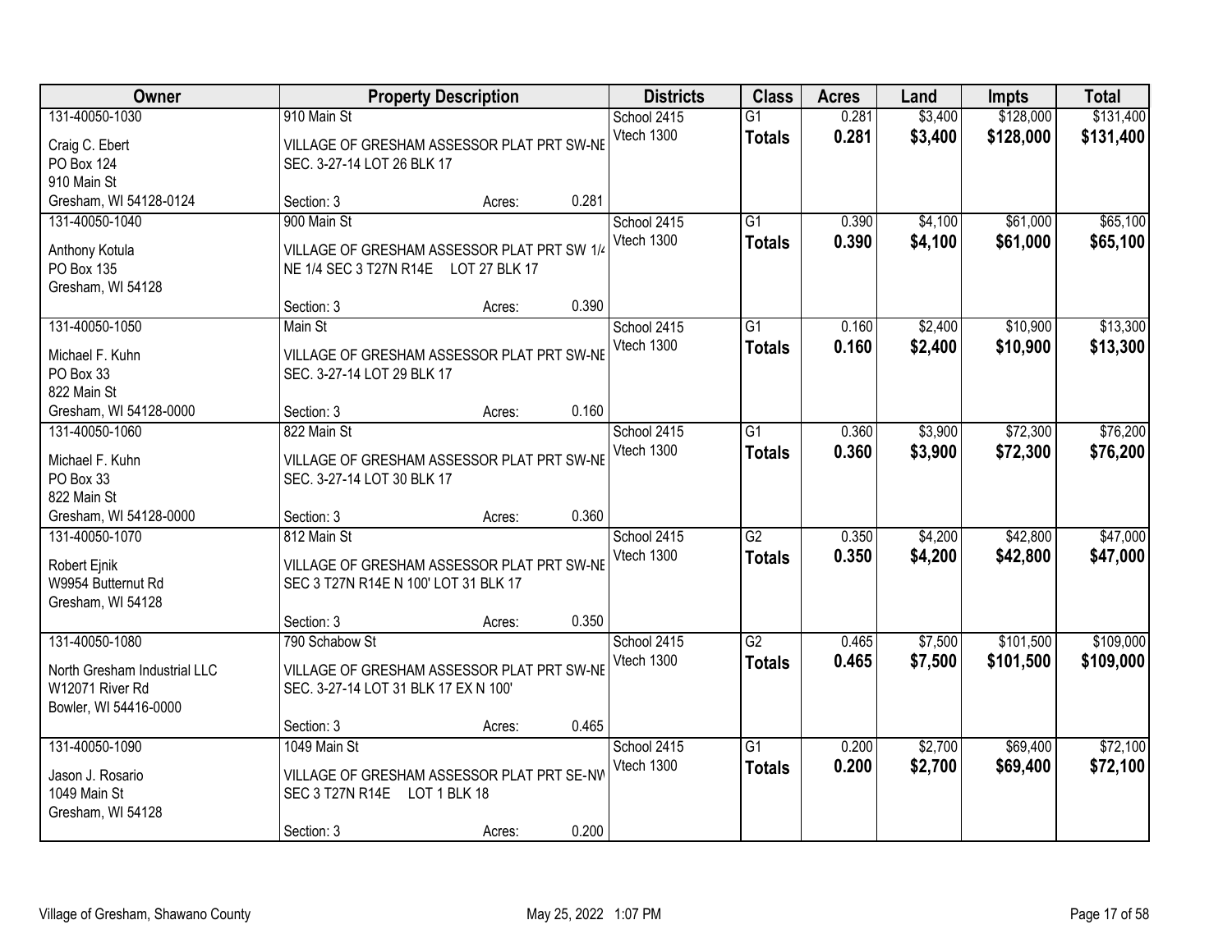| Owner | Property Description | Districts | Class | Acres | Land | Impts | Total |
|---|---|---|---|---|---|---|---|
| 131-40050-1030<br>Craig C. Ebert<br>PO Box 124<br>910 Main St<br>Gresham, WI 54128-0124 | 910 Main St<br>VILLAGE OF GRESHAM ASSESSOR PLAT PRT SW-NE SEC. 3-27-14 LOT 26 BLK 17<br>Section: 3 Acres: 0.281 | School 2415<br>Vtech 1300 | G1<br>**Totals** | 0.281<br>**0.281** | $3,400<br>**$3,400** | $128,000<br>**$128,000** | $131,400<br>**$131,400** |
| 131-40050-1040<br>Anthony Kotula<br>PO Box 135<br>Gresham, WI 54128 | 900 Main St<br>VILLAGE OF GRESHAM ASSESSOR PLAT PRT SW 1/4 NE 1/4 SEC 3 T27N R14E LOT 27 BLK 17<br>Section: 3 Acres: 0.390 | School 2415<br>Vtech 1300 | G1<br>**Totals** | 0.390<br>**0.390** | $4,100<br>**$4,100** | $61,000<br>**$61,000** | $65,100<br>**$65,100** |
| 131-40050-1050<br>Michael F. Kuhn<br>PO Box 33<br>822 Main St<br>Gresham, WI 54128-0000 | Main St<br>VILLAGE OF GRESHAM ASSESSOR PLAT PRT SW-NE SEC. 3-27-14 LOT 29 BLK 17<br>Section: 3 Acres: 0.160 | School 2415<br>Vtech 1300 | G1<br>**Totals** | 0.160<br>**0.160** | $2,400<br>**$2,400** | $10,900<br>**$10,900** | $13,300<br>**$13,300** |
| 131-40050-1060<br>Michael F. Kuhn<br>PO Box 33<br>822 Main St<br>Gresham, WI 54128-0000 | 822 Main St<br>VILLAGE OF GRESHAM ASSESSOR PLAT PRT SW-NE SEC. 3-27-14 LOT 30 BLK 17<br>Section: 3 Acres: 0.360 | School 2415<br>Vtech 1300 | G1<br>**Totals** | 0.360<br>**0.360** | $3,900<br>**$3,900** | $72,300<br>**$72,300** | $76,200<br>**$76,200** |
| 131-40050-1070<br>Robert Ejnik<br>W9954 Butternut Rd<br>Gresham, WI 54128 | 812 Main St<br>VILLAGE OF GRESHAM ASSESSOR PLAT PRT SW-NE SEC 3 T27N R14E N 100' LOT 31 BLK 17<br>Section: 3 Acres: 0.350 | School 2415<br>Vtech 1300 | G2<br>**Totals** | 0.350<br>**0.350** | $4,200<br>**$4,200** | $42,800<br>**$42,800** | $47,000<br>**$47,000** |
| 131-40050-1080<br>North Gresham Industrial LLC<br>W12071 River Rd<br>Bowler, WI 54416-0000 | 790 Schabow St<br>VILLAGE OF GRESHAM ASSESSOR PLAT PRT SW-NE SEC. 3-27-14 LOT 31 BLK 17 EX N 100'<br>Section: 3 Acres: 0.465 | School 2415<br>Vtech 1300 | G2<br>**Totals** | 0.465<br>**0.465** | $7,500<br>**$7,500** | $101,500<br>**$101,500** | $109,000<br>**$109,000** |
| 131-40050-1090<br>Jason J. Rosario<br>1049 Main St<br>Gresham, WI 54128 | 1049 Main St<br>VILLAGE OF GRESHAM ASSESSOR PLAT PRT SE-NW SEC 3 T27N R14E LOT 1 BLK 18<br>Section: 3 Acres: 0.200 | School 2415<br>Vtech 1300 | G1<br>**Totals** | 0.200<br>**0.200** | $2,700<br>**$2,700** | $69,400<br>**$69,400** | $72,100<br>**$72,100** |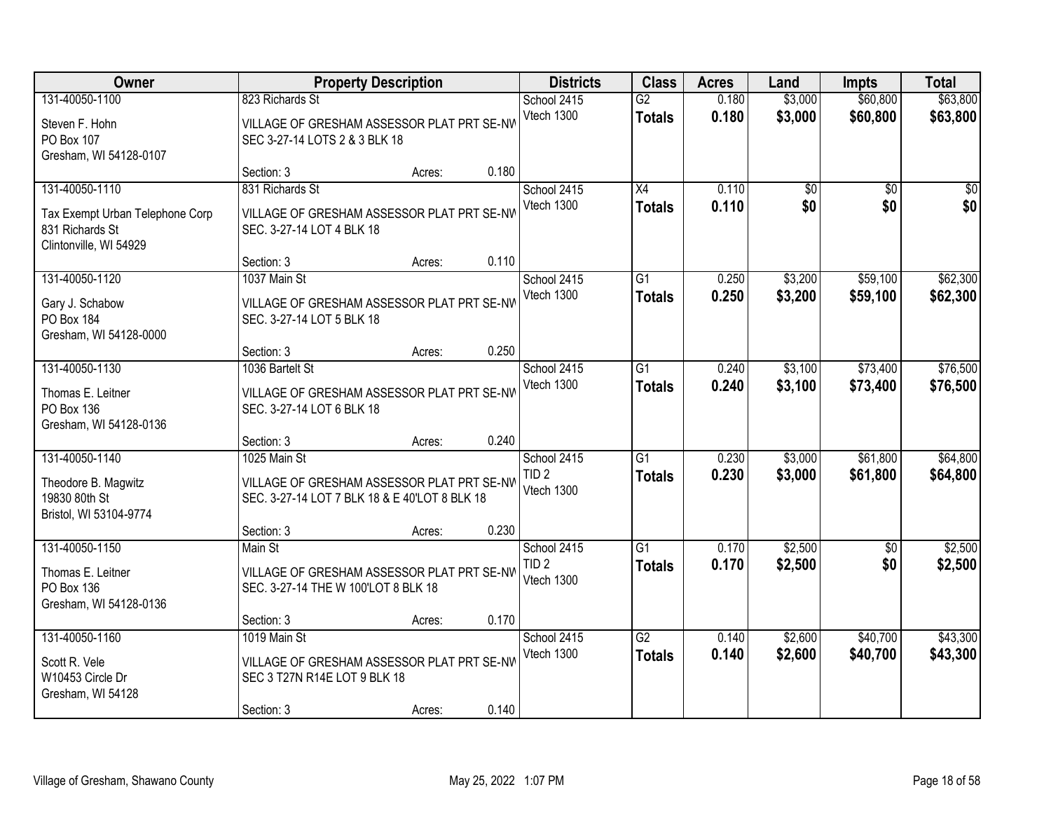| Owner | Property Description | Districts | Class | Acres | Land | Impts | Total |
|---|---|---|---|---|---|---|---|
| 131-40050-1100<br>Steven F. Hohn<br>PO Box 107<br>Gresham, WI 54128-0107 | 823 Richards St<br>VILLAGE OF GRESHAM ASSESSOR PLAT PRT SE-NW SEC 3-27-14 LOTS 2 & 3 BLK 18<br>Section: 3 Acres: 0.180 | School 2415<br>Vtech 1300 | G2<br>**Totals** | 0.180<br>**0.180** | $3,000<br>**$3,000** | $60,800<br>**$60,800** | $63,800<br>**$63,800** |
| 131-40050-1110<br>Tax Exempt Urban Telephone Corp<br>831 Richards St<br>Clintonville, WI 54929 | 831 Richards St<br>VILLAGE OF GRESHAM ASSESSOR PLAT PRT SE-NW SEC. 3-27-14 LOT 4 BLK 18<br>Section: 3 Acres: 0.110 | School 2415<br>Vtech 1300 | X4<br>**Totals** | 0.110<br>**0.110** | $0<br>**$0** | $0<br>**$0** | $0<br>**$0** |
| 131-40050-1120<br>Gary J. Schabow<br>PO Box 184<br>Gresham, WI 54128-0000 | 1037 Main St<br>VILLAGE OF GRESHAM ASSESSOR PLAT PRT SE-NW SEC. 3-27-14 LOT 5 BLK 18<br>Section: 3 Acres: 0.250 | School 2415<br>Vtech 1300 | G1<br>**Totals** | 0.250<br>**0.250** | $3,200<br>**$3,200** | $59,100<br>**$59,100** | $62,300<br>**$62,300** |
| 131-40050-1130<br>Thomas E. Leitner<br>PO Box 136<br>Gresham, WI 54128-0136 | 1036 Bartelt St<br>VILLAGE OF GRESHAM ASSESSOR PLAT PRT SE-NW SEC. 3-27-14 LOT 6 BLK 18<br>Section: 3 Acres: 0.240 | School 2415<br>Vtech 1300 | G1<br>**Totals** | 0.240<br>**0.240** | $3,100<br>**$3,100** | $73,400<br>**$73,400** | $76,500<br>**$76,500** |
| 131-40050-1140<br>Theodore B. Magwitz<br>19830 80th St<br>Bristol, WI 53104-9774 | 1025 Main St<br>VILLAGE OF GRESHAM ASSESSOR PLAT PRT SE-NW SEC. 3-27-14 LOT 7 BLK 18 & E 40'LOT 8 BLK 18<br>Section: 3 Acres: 0.230 | School 2415<br>TID 2<br>Vtech 1300 | G1<br>**Totals** | 0.230<br>**0.230** | $3,000<br>**$3,000** | $61,800<br>**$61,800** | $64,800<br>**$64,800** |
| 131-40050-1150<br>Thomas E. Leitner<br>PO Box 136<br>Gresham, WI 54128-0136 | Main St<br>VILLAGE OF GRESHAM ASSESSOR PLAT PRT SE-NW SEC. 3-27-14 THE W 100'LOT 8 BLK 18<br>Section: 3 Acres: 0.170 | School 2415<br>TID 2<br>Vtech 1300 | G1<br>**Totals** | 0.170<br>**0.170** | $2,500<br>**$2,500** | $0<br>**$0** | $2,500<br>**$2,500** |
| 131-40050-1160<br>Scott R. Vele<br>W10453 Circle Dr<br>Gresham, WI 54128 | 1019 Main St<br>VILLAGE OF GRESHAM ASSESSOR PLAT PRT SE-NW SEC 3 T27N R14E LOT 9 BLK 18<br>Section: 3 Acres: 0.140 | School 2415<br>Vtech 1300 | G2<br>**Totals** | 0.140<br>**0.140** | $2,600<br>**$2,600** | $40,700<br>**$40,700** | $43,300<br>**$43,300** |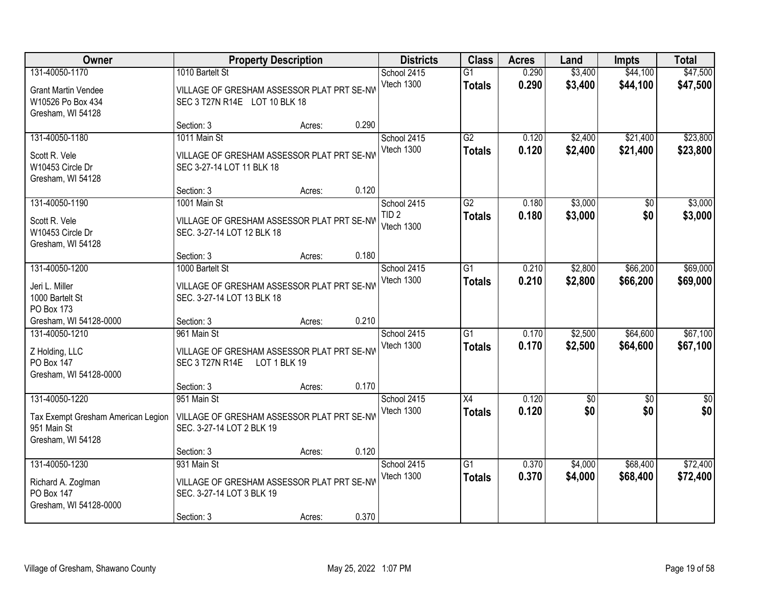| Owner | Property Description | Districts | Class | Acres | Land | Impts | Total |
|---|---|---|---|---|---|---|---|
| 131-40050-1170<br>Grant Martin Vendee<br>W10526 Po Box 434<br>Gresham, WI 54128 | 1010 Bartelt St<br>VILLAGE OF GRESHAM ASSESSOR PLAT PRT SE-NW SEC 3 T27N R14E LOT 10 BLK 18<br>Section: 3 Acres: 0.290 | School 2415<br>Vtech 1300 | G1<br>**Totals** | 0.290<br>**0.290** | $3,400<br>**$3,400** | $44,100<br>**$44,100** | $47,500<br>**$47,500** |
| 131-40050-1180<br>Scott R. Vele<br>W10453 Circle Dr<br>Gresham, WI 54128 | 1011 Main St<br>VILLAGE OF GRESHAM ASSESSOR PLAT PRT SE-NW SEC 3-27-14 LOT 11 BLK 18<br>Section: 3 Acres: 0.120 | School 2415<br>Vtech 1300 | G2<br>**Totals** | 0.120<br>**0.120** | $2,400<br>**$2,400** | $21,400<br>**$21,400** | $23,800<br>**$23,800** |
| 131-40050-1190<br>Scott R. Vele<br>W10453 Circle Dr<br>Gresham, WI 54128 | 1001 Main St<br>VILLAGE OF GRESHAM ASSESSOR PLAT PRT SE-NW SEC. 3-27-14 LOT 12 BLK 18<br>Section: 3 Acres: 0.180 | School 2415<br>TID 2<br>Vtech 1300 | G2<br>**Totals** | 0.180<br>**0.180** | $3,000<br>**$3,000** | $0<br>**$0** | $3,000<br>**$3,000** |
| 131-40050-1200<br>Jeri L. Miller<br>1000 Bartelt St<br>PO Box 173<br>Gresham, WI 54128-0000 | 1000 Bartelt St<br>VILLAGE OF GRESHAM ASSESSOR PLAT PRT SE-NW SEC. 3-27-14 LOT 13 BLK 18<br>Section: 3 Acres: 0.210 | School 2415<br>Vtech 1300 | G1<br>**Totals** | 0.210<br>**0.210** | $2,800<br>**$2,800** | $66,200<br>**$66,200** | $69,000<br>**$69,000** |
| 131-40050-1210<br>Z Holding, LLC<br>PO Box 147<br>Gresham, WI 54128-0000 | 961 Main St<br>VILLAGE OF GRESHAM ASSESSOR PLAT PRT SE-NW SEC 3 T27N R14E LOT 1 BLK 19<br>Section: 3 Acres: 0.170 | School 2415<br>Vtech 1300 | G1<br>**Totals** | 0.170<br>**0.170** | $2,500<br>**$2,500** | $64,600<br>**$64,600** | $67,100<br>**$67,100** |
| 131-40050-1220<br>Tax Exempt Gresham American Legion<br>951 Main St<br>Gresham, WI 54128 | 951 Main St<br>VILLAGE OF GRESHAM ASSESSOR PLAT PRT SE-NW SEC. 3-27-14 LOT 2 BLK 19<br>Section: 3 Acres: 0.120 | School 2415<br>Vtech 1300 | X4<br>**Totals** | 0.120<br>**0.120** | $0<br>**$0** | $0<br>**$0** | $0<br>**$0** |
| 131-40050-1230<br>Richard A. Zoglman<br>PO Box 147<br>Gresham, WI 54128-0000 | 931 Main St<br>VILLAGE OF GRESHAM ASSESSOR PLAT PRT SE-NW SEC. 3-27-14 LOT 3 BLK 19<br>Section: 3 Acres: 0.370 | School 2415<br>Vtech 1300 | G1<br>**Totals** | 0.370<br>**0.370** | $4,000<br>**$4,000** | $68,400<br>**$68,400** | $72,400<br>**$72,400** |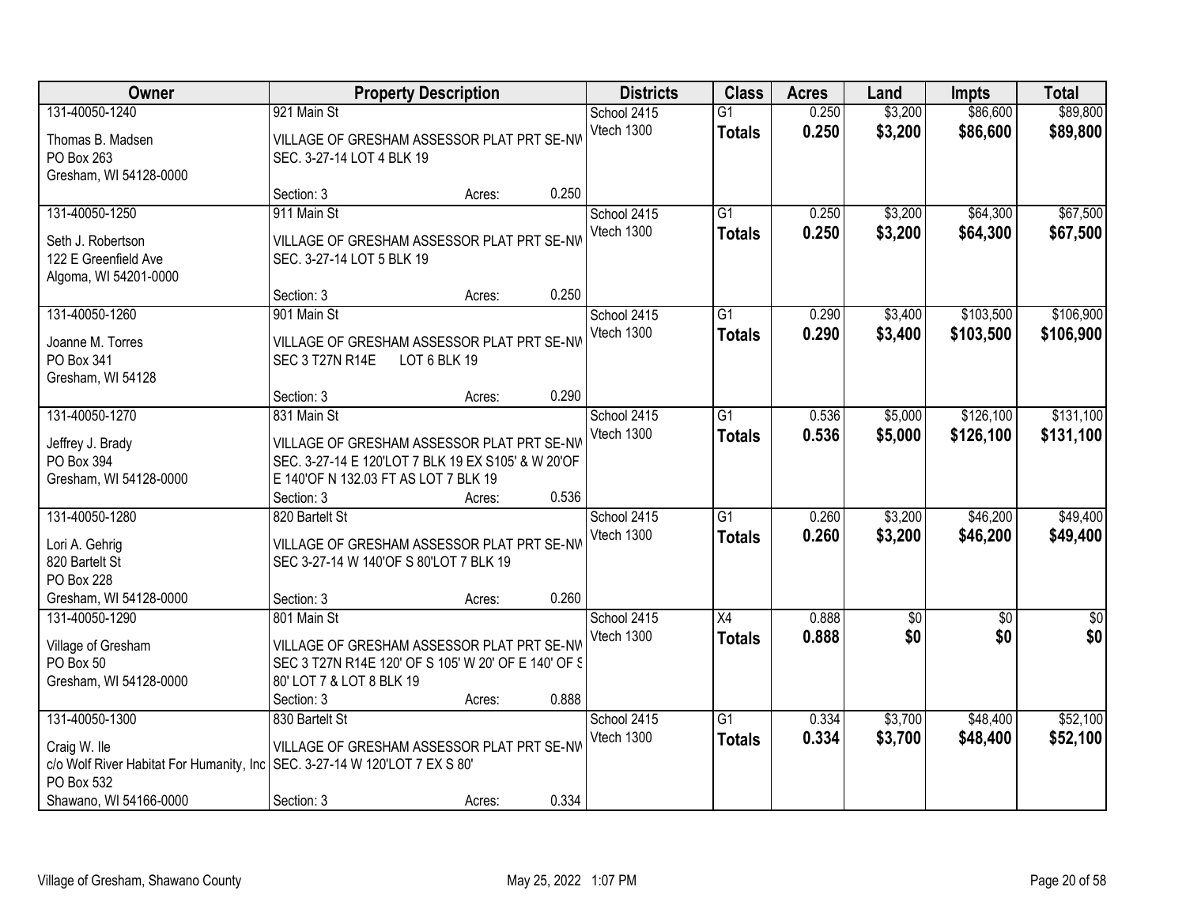| Owner | Property Description | Districts | Class | Acres | Land | Impts | Total |
|---|---|---|---|---|---|---|---|
| 131-40050-1240<br>Thomas B. Madsen<br>PO Box 263<br>Gresham, WI 54128-0000 | 921 Main St<br>VILLAGE OF GRESHAM ASSESSOR PLAT PRT SE-NW SEC. 3-27-14 LOT 4 BLK 19<br>Section: 3 Acres: 0.250 | School 2415<br>Vtech 1300 | G1<br>**Totals** | 0.250<br>**0.250** | $3,200<br>**$3,200** | $86,600<br>**$86,600** | $89,800<br>**$89,800** |
| 131-40050-1250<br>Seth J. Robertson<br>122 E Greenfield Ave<br>Algoma, WI 54201-0000 | 911 Main St<br>VILLAGE OF GRESHAM ASSESSOR PLAT PRT SE-NW SEC. 3-27-14 LOT 5 BLK 19<br>Section: 3 Acres: 0.250 | School 2415<br>Vtech 1300 | G1<br>**Totals** | 0.250<br>**0.250** | $3,200<br>**$3,200** | $64,300<br>**$64,300** | $67,500<br>**$67,500** |
| 131-40050-1260<br>Joanne M. Torres<br>PO Box 341<br>Gresham, WI 54128 | 901 Main St<br>VILLAGE OF GRESHAM ASSESSOR PLAT PRT SE-NW SEC 3 T27N R14E LOT 6 BLK 19<br>Section: 3 Acres: 0.290 | School 2415<br>Vtech 1300 | G1<br>**Totals** | 0.290<br>**0.290** | $3,400<br>**$3,400** | $103,500<br>**$103,500** | $106,900<br>**$106,900** |
| 131-40050-1270<br>Jeffrey J. Brady<br>PO Box 394<br>Gresham, WI 54128-0000 | 831 Main St<br>VILLAGE OF GRESHAM ASSESSOR PLAT PRT SE-NW SEC. 3-27-14 E 120'LOT 7 BLK 19 EX S105' & W 20'OF E 140'OF N 132.03 FT AS LOT 7 BLK 19<br>Section: 3 Acres: 0.536 | School 2415<br>Vtech 1300 | G1<br>**Totals** | 0.536<br>**0.536** | $5,000<br>**$5,000** | $126,100<br>**$126,100** | $131,100<br>**$131,100** |
| 131-40050-1280<br>Lori A. Gehrig<br>820 Bartelt St<br>PO Box 228<br>Gresham, WI 54128-0000 | 820 Bartelt St<br>VILLAGE OF GRESHAM ASSESSOR PLAT PRT SE-NW SEC 3-27-14 W 140'OF S 80'LOT 7 BLK 19<br>Section: 3 Acres: 0.260 | School 2415<br>Vtech 1300 | G1<br>**Totals** | 0.260<br>**0.260** | $3,200<br>**$3,200** | $46,200<br>**$46,200** | $49,400<br>**$49,400** |
| 131-40050-1290<br>Village of Gresham<br>PO Box 50<br>Gresham, WI 54128-0000 | 801 Main St<br>VILLAGE OF GRESHAM ASSESSOR PLAT PRT SE-NW SEC 3 T27N R14E 120' OF S 105' W 20' OF E 140' OF S 80' LOT 7 & LOT 8 BLK 19<br>Section: 3 Acres: 0.888 | School 2415<br>Vtech 1300 | X4<br>**Totals** | 0.888<br>**0.888** | $0<br>**$0** | $0<br>**$0** | $0<br>**$0** |
| 131-40050-1300<br>Craig W. Ile<br>c/o Wolf River Habitat For Humanity, Inc<br>PO Box 532<br>Shawano, WI 54166-0000 | 830 Bartelt St<br>VILLAGE OF GRESHAM ASSESSOR PLAT PRT SE-NW SEC. 3-27-14 W 120'LOT 7 EX S 80'<br>Section: 3 Acres: 0.334 | School 2415<br>Vtech 1300 | G1<br>**Totals** | 0.334<br>**0.334** | $3,700<br>**$3,700** | $48,400<br>**$48,400** | $52,100<br>**$52,100** |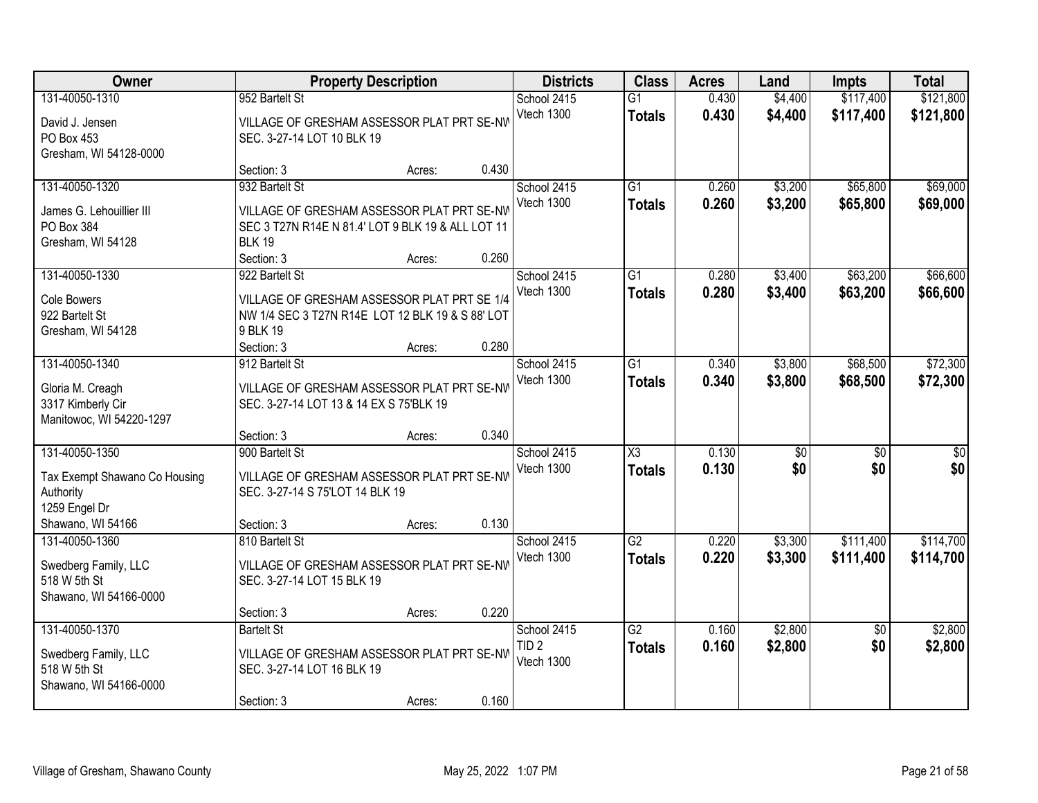| Owner | Property Description | Districts | Class | Acres | Land | Impts | Total |
|---|---|---|---|---|---|---|---|
| 131-40050-1310<br>David J. Jensen<br>PO Box 453<br>Gresham, WI 54128-0000 | 952 Bartelt St<br>VILLAGE OF GRESHAM ASSESSOR PLAT PRT SE-NW SEC. 3-27-14 LOT 10 BLK 19<br>Section: 3 Acres: 0.430 | School 2415<br>Vtech 1300 | G1<br>**Totals** | 0.430<br>**0.430** | $4,400<br>**$4,400** | $117,400<br>**$117,400** | $121,800<br>**$121,800** |
| 131-40050-1320<br>James G. Lehouillier III<br>PO Box 384<br>Gresham, WI 54128 | 932 Bartelt St<br>VILLAGE OF GRESHAM ASSESSOR PLAT PRT SE-NW SEC 3 T27N R14E N 81.4' LOT 9 BLK 19 & ALL LOT 11 BLK 19<br>Section: 3 Acres: 0.260 | School 2415<br>Vtech 1300 | G1<br>**Totals** | 0.260<br>**0.260** | $3,200<br>**$3,200** | $65,800<br>**$65,800** | $69,000<br>**$69,000** |
| 131-40050-1330<br>Cole Bowers<br>922 Bartelt St<br>Gresham, WI 54128 | 922 Bartelt St<br>VILLAGE OF GRESHAM ASSESSOR PLAT PRT SE 1/4 NW 1/4 SEC 3 T27N R14E LOT 12 BLK 19 & S 88' LOT 9 BLK 19<br>Section: 3 Acres: 0.280 | School 2415<br>Vtech 1300 | G1<br>**Totals** | 0.280<br>**0.280** | $3,400<br>**$3,400** | $63,200<br>**$63,200** | $66,600<br>**$66,600** |
| 131-40050-1340<br>Gloria M. Creagh<br>3317 Kimberly Cir<br>Manitowoc, WI 54220-1297 | 912 Bartelt St<br>VILLAGE OF GRESHAM ASSESSOR PLAT PRT SE-NW SEC. 3-27-14 LOT 13 & 14 EX S 75'BLK 19<br>Section: 3 Acres: 0.340 | School 2415<br>Vtech 1300 | G1<br>**Totals** | 0.340<br>**0.340** | $3,800<br>**$3,800** | $68,500<br>**$68,500** | $72,300<br>**$72,300** |
| 131-40050-1350<br>Tax Exempt Shawano Co Housing Authority<br>1259 Engel Dr<br>Shawano, WI 54166 | 900 Bartelt St<br>VILLAGE OF GRESHAM ASSESSOR PLAT PRT SE-NW SEC. 3-27-14 S 75'LOT 14 BLK 19<br>Section: 3 Acres: 0.130 | School 2415<br>Vtech 1300 | X3<br>**Totals** | 0.130<br>**0.130** | $0<br>**$0** | $0<br>**$0** | $0<br>**$0** |
| 131-40050-1360<br>Swedberg Family, LLC<br>518 W 5th St<br>Shawano, WI 54166-0000 | 810 Bartelt St<br>VILLAGE OF GRESHAM ASSESSOR PLAT PRT SE-NW SEC. 3-27-14 LOT 15 BLK 19<br>Section: 3 Acres: 0.220 | School 2415<br>Vtech 1300 | G2<br>**Totals** | 0.220<br>**0.220** | $3,300<br>**$3,300** | $111,400<br>**$111,400** | $114,700<br>**$114,700** |
| 131-40050-1370<br>Swedberg Family, LLC<br>518 W 5th St<br>Shawano, WI 54166-0000 | Bartelt St<br>VILLAGE OF GRESHAM ASSESSOR PLAT PRT SE-NW SEC. 3-27-14 LOT 16 BLK 19<br>Section: 3 Acres: 0.160 | School 2415<br>TID 2<br>Vtech 1300 | G2<br>**Totals** | 0.160<br>**0.160** | $2,800<br>**$2,800** | $0<br>**$0** | $2,800<br>**$2,800** |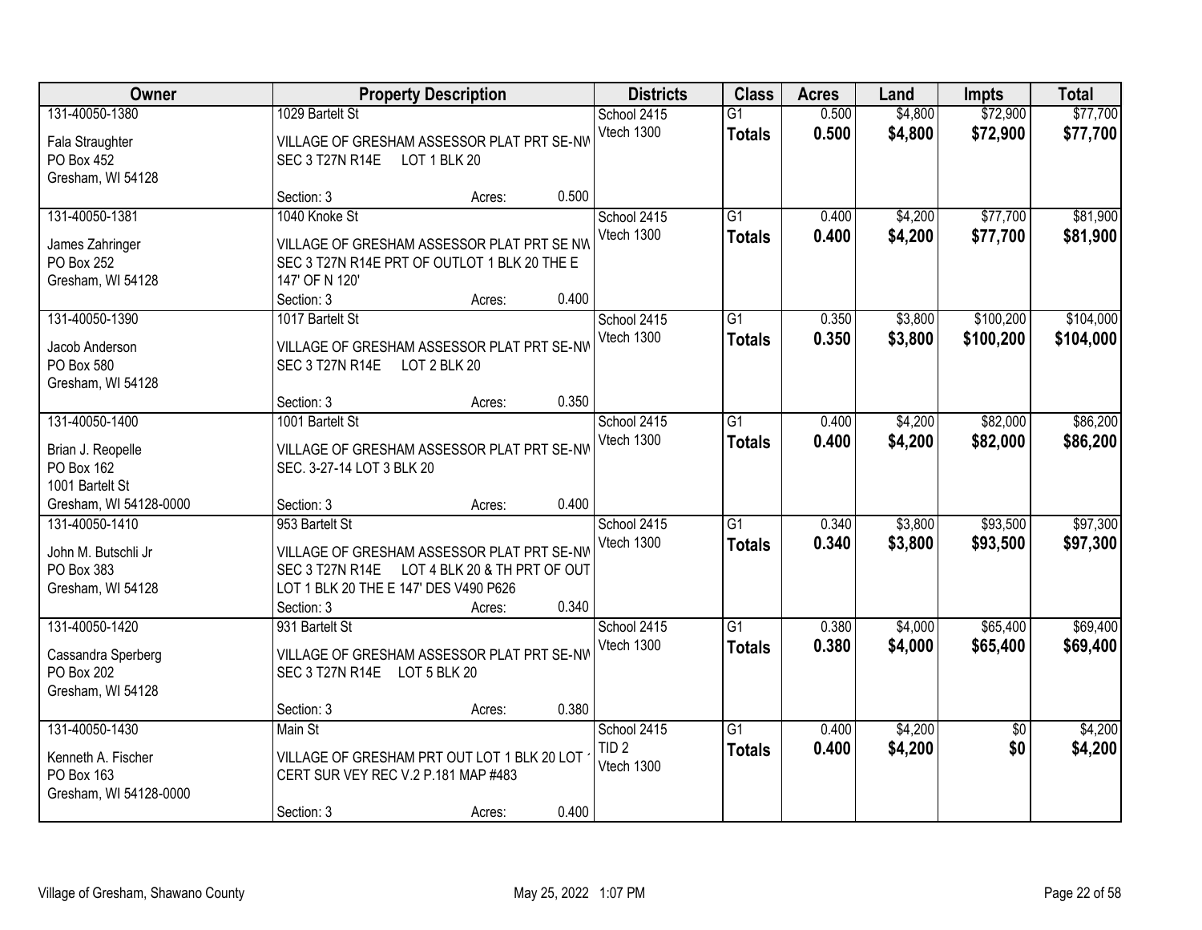| Owner | Property Description | Districts | Class | Acres | Land | Impts | Total |
|---|---|---|---|---|---|---|---|
| 131-40050-1380<br>Fala Straughter<br>PO Box 452<br>Gresham, WI 54128 | 1029 Bartelt St<br>VILLAGE OF GRESHAM ASSESSOR PLAT PRT SE-NW SEC 3 T27N R14E LOT 1 BLK 20<br>Section: 3 Acres: 0.500 | School 2415<br>Vtech 1300 | G1<br>**Totals** | 0.500<br>**0.500** | $4,800<br>**$4,800** | $72,900<br>**$72,900** | $77,700<br>**$77,700** |
| 131-40050-1381<br>James Zahringer<br>PO Box 252<br>Gresham, WI 54128 | 1040 Knoke St<br>VILLAGE OF GRESHAM ASSESSOR PLAT PRT SE NW SEC 3 T27N R14E PRT OF OUTLOT 1 BLK 20 THE E 147' OF N 120'<br>Section: 3 Acres: 0.400 | School 2415<br>Vtech 1300 | G1<br>**Totals** | 0.400<br>**0.400** | $4,200<br>**$4,200** | $77,700<br>**$77,700** | $81,900<br>**$81,900** |
| 131-40050-1390<br>Jacob Anderson<br>PO Box 580<br>Gresham, WI 54128 | 1017 Bartelt St<br>VILLAGE OF GRESHAM ASSESSOR PLAT PRT SE-NW SEC 3 T27N R14E LOT 2 BLK 20<br>Section: 3 Acres: 0.350 | School 2415<br>Vtech 1300 | G1<br>**Totals** | 0.350<br>**0.350** | $3,800<br>**$3,800** | $100,200<br>**$100,200** | $104,000<br>**$104,000** |
| 131-40050-1400<br>Brian J. Reopelle<br>PO Box 162<br>1001 Bartelt St<br>Gresham, WI 54128-0000 | 1001 Bartelt St<br>VILLAGE OF GRESHAM ASSESSOR PLAT PRT SE-NW SEC. 3-27-14 LOT 3 BLK 20<br>Section: 3 Acres: 0.400 | School 2415<br>Vtech 1300 | G1<br>**Totals** | 0.400<br>**0.400** | $4,200<br>**$4,200** | $82,000<br>**$82,000** | $86,200<br>**$86,200** |
| 131-40050-1410<br>John M. Butschli Jr<br>PO Box 383<br>Gresham, WI 54128 | 953 Bartelt St<br>VILLAGE OF GRESHAM ASSESSOR PLAT PRT SE-NW SEC 3 T27N R14E LOT 4 BLK 20 & TH PRT OF OUT LOT 1 BLK 20 THE E 147' DES V490 P626<br>Section: 3 Acres: 0.340 | School 2415<br>Vtech 1300 | G1<br>**Totals** | 0.340<br>**0.340** | $3,800<br>**$3,800** | $93,500<br>**$93,500** | $97,300<br>**$97,300** |
| 131-40050-1420<br>Cassandra Sperberg<br>PO Box 202<br>Gresham, WI 54128 | 931 Bartelt St<br>VILLAGE OF GRESHAM ASSESSOR PLAT PRT SE-NW SEC 3 T27N R14E LOT 5 BLK 20<br>Section: 3 Acres: 0.380 | School 2415<br>Vtech 1300 | G1<br>**Totals** | 0.380<br>**0.380** | $4,000<br>**$4,000** | $65,400<br>**$65,400** | $69,400<br>**$69,400** |
| 131-40050-1430<br>Kenneth A. Fischer<br>PO Box 163<br>Gresham, WI 54128-0000 | Main St<br>VILLAGE OF GRESHAM PRT OUT LOT 1 BLK 20 LOT 1 CERT SUR VEY REC V.2 P.181 MAP #483<br>Section: 3 Acres: 0.400 | School 2415<br>TID 2<br>Vtech 1300 | G1<br>**Totals** | 0.400<br>**0.400** | $4,200<br>**$4,200** | $0<br>**$0** | $4,200<br>**$4,200** |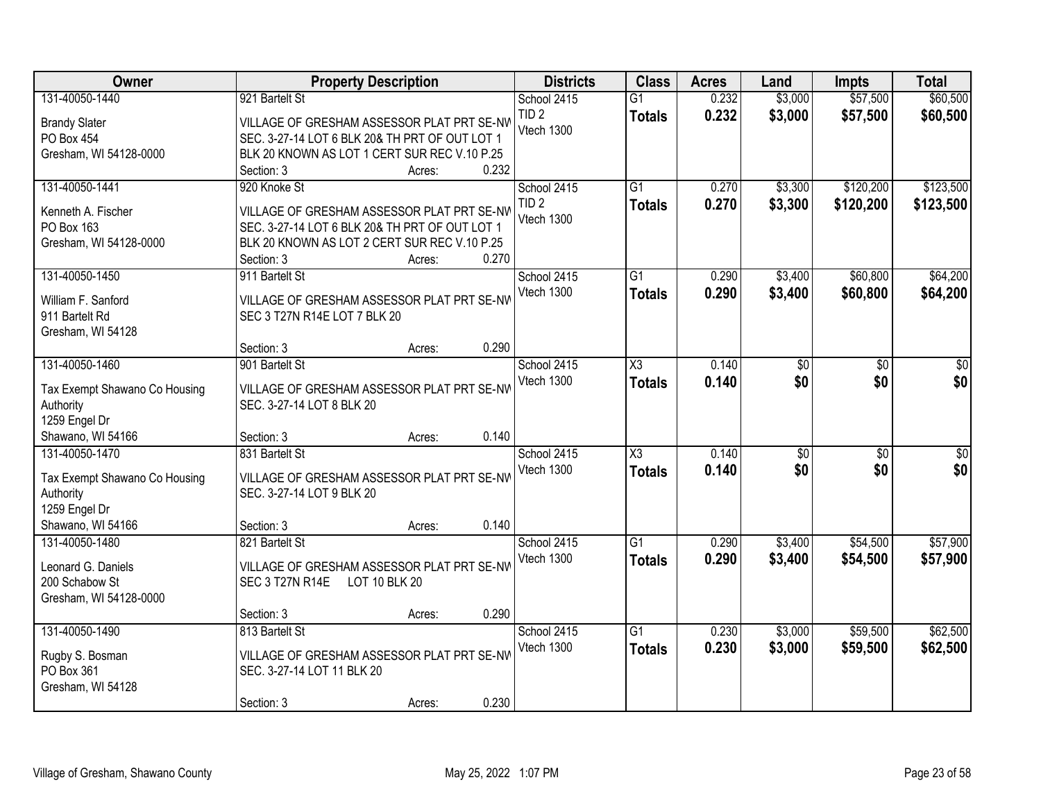| Owner | Property Description | Districts | Class | Acres | Land | Impts | Total |
|---|---|---|---|---|---|---|---|
| 131-40050-1440<br>Brandy Slater<br>PO Box 454<br>Gresham, WI 54128-0000 | 921 Bartelt St<br>VILLAGE OF GRESHAM ASSESSOR PLAT PRT SE-NW SEC. 3-27-14 LOT 6 BLK 20& TH PRT OF OUT LOT 1 BLK 20 KNOWN AS LOT 1 CERT SUR REC V.10 P.25<br>Section: 3 Acres: 0.232 | School 2415<br>TID 2<br>Vtech 1300 | G1<br>**Totals** | 0.232<br>**0.232** | $3,000<br>**$3,000** | $57,500<br>**$57,500** | $60,500<br>**$60,500** |
| 131-40050-1441<br>Kenneth A. Fischer<br>PO Box 163<br>Gresham, WI 54128-0000 | 920 Knoke St<br>VILLAGE OF GRESHAM ASSESSOR PLAT PRT SE-NW SEC. 3-27-14 LOT 6 BLK 20& TH PRT OF OUT LOT 1 BLK 20 KNOWN AS LOT 2 CERT SUR REC V.10 P.25<br>Section: 3 Acres: 0.270 | School 2415<br>TID 2<br>Vtech 1300 | G1<br>**Totals** | 0.270<br>**0.270** | $3,300<br>**$3,300** | $120,200<br>**$120,200** | $123,500<br>**$123,500** |
| 131-40050-1450<br>William F. Sanford<br>911 Bartelt Rd<br>Gresham, WI 54128 | 911 Bartelt St<br>VILLAGE OF GRESHAM ASSESSOR PLAT PRT SE-NW SEC 3 T27N R14E LOT 7 BLK 20<br>Section: 3 Acres: 0.290 | School 2415<br>Vtech 1300 | G1<br>**Totals** | 0.290<br>**0.290** | $3,400<br>**$3,400** | $60,800<br>**$60,800** | $64,200<br>**$64,200** |
| 131-40050-1460<br>Tax Exempt Shawano Co Housing Authority<br>1259 Engel Dr<br>Shawano, WI 54166 | 901 Bartelt St<br>VILLAGE OF GRESHAM ASSESSOR PLAT PRT SE-NW SEC. 3-27-14 LOT 8 BLK 20<br>Section: 3 Acres: 0.140 | School 2415<br>Vtech 1300 | X3<br>**Totals** | 0.140<br>**0.140** | $0<br>**$0** | $0<br>**$0** | $0<br>**$0** |
| 131-40050-1470<br>Tax Exempt Shawano Co Housing Authority<br>1259 Engel Dr<br>Shawano, WI 54166 | 831 Bartelt St<br>VILLAGE OF GRESHAM ASSESSOR PLAT PRT SE-NW SEC. 3-27-14 LOT 9 BLK 20<br>Section: 3 Acres: 0.140 | School 2415<br>Vtech 1300 | X3<br>**Totals** | 0.140<br>**0.140** | $0<br>**$0** | $0<br>**$0** | $0<br>**$0** |
| 131-40050-1480<br>Leonard G. Daniels<br>200 Schabow St<br>Gresham, WI 54128-0000 | 821 Bartelt St<br>VILLAGE OF GRESHAM ASSESSOR PLAT PRT SE-NW SEC 3 T27N R14E LOT 10 BLK 20<br>Section: 3 Acres: 0.290 | School 2415<br>Vtech 1300 | G1<br>**Totals** | 0.290<br>**0.290** | $3,400<br>**$3,400** | $54,500<br>**$54,500** | $57,900<br>**$57,900** |
| 131-40050-1490<br>Rugby S. Bosman<br>PO Box 361<br>Gresham, WI 54128 | 813 Bartelt St<br>VILLAGE OF GRESHAM ASSESSOR PLAT PRT SE-NW SEC. 3-27-14 LOT 11 BLK 20<br>Section: 3 Acres: 0.230 | School 2415<br>Vtech 1300 | G1<br>**Totals** | 0.230<br>**0.230** | $3,000<br>**$3,000** | $59,500<br>**$59,500** | $62,500<br>**$62,500** |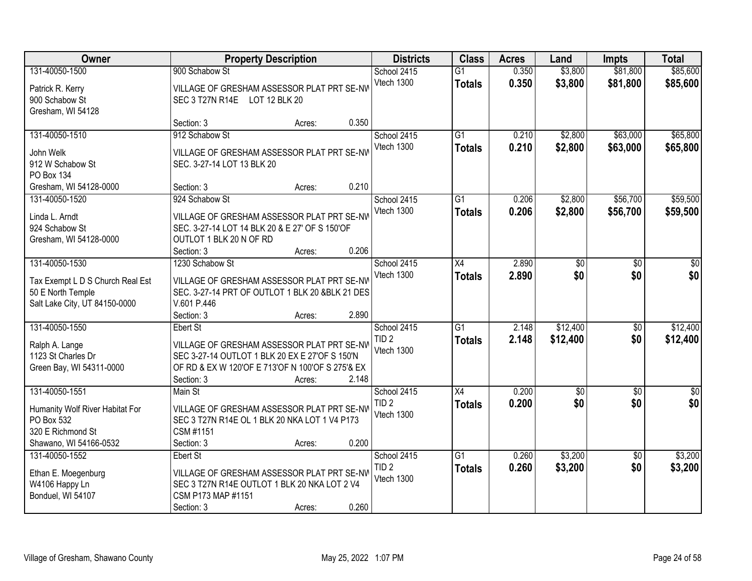| Owner | Property Description | Districts | Class | Acres | Land | Impts | Total |
|---|---|---|---|---|---|---|---|
| 131-40050-1500<br>Patrick R. Kerry<br>900 Schabow St<br>Gresham, WI 54128 | 900 Schabow St<br>VILLAGE OF GRESHAM ASSESSOR PLAT PRT SE-NW SEC 3 T27N R14E LOT 12 BLK 20<br>Section: 3 Acres: 0.350 | School 2415<br>Vtech 1300 | G1<br>**Totals** | 0.350<br>**0.350** | $3,800<br>**$3,800** | $81,800<br>**$81,800** | $85,600<br>**$85,600** |
| 131-40050-1510<br>John Welk<br>912 W Schabow St<br>PO Box 134<br>Gresham, WI 54128-0000 | 912 Schabow St<br>VILLAGE OF GRESHAM ASSESSOR PLAT PRT SE-NW SEC. 3-27-14 LOT 13 BLK 20<br>Section: 3 Acres: 0.210 | School 2415<br>Vtech 1300 | G1<br>**Totals** | 0.210<br>**0.210** | $2,800<br>**$2,800** | $63,000<br>**$63,000** | $65,800<br>**$65,800** |
| 131-40050-1520<br>Linda L. Arndt<br>924 Schabow St<br>Gresham, WI 54128-0000 | 924 Schabow St<br>VILLAGE OF GRESHAM ASSESSOR PLAT PRT SE-NW SEC. 3-27-14 LOT 14 BLK 20 & E 27' OF S 150'OF OUTLOT 1 BLK 20 N OF RD<br>Section: 3 Acres: 0.206 | School 2415<br>Vtech 1300 | G1<br>**Totals** | 0.206<br>**0.206** | $2,800<br>**$2,800** | $56,700<br>**$56,700** | $59,500<br>**$59,500** |
| 131-40050-1530<br>Tax Exempt L D S Church Real Est<br>50 E North Temple<br>Salt Lake City, UT 84150-0000 | 1230 Schabow St<br>VILLAGE OF GRESHAM ASSESSOR PLAT PRT SE-NW SEC. 3-27-14 PRT OF OUTLOT 1 BLK 20 &BLK 21 DES V.601 P.446<br>Section: 3 Acres: 2.890 | School 2415<br>Vtech 1300 | X4<br>**Totals** | 2.890<br>**2.890** | $0<br>**$0** | $0<br>**$0** | $0<br>**$0** |
| 131-40050-1550<br>Ralph A. Lange<br>1123 St Charles Dr<br>Green Bay, WI 54311-0000 | Ebert St<br>VILLAGE OF GRESHAM ASSESSOR PLAT PRT SE-NW SEC 3-27-14 OUTLOT 1 BLK 20 EX E 27'OF S 150'N OF RD & EX W 120'OF E 713'OF N 100'OF S 275'& EX<br>Section: 3 Acres: 2.148 | School 2415<br>TID 2<br>Vtech 1300 | G1<br>**Totals** | 2.148<br>**2.148** | $12,400<br>**$12,400** | $0<br>**$0** | $12,400<br>**$12,400** |
| 131-40050-1551<br>Humanity Wolf River Habitat For<br>PO Box 532<br>320 E Richmond St<br>Shawano, WI 54166-0532 | Main St<br>VILLAGE OF GRESHAM ASSESSOR PLAT PRT SE-NW SEC 3 T27N R14E OL 1 BLK 20 NKA LOT 1 V4 P173 CSM #1151<br>Section: 3 Acres: 0.200 | School 2415<br>TID 2<br>Vtech 1300 | X4<br>**Totals** | 0.200<br>**0.200** | $0<br>**$0** | $0<br>**$0** | $0<br>**$0** |
| 131-40050-1552<br>Ethan E. Moegenburg<br>W4106 Happy Ln<br>Bonduel, WI 54107 | Ebert St<br>VILLAGE OF GRESHAM ASSESSOR PLAT PRT SE-NW SEC 3 T27N R14E OUTLOT 1 BLK 20 NKA LOT 2 V4 CSM P173 MAP #1151<br>Section: 3 Acres: 0.260 | School 2415<br>TID 2<br>Vtech 1300 | G1<br>**Totals** | 0.260<br>**0.260** | $3,200<br>**$3,200** | $0<br>**$0** | $3,200<br>**$3,200** |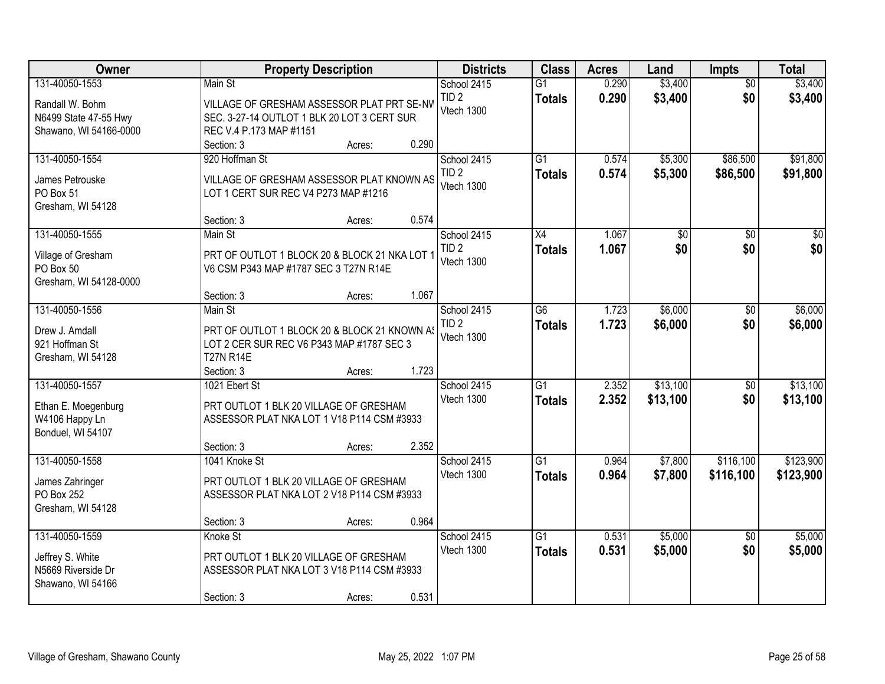| Owner | Property Description | Districts | Class | Acres | Land | Impts | Total |
|---|---|---|---|---|---|---|---|
| 131-40050-1553<br>Randall W. Bohm<br>N6499 State 47-55 Hwy<br>Shawano, WI 54166-0000 | Main St<br>VILLAGE OF GRESHAM ASSESSOR PLAT PRT SE-NW SEC. 3-27-14 OUTLOT 1 BLK 20 LOT 3 CERT SUR REC V.4 P.173 MAP #1151<br>Section: 3 Acres: 0.290 | School 2415<br>TID 2<br>Vtech 1300 | G1<br>**Totals** | 0.290<br>**0.290** | $3,400<br>**$3,400** | $0<br>**$0** | $3,400<br>**$3,400** |
| 131-40050-1554<br>James Petrouske<br>PO Box 51<br>Gresham, WI 54128 | 920 Hoffman St<br>VILLAGE OF GRESHAM ASSESSOR PLAT KNOWN AS LOT 1 CERT SUR REC V4 P273 MAP #1216<br>Section: 3 Acres: 0.574 | School 2415<br>TID 2<br>Vtech 1300 | G1<br>**Totals** | 0.574<br>**0.574** | $5,300<br>**$5,300** | $86,500<br>**$86,500** | $91,800<br>**$91,800** |
| 131-40050-1555<br>Village of Gresham<br>PO Box 50<br>Gresham, WI 54128-0000 | Main St<br>PRT OF OUTLOT 1 BLOCK 20 & BLOCK 21 NKA LOT 1 V6 CSM P343 MAP #1787 SEC 3 T27N R14E<br>Section: 3 Acres: 1.067 | School 2415<br>TID 2<br>Vtech 1300 | X4<br>**Totals** | 1.067<br>**1.067** | $0<br>**$0** | $0<br>**$0** | $0<br>**$0** |
| 131-40050-1556<br>Drew J. Amdall<br>921 Hoffman St<br>Gresham, WI 54128 | Main St<br>PRT OF OUTLOT 1 BLOCK 20 & BLOCK 21 KNOWN AS LOT 2 CER SUR REC V6 P343 MAP #1787 SEC 3 T27N R14E<br>Section: 3 Acres: 1.723 | School 2415<br>TID 2<br>Vtech 1300 | G6<br>**Totals** | 1.723<br>**1.723** | $6,000<br>**$6,000** | $0<br>**$0** | $6,000<br>**$6,000** |
| 131-40050-1557<br>Ethan E. Moegenburg<br>W4106 Happy Ln<br>Bonduel, WI 54107 | 1021 Ebert St<br>PRT OUTLOT 1 BLK 20 VILLAGE OF GRESHAM ASSESSOR PLAT NKA LOT 1 V18 P114 CSM #3933<br>Section: 3 Acres: 2.352 | School 2415<br>Vtech 1300 | G1<br>**Totals** | 2.352<br>**2.352** | $13,100<br>**$13,100** | $0<br>**$0** | $13,100<br>**$13,100** |
| 131-40050-1558<br>James Zahringer<br>PO Box 252<br>Gresham, WI 54128 | 1041 Knoke St<br>PRT OUTLOT 1 BLK 20 VILLAGE OF GRESHAM ASSESSOR PLAT NKA LOT 2 V18 P114 CSM #3933<br>Section: 3 Acres: 0.964 | School 2415<br>Vtech 1300 | G1<br>**Totals** | 0.964<br>**0.964** | $7,800<br>**$7,800** | $116,100<br>**$116,100** | $123,900<br>**$123,900** |
| 131-40050-1559<br>Jeffrey S. White<br>N5669 Riverside Dr<br>Shawano, WI 54166 | Knoke St<br>PRT OUTLOT 1 BLK 20 VILLAGE OF GRESHAM ASSESSOR PLAT NKA LOT 3 V18 P114 CSM #3933<br>Section: 3 Acres: 0.531 | School 2415<br>Vtech 1300 | G1<br>**Totals** | 0.531<br>**0.531** | $5,000<br>**$5,000** | $0<br>**$0** | $5,000<br>**$5,000** |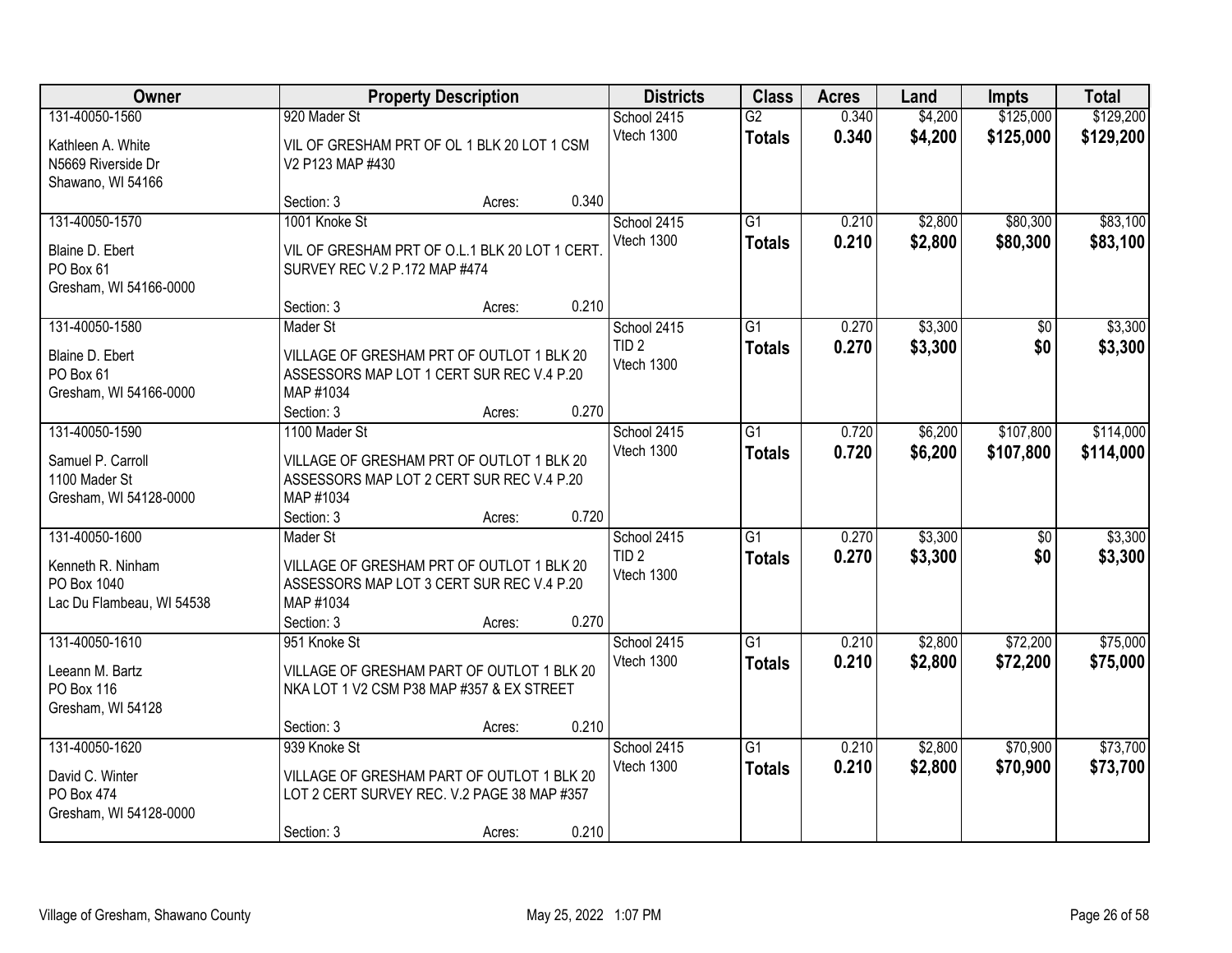| Owner | Property Description | Districts | Class | Acres | Land | Impts | Total |
|---|---|---|---|---|---|---|---|
| 131-40050-1560<br>Kathleen A. White<br>N5669 Riverside Dr<br>Shawano, WI 54166 | 920 Mader St<br>VIL OF GRESHAM PRT OF OL 1 BLK 20 LOT 1 CSM V2 P123 MAP #430<br>Section: 3 Acres: 0.340 | School 2415<br>Vtech 1300 | G2<br>**Totals** | 0.340<br>**0.340** | $4,200<br>**$4,200** | $125,000<br>**$125,000** | $129,200<br>**$129,200** |
| 131-40050-1570<br>Blaine D. Ebert<br>PO Box 61<br>Gresham, WI 54166-0000 | 1001 Knoke St<br>VIL OF GRESHAM PRT OF O.L.1 BLK 20 LOT 1 CERT. SURVEY REC V.2 P.172 MAP #474<br>Section: 3 Acres: 0.210 | School 2415<br>Vtech 1300 | G1<br>**Totals** | 0.210<br>**0.210** | $2,800<br>**$2,800** | $80,300<br>**$80,300** | $83,100<br>**$83,100** |
| 131-40050-1580<br>Blaine D. Ebert<br>PO Box 61<br>Gresham, WI 54166-0000 | Mader St<br>VILLAGE OF GRESHAM PRT OF OUTLOT 1 BLK 20 ASSESSORS MAP LOT 1 CERT SUR REC V.4 P.20 MAP #1034<br>Section: 3 Acres: 0.270 | School 2415<br>TID 2<br>Vtech 1300 | G1<br>**Totals** | 0.270<br>**0.270** | $3,300<br>**$3,300** | $0<br>**$0** | $3,300<br>**$3,300** |
| 131-40050-1590<br>Samuel P. Carroll<br>1100 Mader St<br>Gresham, WI 54128-0000 | 1100 Mader St<br>VILLAGE OF GRESHAM PRT OF OUTLOT 1 BLK 20 ASSESSORS MAP LOT 2 CERT SUR REC V.4 P.20 MAP #1034<br>Section: 3 Acres: 0.720 | School 2415<br>Vtech 1300 | G1<br>**Totals** | 0.720<br>**0.720** | $6,200<br>**$6,200** | $107,800<br>**$107,800** | $114,000<br>**$114,000** |
| 131-40050-1600<br>Kenneth R. Ninham<br>PO Box 1040<br>Lac Du Flambeau, WI 54538 | Mader St<br>VILLAGE OF GRESHAM PRT OF OUTLOT 1 BLK 20 ASSESSORS MAP LOT 3 CERT SUR REC V.4 P.20 MAP #1034<br>Section: 3 Acres: 0.270 | School 2415<br>TID 2<br>Vtech 1300 | G1<br>**Totals** | 0.270<br>**0.270** | $3,300<br>**$3,300** | $0<br>**$0** | $3,300<br>**$3,300** |
| 131-40050-1610<br>Leeann M. Bartz<br>PO Box 116<br>Gresham, WI 54128 | 951 Knoke St<br>VILLAGE OF GRESHAM PART OF OUTLOT 1 BLK 20 NKA LOT 1 V2 CSM P38 MAP #357 & EX STREET<br>Section: 3 Acres: 0.210 | School 2415<br>Vtech 1300 | G1<br>**Totals** | 0.210<br>**0.210** | $2,800<br>**$2,800** | $72,200<br>**$72,200** | $75,000<br>**$75,000** |
| 131-40050-1620<br>David C. Winter<br>PO Box 474<br>Gresham, WI 54128-0000 | 939 Knoke St<br>VILLAGE OF GRESHAM PART OF OUTLOT 1 BLK 20 LOT 2 CERT SURVEY REC. V.2 PAGE 38 MAP #357<br>Section: 3 Acres: 0.210 | School 2415<br>Vtech 1300 | G1<br>**Totals** | 0.210<br>**0.210** | $2,800<br>**$2,800** | $70,900<br>**$70,900** | $73,700<br>**$73,700** |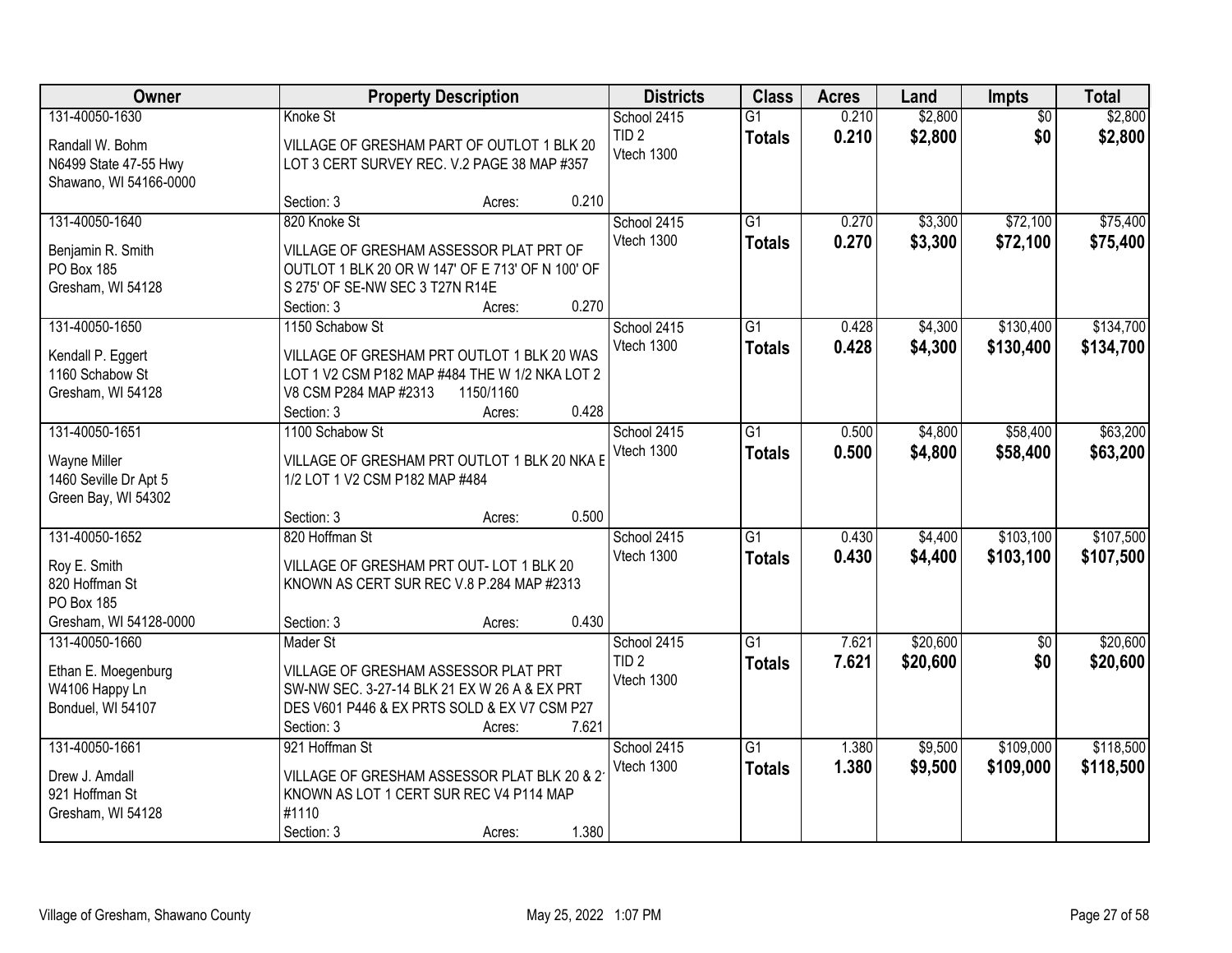| Owner | Property Description | Districts | Class | Acres | Land | Impts | Total |
|---|---|---|---|---|---|---|---|
| 131-40050-1630<br>Randall W. Bohm<br>N6499 State 47-55 Hwy<br>Shawano, WI 54166-0000 | Knoke St<br>VILLAGE OF GRESHAM PART OF OUTLOT 1 BLK 20 LOT 3 CERT SURVEY REC. V.2 PAGE 38 MAP #357<br>Section: 3 Acres: 0.210 | School 2415<br>TID 2<br>Vtech 1300 | G1<br>**Totals** | 0.210<br>**0.210** | $2,800<br>**$2,800** | $0<br>**$0** | $2,800<br>**$2,800** |
| 131-40050-1640<br>Benjamin R. Smith<br>PO Box 185<br>Gresham, WI 54128 | 820 Knoke St<br>VILLAGE OF GRESHAM ASSESSOR PLAT PRT OF OUTLOT 1 BLK 20 OR W 147' OF E 713' OF N 100' OF S 275' OF SE-NW SEC 3 T27N R14E<br>Section: 3 Acres: 0.270 | School 2415<br>Vtech 1300 | G1<br>**Totals** | 0.270<br>**0.270** | $3,300<br>**$3,300** | $72,100<br>**$72,100** | $75,400<br>**$75,400** |
| 131-40050-1650<br>Kendall P. Eggert<br>1160 Schabow St<br>Gresham, WI 54128 | 1150 Schabow St<br>VILLAGE OF GRESHAM PRT OUTLOT 1 BLK 20 WAS LOT 1 V2 CSM P182 MAP #484 THE W 1/2 NKA LOT 2 V8 CSM P284 MAP #2313 1150/1160<br>Section: 3 Acres: 0.428 | School 2415<br>Vtech 1300 | G1<br>**Totals** | 0.428<br>**0.428** | $4,300<br>**$4,300** | $130,400<br>**$130,400** | $134,700<br>**$134,700** |
| 131-40050-1651<br>Wayne Miller<br>1460 Seville Dr Apt 5<br>Green Bay, WI 54302 | 1100 Schabow St<br>VILLAGE OF GRESHAM PRT OUTLOT 1 BLK 20 NKA E 1/2 LOT 1 V2 CSM P182 MAP #484<br>Section: 3 Acres: 0.500 | School 2415<br>Vtech 1300 | G1<br>**Totals** | 0.500<br>**0.500** | $4,800<br>**$4,800** | $58,400<br>**$58,400** | $63,200<br>**$63,200** |
| 131-40050-1652<br>Roy E. Smith<br>820 Hoffman St<br>PO Box 185<br>Gresham, WI 54128-0000 | 820 Hoffman St<br>VILLAGE OF GRESHAM PRT OUT- LOT 1 BLK 20 KNOWN AS CERT SUR REC V.8 P.284 MAP #2313<br>Section: 3 Acres: 0.430 | School 2415<br>Vtech 1300 | G1<br>**Totals** | 0.430<br>**0.430** | $4,400<br>**$4,400** | $103,100<br>**$103,100** | $107,500<br>**$107,500** |
| 131-40050-1660<br>Ethan E. Moegenburg<br>W4106 Happy Ln<br>Bonduel, WI 54107 | Mader St<br>VILLAGE OF GRESHAM ASSESSOR PLAT PRT SW-NW SEC. 3-27-14 BLK 21 EX W 26 A & EX PRT DES V601 P446 & EX PRTS SOLD & EX V7 CSM P27<br>Section: 3 Acres: 7.621 | School 2415<br>TID 2<br>Vtech 1300 | G1<br>**Totals** | 7.621<br>**7.621** | $20,600<br>**$20,600** | $0<br>**$0** | $20,600<br>**$20,600** |
| 131-40050-1661<br>Drew J. Amdall<br>921 Hoffman St<br>Gresham, WI 54128 | 921 Hoffman St<br>VILLAGE OF GRESHAM ASSESSOR PLAT BLK 20 & 21 KNOWN AS LOT 1 CERT SUR REC V4 P114 MAP #1110<br>Section: 3 Acres: 1.380 | School 2415<br>Vtech 1300 | G1<br>**Totals** | 1.380<br>**1.380** | $9,500<br>**$9,500** | $109,000<br>**$109,000** | $118,500<br>**$118,500** |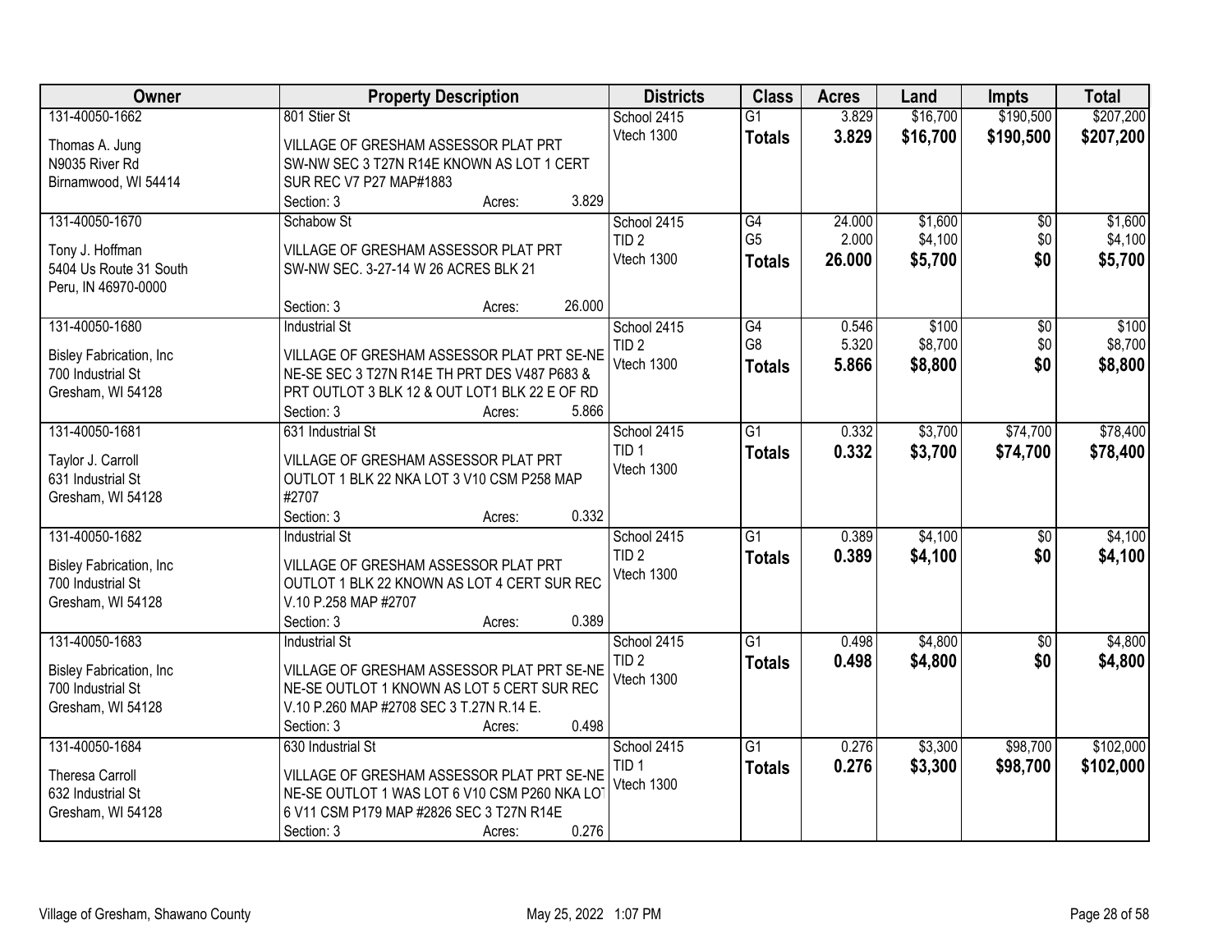| Owner | Property Description | Districts | Class | Acres | Land | Impts | Total |
|---|---|---|---|---|---|---|---|
| 131-40050-1662<br>Thomas A. Jung<br>N9035 River Rd<br>Birnamwood, WI 54414 | 801 Stier St<br>VILLAGE OF GRESHAM ASSESSOR PLAT PRT SW-NW SEC 3 T27N R14E KNOWN AS LOT 1 CERT SUR REC V7 P27 MAP#1883<br>Section: 3 Acres: 3.829 | School 2415<br>Vtech 1300 | G1<br>**Totals** | 3.829<br>**3.829** | $16,700<br>**$16,700** | $190,500<br>**$190,500** | $207,200<br>**$207,200** |
| 131-40050-1670<br>Tony J. Hoffman<br>5404 Us Route 31 South<br>Peru, IN 46970-0000 | Schabow St<br>VILLAGE OF GRESHAM ASSESSOR PLAT PRT SW-NW SEC. 3-27-14 W 26 ACRES BLK 21<br>Section: 3 Acres: 26.000 | School 2415<br>TID 2<br>Vtech 1300 | G4<br>G5<br>**Totals** | 24.000<br>2.000<br>**26.000** | $1,600<br>$4,100<br>**$5,700** | $0<br>$0<br>**$0** | $1,600<br>$4,100<br>**$5,700** |
| 131-40050-1680<br>Bisley Fabrication, Inc<br>700 Industrial St<br>Gresham, WI 54128 | Industrial St<br>VILLAGE OF GRESHAM ASSESSOR PLAT PRT SE-NE NE-SE SEC 3 T27N R14E TH PRT DES V487 P683 & PRT OUTLOT 3 BLK 12 & OUT LOT1 BLK 22 E OF RD<br>Section: 3 Acres: 5.866 | School 2415<br>TID 2<br>Vtech 1300 | G4<br>G8<br>**Totals** | 0.546<br>5.320<br>**5.866** | $100<br>$8,700<br>**$8,800** | $0<br>$0<br>**$0** | $100<br>$8,700<br>**$8,800** |
| 131-40050-1681<br>Taylor J. Carroll<br>631 Industrial St<br>Gresham, WI 54128 | 631 Industrial St<br>VILLAGE OF GRESHAM ASSESSOR PLAT PRT OUTLOT 1 BLK 22 NKA LOT 3 V10 CSM P258 MAP #2707<br>Section: 3 Acres: 0.332 | School 2415<br>TID 1<br>Vtech 1300 | G1<br>**Totals** | 0.332<br>**0.332** | $3,700<br>**$3,700** | $74,700<br>**$74,700** | $78,400<br>**$78,400** |
| 131-40050-1682<br>Bisley Fabrication, Inc<br>700 Industrial St<br>Gresham, WI 54128 | Industrial St<br>VILLAGE OF GRESHAM ASSESSOR PLAT PRT OUTLOT 1 BLK 22 KNOWN AS LOT 4 CERT SUR REC V.10 P.258 MAP #2707<br>Section: 3 Acres: 0.389 | School 2415<br>TID 2<br>Vtech 1300 | G1<br>**Totals** | 0.389<br>**0.389** | $4,100<br>**$4,100** | $0<br>**$0** | $4,100<br>**$4,100** |
| 131-40050-1683<br>Bisley Fabrication, Inc<br>700 Industrial St<br>Gresham, WI 54128 | Industrial St<br>VILLAGE OF GRESHAM ASSESSOR PLAT PRT SE-NE NE-SE OUTLOT 1 KNOWN AS LOT 5 CERT SUR REC V.10 P.260 MAP #2708 SEC 3 T.27N R.14 E.<br>Section: 3 Acres: 0.498 | School 2415<br>TID 2<br>Vtech 1300 | G1<br>**Totals** | 0.498<br>**0.498** | $4,800<br>**$4,800** | $0<br>**$0** | $4,800<br>**$4,800** |
| 131-40050-1684<br>Theresa Carroll<br>632 Industrial St<br>Gresham, WI 54128 | 630 Industrial St<br>VILLAGE OF GRESHAM ASSESSOR PLAT PRT SE-NE NE-SE OUTLOT 1 WAS LOT 6 V10 CSM P260 NKA LOT 6 V11 CSM P179 MAP #2826 SEC 3 T27N R14E<br>Section: 3 Acres: 0.276 | School 2415<br>TID 1<br>Vtech 1300 | G1<br>**Totals** | 0.276<br>**0.276** | $3,300<br>**$3,300** | $98,700<br>**$98,700** | $102,000<br>**$102,000** |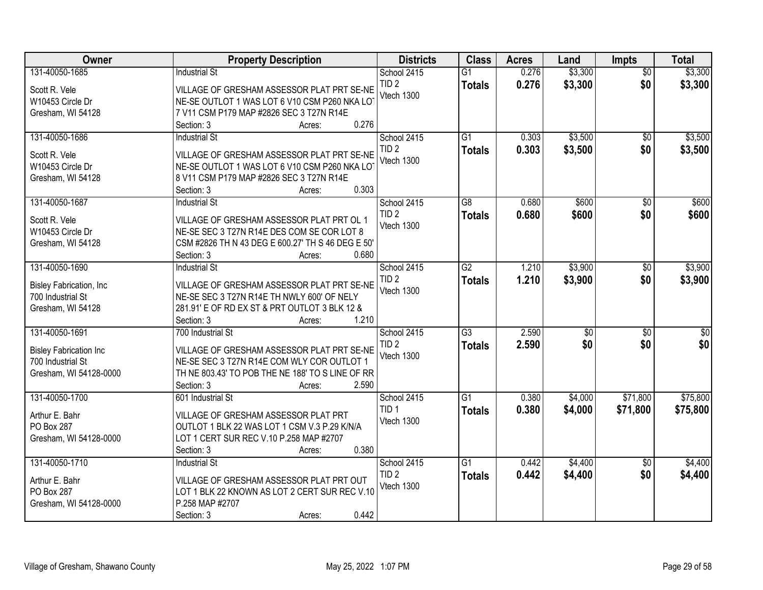| Owner | Property Description | Districts | Class | Acres | Land | Impts | Total |
|---|---|---|---|---|---|---|---|
| 131-40050-1685<br>Scott R. Vele<br>W10453 Circle Dr<br>Gresham, WI 54128 | Industrial St<br>VILLAGE OF GRESHAM ASSESSOR PLAT PRT SE-NE NE-SE OUTLOT 1 WAS LOT 6 V10 CSM P260 NKA LOT 7 V11 CSM P179 MAP #2826 SEC 3 T27N R14E<br>Section: 3 Acres: 0.276 | School 2415<br>TID 2<br>Vtech 1300 | G1<br>**Totals** | 0.276<br>**0.276** | $3,300<br>**$3,300** | $0<br>**$0** | $3,300<br>**$3,300** |
| 131-40050-1686<br>Scott R. Vele<br>W10453 Circle Dr<br>Gresham, WI 54128 | Industrial St<br>VILLAGE OF GRESHAM ASSESSOR PLAT PRT SE-NE NE-SE OUTLOT 1 WAS LOT 6 V10 CSM P260 NKA LOT 8 V11 CSM P179 MAP #2826 SEC 3 T27N R14E<br>Section: 3 Acres: 0.303 | School 2415<br>TID 2<br>Vtech 1300 | G1<br>**Totals** | 0.303<br>**0.303** | $3,500<br>**$3,500** | $0<br>**$0** | $3,500<br>**$3,500** |
| 131-40050-1687<br>Scott R. Vele<br>W10453 Circle Dr<br>Gresham, WI 54128 | Industrial St<br>VILLAGE OF GRESHAM ASSESSOR PLAT PRT OL 1 NE-SE SEC 3 T27N R14E DES COM SE COR LOT 8 CSM #2826 TH N 43 DEG E 600.27' TH S 46 DEG E 50'<br>Section: 3 Acres: 0.680 | School 2415<br>TID 2<br>Vtech 1300 | G8<br>**Totals** | 0.680<br>**0.680** | $600<br>**$600** | $0<br>**$0** | $600<br>**$600** |
| 131-40050-1690<br>Bisley Fabrication, Inc<br>700 Industrial St<br>Gresham, WI 54128 | Industrial St<br>VILLAGE OF GRESHAM ASSESSOR PLAT PRT SE-NE NE-SE SEC 3 T27N R14E TH NWLY 600' OF NELY 281.91' E OF RD EX ST & PRT OUTLOT 3 BLK 12 &<br>Section: 3 Acres: 1.210 | School 2415<br>TID 2<br>Vtech 1300 | G2<br>**Totals** | 1.210<br>**1.210** | $3,900<br>**$3,900** | $0<br>**$0** | $3,900<br>**$3,900** |
| 131-40050-1691<br>Bisley Fabrication Inc<br>700 Industrial St<br>Gresham, WI 54128-0000 | 700 Industrial St<br>VILLAGE OF GRESHAM ASSESSOR PLAT PRT SE-NE NE-SE SEC 3 T27N R14E COM WLY COR OUTLOT 1 TH NE 803.43' TO POB THE NE 188' TO S LINE OF RR<br>Section: 3 Acres: 2.590 | School 2415<br>TID 2<br>Vtech 1300 | G3<br>**Totals** | 2.590<br>**2.590** | $0<br>**$0** | $0<br>**$0** | $0<br>**$0** |
| 131-40050-1700<br>Arthur E. Bahr<br>PO Box 287<br>Gresham, WI 54128-0000 | 601 Industrial St<br>VILLAGE OF GRESHAM ASSESSOR PLAT PRT OUTLOT 1 BLK 22 WAS LOT 1 CSM V.3 P.29 K/N/A LOT 1 CERT SUR REC V.10 P.258 MAP #2707<br>Section: 3 Acres: 0.380 | School 2415<br>TID 1<br>Vtech 1300 | G1<br>**Totals** | 0.380<br>**0.380** | $4,000<br>**$4,000** | $71,800<br>**$71,800** | $75,800<br>**$75,800** |
| 131-40050-1710<br>Arthur E. Bahr<br>PO Box 287<br>Gresham, WI 54128-0000 | Industrial St<br>VILLAGE OF GRESHAM ASSESSOR PLAT PRT OUT LOT 1 BLK 22 KNOWN AS LOT 2 CERT SUR REC V.10 P.258 MAP #2707<br>Section: 3 Acres: 0.442 | School 2415<br>TID 2<br>Vtech 1300 | G1<br>**Totals** | 0.442<br>**0.442** | $4,400<br>**$4,400** | $0<br>**$0** | $4,400<br>**$4,400** |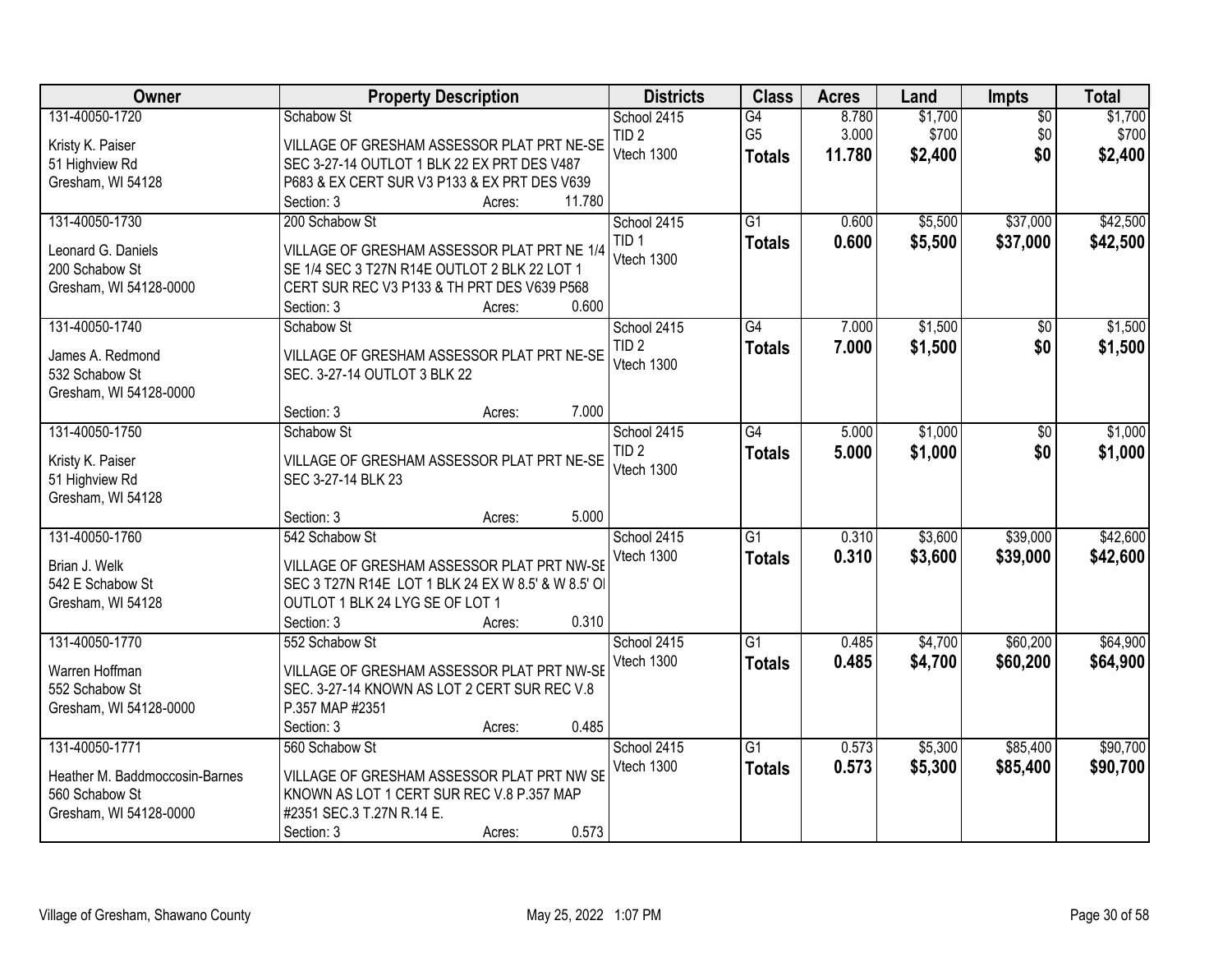| Owner | Property Description | Districts | Class | Acres | Land | Impts | Total |
|---|---|---|---|---|---|---|---|
| 131-40050-1720<br><br>Kristy K. Paiser<br>51 Highview Rd<br>Gresham, WI 54128 | Schabow St<br><br>VILLAGE OF GRESHAM ASSESSOR PLAT PRT NE-SE SEC 3-27-14 OUTLOT 1 BLK 22 EX PRT DES V487 P683 & EX CERT SUR V3 P133 & EX PRT DES V639<br>Section: 3 Acres: 11.780 | School 2415<br>TID 2<br>Vtech 1300 | G4<br>G5<br>**Totals** | 8.780<br>3.000<br>**11.780** | $1,700<br>$700<br>**$2,400** | $0<br>$0<br>**$0** | $1,700<br>$700<br>**$2,400** |
| 131-40050-1730<br><br>Leonard G. Daniels<br>200 Schabow St<br>Gresham, WI 54128-0000 | 200 Schabow St<br><br>VILLAGE OF GRESHAM ASSESSOR PLAT PRT NE 1/4 SE 1/4 SEC 3 T27N R14E OUTLOT 2 BLK 22 LOT 1 CERT SUR REC V3 P133 & TH PRT DES V639 P568<br>Section: 3 Acres: 0.600 | School 2415<br>TID 1<br>Vtech 1300 | G1<br>**Totals** | 0.600<br>**0.600** | $5,500<br>**$5,500** | $37,000<br>**$37,000** | $42,500<br>**$42,500** |
| 131-40050-1740<br><br>James A. Redmond<br>532 Schabow St<br>Gresham, WI 54128-0000 | Schabow St<br><br>VILLAGE OF GRESHAM ASSESSOR PLAT PRT NE-SE SEC. 3-27-14 OUTLOT 3 BLK 22<br><br>Section: 3 Acres: 7.000 | School 2415<br>TID 2<br>Vtech 1300 | G4<br>**Totals** | 7.000<br>**7.000** | $1,500<br>**$1,500** | $0<br>**$0** | $1,500<br>**$1,500** |
| 131-40050-1750<br><br>Kristy K. Paiser<br>51 Highview Rd<br>Gresham, WI 54128 | Schabow St<br><br>VILLAGE OF GRESHAM ASSESSOR PLAT PRT NE-SE SEC 3-27-14 BLK 23<br><br>Section: 3 Acres: 5.000 | School 2415<br>TID 2<br>Vtech 1300 | G4<br>**Totals** | 5.000<br>**5.000** | $1,000<br>**$1,000** | $0<br>**$0** | $1,000<br>**$1,000** |
| 131-40050-1760<br><br>Brian J. Welk<br>542 E Schabow St<br>Gresham, WI 54128 | 542 Schabow St<br><br>VILLAGE OF GRESHAM ASSESSOR PLAT PRT NW-SE SEC 3 T27N R14E LOT 1 BLK 24 EX W 8.5' & W 8.5' OI OUTLOT 1 BLK 24 LYG SE OF LOT 1<br>Section: 3 Acres: 0.310 | School 2415<br>Vtech 1300 | G1<br>**Totals** | 0.310<br>**0.310** | $3,600<br>**$3,600** | $39,000<br>**$39,000** | $42,600<br>**$42,600** |
| 131-40050-1770<br><br>Warren Hoffman<br>552 Schabow St<br>Gresham, WI 54128-0000 | 552 Schabow St<br><br>VILLAGE OF GRESHAM ASSESSOR PLAT PRT NW-SE SEC. 3-27-14 KNOWN AS LOT 2 CERT SUR REC V.8 P.357 MAP #2351<br>Section: 3 Acres: 0.485 | School 2415<br>Vtech 1300 | G1<br>**Totals** | 0.485<br>**0.485** | $4,700<br>**$4,700** | $60,200<br>**$60,200** | $64,900<br>**$64,900** |
| 131-40050-1771<br><br>Heather M. Baddmoccosin-Barnes<br>560 Schabow St<br>Gresham, WI 54128-0000 | 560 Schabow St<br><br>VILLAGE OF GRESHAM ASSESSOR PLAT PRT NW SE KNOWN AS LOT 1 CERT SUR REC V.8 P.357 MAP #2351 SEC.3 T.27N R.14 E.<br>Section: 3 Acres: 0.573 | School 2415<br>Vtech 1300 | G1<br>**Totals** | 0.573<br>**0.573** | $5,300<br>**$5,300** | $85,400<br>**$85,400** | $90,700<br>**$90,700** |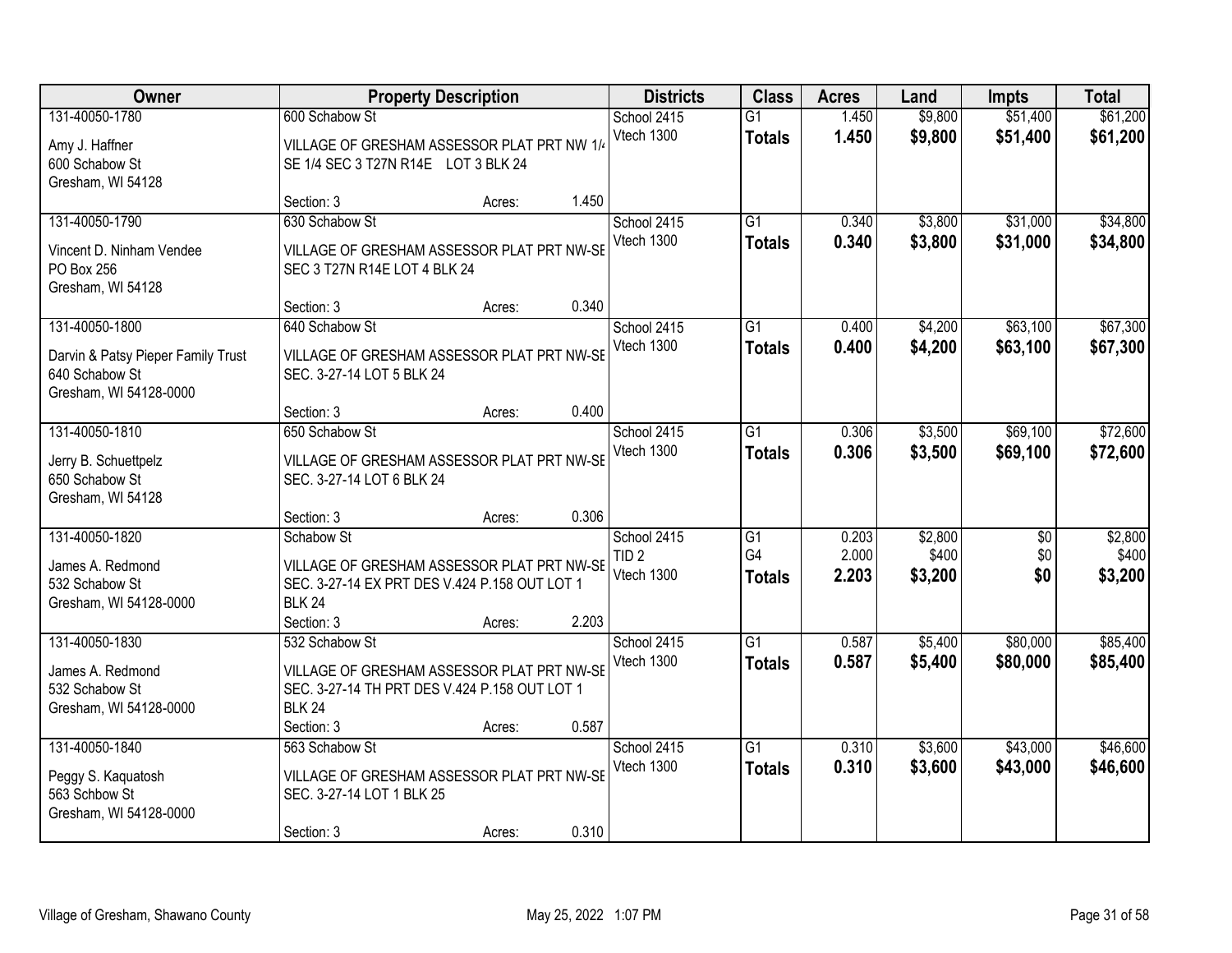| Owner | Property Description | Districts | Class | Acres | Land | Impts | Total |
|---|---|---|---|---|---|---|---|
| 131-40050-1780<br>Amy J. Haffner<br>600 Schabow St<br>Gresham, WI 54128 | 600 Schabow St<br>VILLAGE OF GRESHAM ASSESSOR PLAT PRT NW 1/4 SE 1/4 SEC 3 T27N R14E LOT 3 BLK 24<br>Section: 3 Acres: 1.450 | School 2415<br>Vtech 1300 | G1<br>**Totals** | 1.450<br>**1.450** | $9,800<br>**$9,800** | $51,400<br>**$51,400** | $61,200<br>**$61,200** |
| 131-40050-1790<br>Vincent D. Ninham Vendee<br>PO Box 256<br>Gresham, WI 54128 | 630 Schabow St<br>VILLAGE OF GRESHAM ASSESSOR PLAT PRT NW-SE SEC 3 T27N R14E LOT 4 BLK 24<br>Section: 3 Acres: 0.340 | School 2415<br>Vtech 1300 | G1<br>**Totals** | 0.340<br>**0.340** | $3,800<br>**$3,800** | $31,000<br>**$31,000** | $34,800<br>**$34,800** |
| 131-40050-1800<br>Darvin & Patsy Pieper Family Trust<br>640 Schabow St<br>Gresham, WI 54128-0000 | 640 Schabow St<br>VILLAGE OF GRESHAM ASSESSOR PLAT PRT NW-SE SEC. 3-27-14 LOT 5 BLK 24<br>Section: 3 Acres: 0.400 | School 2415<br>Vtech 1300 | G1<br>**Totals** | 0.400<br>**0.400** | $4,200<br>**$4,200** | $63,100<br>**$63,100** | $67,300<br>**$67,300** |
| 131-40050-1810<br>Jerry B. Schuettpelz<br>650 Schabow St<br>Gresham, WI 54128 | 650 Schabow St<br>VILLAGE OF GRESHAM ASSESSOR PLAT PRT NW-SE SEC. 3-27-14 LOT 6 BLK 24<br>Section: 3 Acres: 0.306 | School 2415<br>Vtech 1300 | G1<br>**Totals** | 0.306<br>**0.306** | $3,500<br>**$3,500** | $69,100<br>**$69,100** | $72,600<br>**$72,600** |
| 131-40050-1820<br>James A. Redmond<br>532 Schabow St<br>Gresham, WI 54128-0000 | Schabow St<br>VILLAGE OF GRESHAM ASSESSOR PLAT PRT NW-SE SEC. 3-27-14 EX PRT DES V.424 P.158 OUT LOT 1 BLK 24<br>Section: 3 Acres: 2.203 | School 2415<br>TID 2<br>Vtech 1300 | G1<br>G4<br>**Totals** | 0.203<br>2.000<br>**2.203** | $2,800<br>$400<br>**$3,200** | $0<br>$0<br>**$0** | $2,800<br>$400<br>**$3,200** |
| 131-40050-1830<br>James A. Redmond<br>532 Schabow St<br>Gresham, WI 54128-0000 | 532 Schabow St<br>VILLAGE OF GRESHAM ASSESSOR PLAT PRT NW-SE SEC. 3-27-14 TH PRT DES V.424 P.158 OUT LOT 1 BLK 24<br>Section: 3 Acres: 0.587 | School 2415<br>Vtech 1300 | G1<br>**Totals** | 0.587<br>**0.587** | $5,400<br>**$5,400** | $80,000<br>**$80,000** | $85,400<br>**$85,400** |
| 131-40050-1840<br>Peggy S. Kaquatosh<br>563 Schbow St<br>Gresham, WI 54128-0000 | 563 Schabow St<br>VILLAGE OF GRESHAM ASSESSOR PLAT PRT NW-SE SEC. 3-27-14 LOT 1 BLK 25<br>Section: 3 Acres: 0.310 | School 2415<br>Vtech 1300 | G1<br>**Totals** | 0.310<br>**0.310** | $3,600<br>**$3,600** | $43,000<br>**$43,000** | $46,600<br>**$46,600** |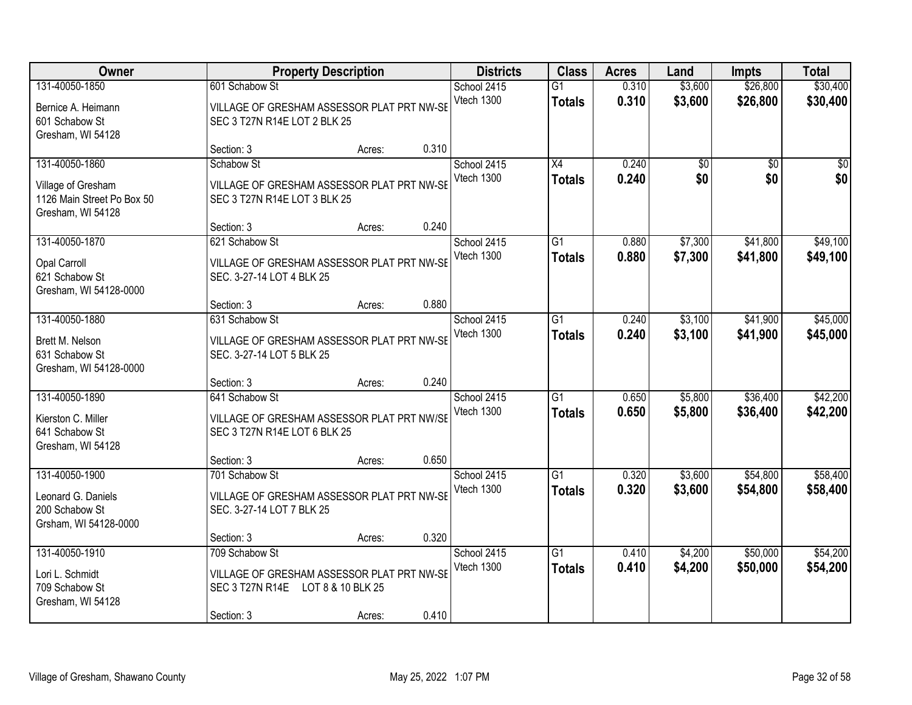| Owner | Property Description | Districts | Class | Acres | Land | Impts | Total |
|---|---|---|---|---|---|---|---|
| 131-40050-1850<br>Bernice A. Heimann<br>601 Schabow St<br>Gresham, WI 54128 | 601 Schabow St<br>VILLAGE OF GRESHAM ASSESSOR PLAT PRT NW-SE SEC 3 T27N R14E LOT 2 BLK 25<br>Section: 3 Acres: 0.310 | School 2415<br>Vtech 1300 | G1<br>**Totals** | 0.310<br>**0.310** | $3,600<br>**$3,600** | $26,800<br>**$26,800** | $30,400<br>**$30,400** |
| 131-40050-1860<br>Village of Gresham<br>1126 Main Street Po Box 50<br>Gresham, WI 54128 | Schabow St<br>VILLAGE OF GRESHAM ASSESSOR PLAT PRT NW-SE SEC 3 T27N R14E LOT 3 BLK 25<br>Section: 3 Acres: 0.240 | School 2415<br>Vtech 1300 | X4<br>**Totals** | 0.240<br>**0.240** | $0<br>**$0** | $0<br>**$0** | $0<br>**$0** |
| 131-40050-1870<br>Opal Carroll<br>621 Schabow St<br>Gresham, WI 54128-0000 | 621 Schabow St<br>VILLAGE OF GRESHAM ASSESSOR PLAT PRT NW-SE SEC. 3-27-14 LOT 4 BLK 25<br>Section: 3 Acres: 0.880 | School 2415<br>Vtech 1300 | G1<br>**Totals** | 0.880<br>**0.880** | $7,300<br>**$7,300** | $41,800<br>**$41,800** | $49,100<br>**$49,100** |
| 131-40050-1880<br>Brett M. Nelson<br>631 Schabow St<br>Gresham, WI 54128-0000 | 631 Schabow St<br>VILLAGE OF GRESHAM ASSESSOR PLAT PRT NW-SE SEC. 3-27-14 LOT 5 BLK 25<br>Section: 3 Acres: 0.240 | School 2415<br>Vtech 1300 | G1<br>**Totals** | 0.240<br>**0.240** | $3,100<br>**$3,100** | $41,900<br>**$41,900** | $45,000<br>**$45,000** |
| 131-40050-1890<br>Kierston C. Miller<br>641 Schabow St<br>Gresham, WI 54128 | 641 Schabow St<br>VILLAGE OF GRESHAM ASSESSOR PLAT PRT NW/SE SEC 3 T27N R14E LOT 6 BLK 25<br>Section: 3 Acres: 0.650 | School 2415<br>Vtech 1300 | G1<br>**Totals** | 0.650<br>**0.650** | $5,800<br>**$5,800** | $36,400<br>**$36,400** | $42,200<br>**$42,200** |
| 131-40050-1900<br>Leonard G. Daniels<br>200 Schabow St<br>Grsham, WI 54128-0000 | 701 Schabow St<br>VILLAGE OF GRESHAM ASSESSOR PLAT PRT NW-SE SEC. 3-27-14 LOT 7 BLK 25<br>Section: 3 Acres: 0.320 | School 2415<br>Vtech 1300 | G1<br>**Totals** | 0.320<br>**0.320** | $3,600<br>**$3,600** | $54,800<br>**$54,800** | $58,400<br>**$58,400** |
| 131-40050-1910<br>Lori L. Schmidt<br>709 Schabow St<br>Gresham, WI 54128 | 709 Schabow St<br>VILLAGE OF GRESHAM ASSESSOR PLAT PRT NW-SE SEC 3 T27N R14E LOT 8 & 10 BLK 25<br>Section: 3 Acres: 0.410 | School 2415<br>Vtech 1300 | G1<br>**Totals** | 0.410<br>**0.410** | $4,200<br>**$4,200** | $50,000<br>**$50,000** | $54,200<br>**$54,200** |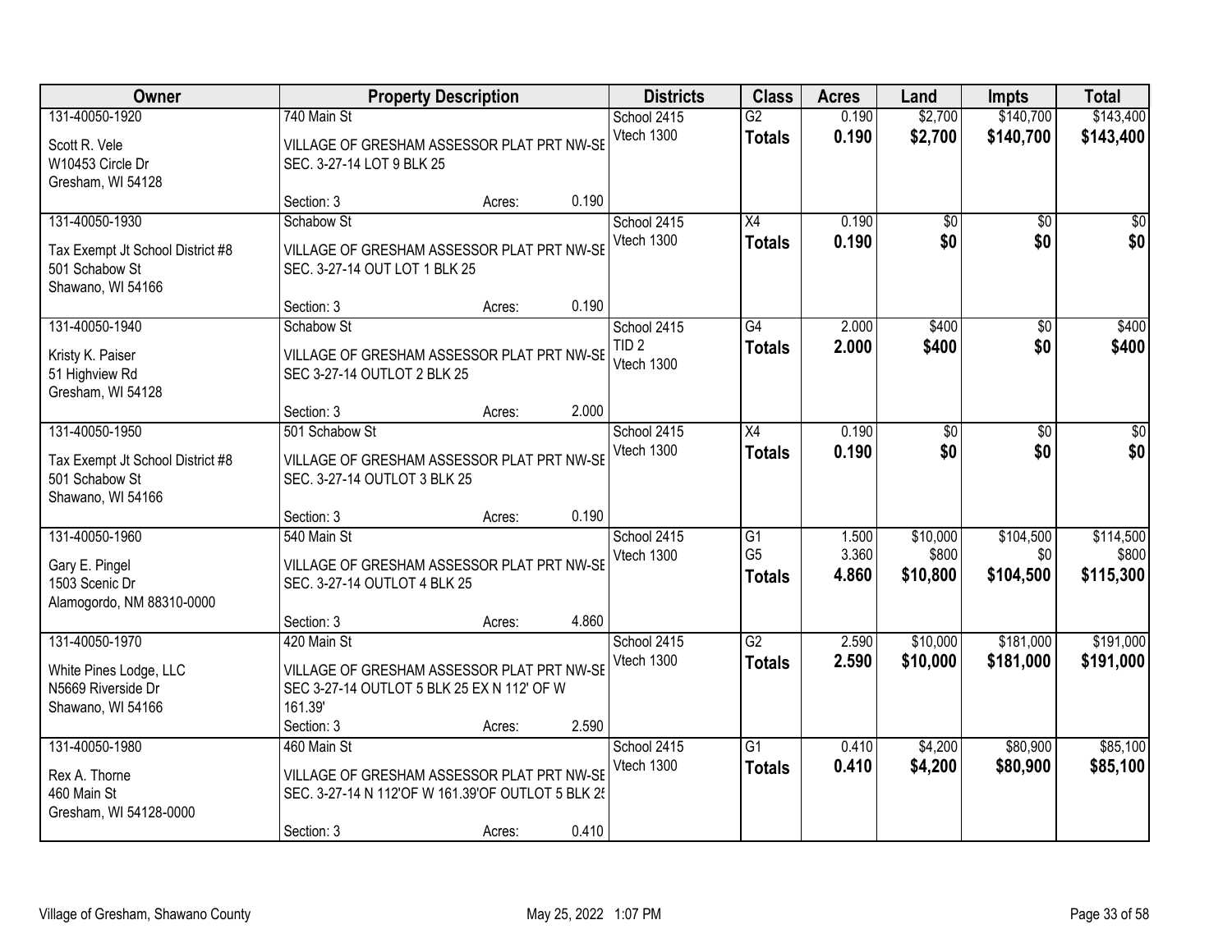| Owner | Property Description | Districts | Class | Acres | Land | Impts | Total |
|---|---|---|---|---|---|---|---|
| 131-40050-1920<br>Scott R. Vele<br>W10453 Circle Dr<br>Gresham, WI 54128 | 740 Main St<br>VILLAGE OF GRESHAM ASSESSOR PLAT PRT NW-SE SEC. 3-27-14 LOT 9 BLK 25<br>Section: 3 Acres: 0.190 | School 2415<br>Vtech 1300 | G2<br>**Totals** | 0.190<br>**0.190** | $2,700<br>**$2,700** | $140,700<br>**$140,700** | $143,400<br>**$143,400** |
| 131-40050-1930<br>Tax Exempt Jt School District #8<br>501 Schabow St<br>Shawano, WI 54166 | Schabow St<br>VILLAGE OF GRESHAM ASSESSOR PLAT PRT NW-SE SEC. 3-27-14 OUT LOT 1 BLK 25<br>Section: 3 Acres: 0.190 | School 2415<br>Vtech 1300 | X4<br>**Totals** | 0.190<br>**0.190** | $0<br>**$0** | $0<br>**$0** | $0<br>**$0** |
| 131-40050-1940<br>Kristy K. Paiser<br>51 Highview Rd<br>Gresham, WI 54128 | Schabow St<br>VILLAGE OF GRESHAM ASSESSOR PLAT PRT NW-SE SEC 3-27-14 OUTLOT 2 BLK 25<br>Section: 3 Acres: 2.000 | School 2415<br>TID 2<br>Vtech 1300 | G4<br>**Totals** | 2.000<br>**2.000** | $400<br>**$400** | $0<br>**$0** | $400<br>**$400** |
| 131-40050-1950<br>Tax Exempt Jt School District #8<br>501 Schabow St<br>Shawano, WI 54166 | 501 Schabow St<br>VILLAGE OF GRESHAM ASSESSOR PLAT PRT NW-SE SEC. 3-27-14 OUTLOT 3 BLK 25<br>Section: 3 Acres: 0.190 | School 2415<br>Vtech 1300 | X4<br>**Totals** | 0.190<br>**0.190** | $0<br>**$0** | $0<br>**$0** | $0<br>**$0** |
| 131-40050-1960<br>Gary E. Pingel<br>1503 Scenic Dr<br>Alamogordo, NM 88310-0000 | 540 Main St<br>VILLAGE OF GRESHAM ASSESSOR PLAT PRT NW-SE SEC. 3-27-14 OUTLOT 4 BLK 25<br>Section: 3 Acres: 4.860 | School 2415<br>Vtech 1300 | G1<br>G5<br>**Totals** | 1.500<br>3.360<br>**4.860** | $10,000<br>$800<br>**$10,800** | $104,500<br>$0<br>**$104,500** | $114,500<br>$800<br>**$115,300** |
| 131-40050-1970<br>White Pines Lodge, LLC<br>N5669 Riverside Dr<br>Shawano, WI 54166 | 420 Main St<br>VILLAGE OF GRESHAM ASSESSOR PLAT PRT NW-SE SEC 3-27-14 OUTLOT 5 BLK 25 EX N 112' OF W 161.39'<br>Section: 3 Acres: 2.590 | School 2415<br>Vtech 1300 | G2<br>**Totals** | 2.590<br>**2.590** | $10,000<br>**$10,000** | $181,000<br>**$181,000** | $191,000<br>**$191,000** |
| 131-40050-1980<br>Rex A. Thorne<br>460 Main St<br>Gresham, WI 54128-0000 | 460 Main St<br>VILLAGE OF GRESHAM ASSESSOR PLAT PRT NW-SE SEC. 3-27-14 N 112'OF W 161.39'OF OUTLOT 5 BLK 25<br>Section: 3 Acres: 0.410 | School 2415<br>Vtech 1300 | G1<br>**Totals** | 0.410<br>**0.410** | $4,200<br>**$4,200** | $80,900<br>**$80,900** | $85,100<br>**$85,100** |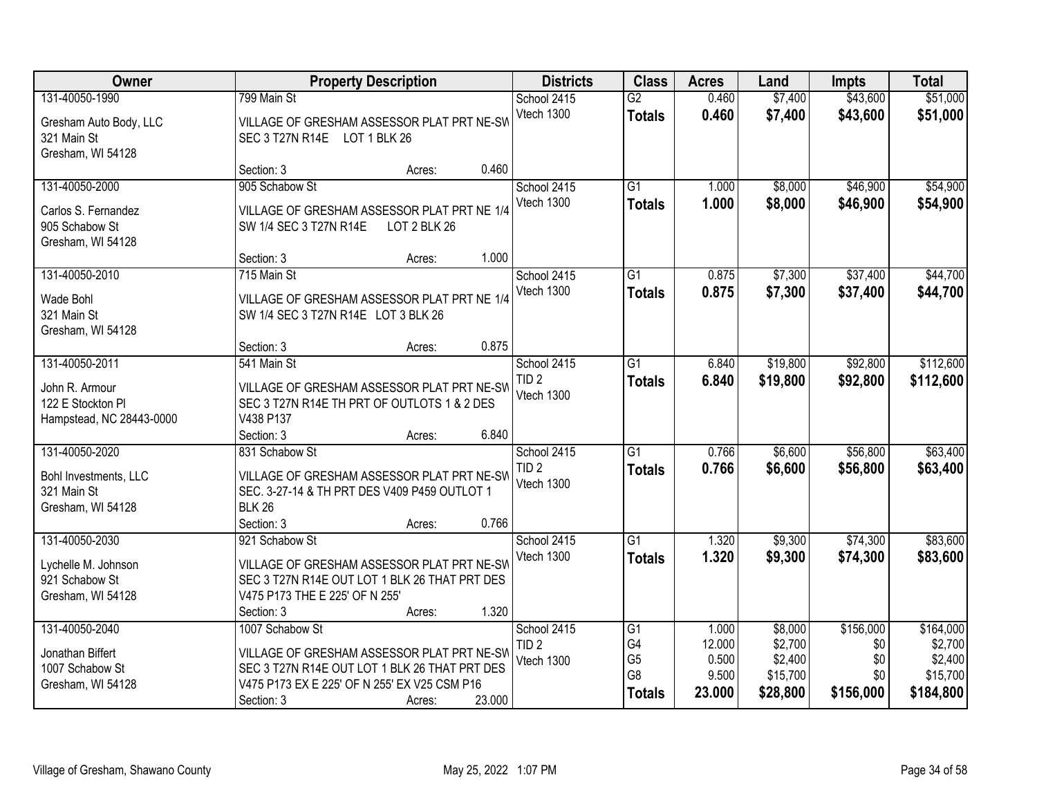| Owner | Property Description | Districts | Class | Acres | Land | Impts | Total |
|---|---|---|---|---|---|---|---|
| 131-40050-1990<br>Gresham Auto Body, LLC<br>321 Main St<br>Gresham, WI 54128 | 799 Main St<br>VILLAGE OF GRESHAM ASSESSOR PLAT PRT NE-SW SEC 3 T27N R14E LOT 1 BLK 26<br>Section: 3 Acres: 0.460 | School 2415<br>Vtech 1300 | G2<br>**Totals** | 0.460<br>**0.460** | $7,400<br>**$7,400** | $43,600<br>**$43,600** | $51,000<br>**$51,000** |
| 131-40050-2000<br>Carlos S. Fernandez<br>905 Schabow St<br>Gresham, WI 54128 | 905 Schabow St<br>VILLAGE OF GRESHAM ASSESSOR PLAT PRT NE 1/4 SW 1/4 SEC 3 T27N R14E LOT 2 BLK 26<br>Section: 3 Acres: 1.000 | School 2415<br>Vtech 1300 | G1<br>**Totals** | 1.000<br>**1.000** | $8,000<br>**$8,000** | $46,900<br>**$46,900** | $54,900<br>**$54,900** |
| 131-40050-2010<br>Wade Bohl<br>321 Main St<br>Gresham, WI 54128 | 715 Main St<br>VILLAGE OF GRESHAM ASSESSOR PLAT PRT NE 1/4 SW 1/4 SEC 3 T27N R14E LOT 3 BLK 26<br>Section: 3 Acres: 0.875 | School 2415<br>Vtech 1300 | G1<br>**Totals** | 0.875<br>**0.875** | $7,300<br>**$7,300** | $37,400<br>**$37,400** | $44,700<br>**$44,700** |
| 131-40050-2011<br>John R. Armour<br>122 E Stockton Pl<br>Hampstead, NC 28443-0000 | 541 Main St<br>VILLAGE OF GRESHAM ASSESSOR PLAT PRT NE-SW SEC 3 T27N R14E TH PRT OF OUTLOTS 1 & 2 DES V438 P137<br>Section: 3 Acres: 6.840 | School 2415<br>TID 2<br>Vtech 1300 | G1<br>**Totals** | 6.840<br>**6.840** | $19,800<br>**$19,800** | $92,800<br>**$92,800** | $112,600<br>**$112,600** |
| 131-40050-2020<br>Bohl Investments, LLC<br>321 Main St<br>Gresham, WI 54128 | 831 Schabow St<br>VILLAGE OF GRESHAM ASSESSOR PLAT PRT NE-SW SEC. 3-27-14 & TH PRT DES V409 P459 OUTLOT 1 BLK 26<br>Section: 3 Acres: 0.766 | School 2415<br>TID 2<br>Vtech 1300 | G1<br>**Totals** | 0.766<br>**0.766** | $6,600<br>**$6,600** | $56,800<br>**$56,800** | $63,400<br>**$63,400** |
| 131-40050-2030<br>Lychelle M. Johnson<br>921 Schabow St<br>Gresham, WI 54128 | 921 Schabow St<br>VILLAGE OF GRESHAM ASSESSOR PLAT PRT NE-SW SEC 3 T27N R14E OUT LOT 1 BLK 26 THAT PRT DES V475 P173 THE E 225' OF N 255'<br>Section: 3 Acres: 1.320 | School 2415<br>Vtech 1300 | G1<br>**Totals** | 1.320<br>**1.320** | $9,300<br>**$9,300** | $74,300<br>**$74,300** | $83,600<br>**$83,600** |
| 131-40050-2040<br>Jonathan Biffert<br>1007 Schabow St<br>Gresham, WI 54128 | 1007 Schabow St<br>VILLAGE OF GRESHAM ASSESSOR PLAT PRT NE-SW SEC 3 T27N R14E OUT LOT 1 BLK 26 THAT PRT DES V475 P173 EX E 225' OF N 255' EX V25 CSM P16<br>Section: 3 Acres: 23.000 | School 2415<br>TID 2<br>Vtech 1300 | G1<br>G4<br>G5<br>G8<br>**Totals** | 1.000<br>12.000<br>0.500<br>9.500<br>**23.000** | $8,000<br>$2,700<br>$2,400<br>$15,700<br>**$28,800** | $156,000<br>$0<br>$0<br>$0<br>**$156,000** | $164,000<br>$2,700<br>$2,400<br>$15,700<br>**$184,800** |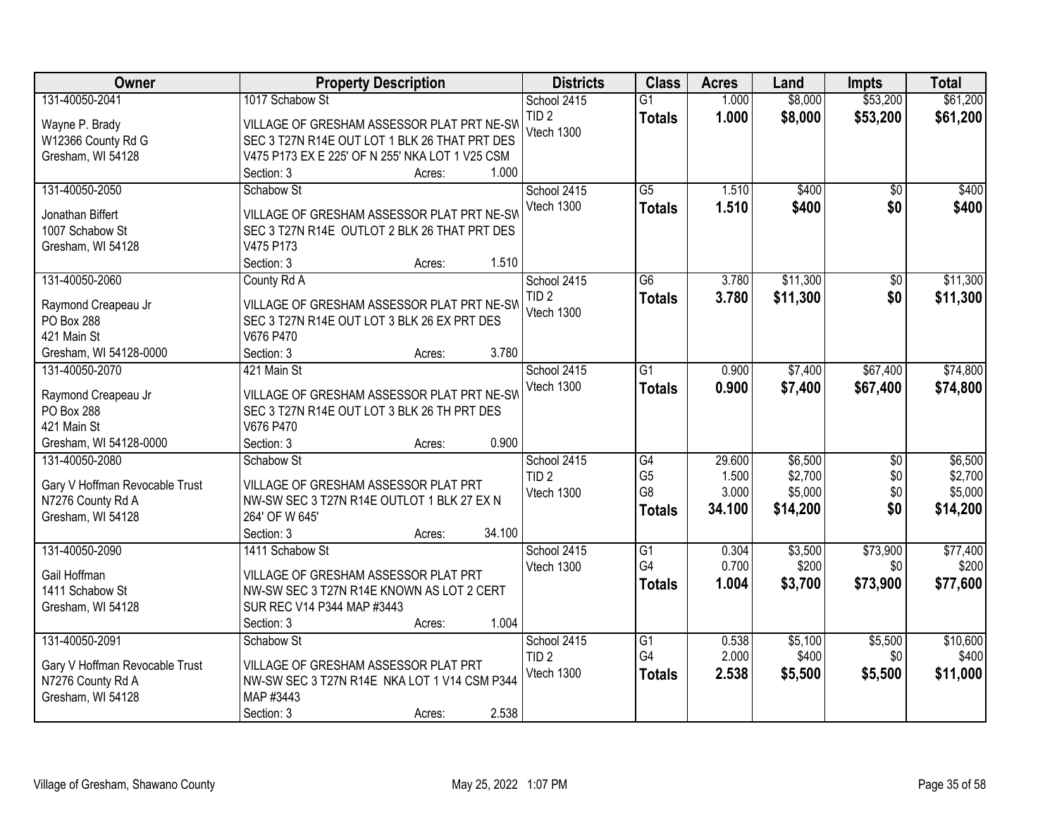| Owner | Property Description | Districts | Class | Acres | Land | Impts | Total |
|---|---|---|---|---|---|---|---|
| 131-40050-2041<br><br>Wayne P. Brady<br>W12366 County Rd G<br>Gresham, WI 54128 | 1017 Schabow St<br><br>VILLAGE OF GRESHAM ASSESSOR PLAT PRT NE-SW SEC 3 T27N R14E OUT LOT 1 BLK 26 THAT PRT DES V475 P173 EX E 225' OF N 255' NKA LOT 1 V25 CSM<br>Section: 3 Acres: 1.000 | School 2415<br>TID 2<br>Vtech 1300 | G1<br>**Totals** | 1.000<br>**1.000** | $8,000<br>**$8,000** | $53,200<br>**$53,200** | $61,200<br>**$61,200** |
| 131-40050-2050<br><br>Jonathan Biffert<br>1007 Schabow St<br>Gresham, WI 54128 | Schabow St<br><br>VILLAGE OF GRESHAM ASSESSOR PLAT PRT NE-SW SEC 3 T27N R14E OUTLOT 2 BLK 26 THAT PRT DES V475 P173<br>Section: 3 Acres: 1.510 | School 2415<br>Vtech 1300 | G5<br>**Totals** | 1.510<br>**1.510** | $400<br>**$400** | $0<br>**$0** | $400<br>**$400** |
| 131-40050-2060<br><br>Raymond Creapeau Jr<br>PO Box 288<br>421 Main St<br>Gresham, WI 54128-0000 | County Rd A<br><br>VILLAGE OF GRESHAM ASSESSOR PLAT PRT NE-SW SEC 3 T27N R14E OUT LOT 3 BLK 26 EX PRT DES V676 P470<br>Section: 3 Acres: 3.780 | School 2415<br>TID 2<br>Vtech 1300 | G6<br>**Totals** | 3.780<br>**3.780** | $11,300<br>**$11,300** | $0<br>**$0** | $11,300<br>**$11,300** |
| 131-40050-2070<br><br>Raymond Creapeau Jr<br>PO Box 288<br>421 Main St<br>Gresham, WI 54128-0000 | 421 Main St<br><br>VILLAGE OF GRESHAM ASSESSOR PLAT PRT NE-SW SEC 3 T27N R14E OUT LOT 3 BLK 26 TH PRT DES V676 P470<br>Section: 3 Acres: 0.900 | School 2415<br>Vtech 1300 | G1<br>**Totals** | 0.900<br>**0.900** | $7,400<br>**$7,400** | $67,400<br>**$67,400** | $74,800<br>**$74,800** |
| 131-40050-2080<br><br>Gary V Hoffman Revocable Trust<br>N7276 County Rd A<br>Gresham, WI 54128 | Schabow St<br><br>VILLAGE OF GRESHAM ASSESSOR PLAT PRT NW-SW SEC 3 T27N R14E OUTLOT 1 BLK 27 EX N 264' OF W 645'<br>Section: 3 Acres: 34.100 | School 2415<br>TID 2<br>Vtech 1300 | G4<br>G5<br>G8<br>**Totals** | 29.600<br>1.500<br>3.000<br>**34.100** | $6,500<br>$2,700<br>$5,000<br>**$14,200** | $0<br>$0<br>$0<br>**$0** | $6,500<br>$2,700<br>$5,000<br>**$14,200** |
| 131-40050-2090<br><br>Gail Hoffman<br>1411 Schabow St<br>Gresham, WI 54128 | 1411 Schabow St<br><br>VILLAGE OF GRESHAM ASSESSOR PLAT PRT NW-SW SEC 3 T27N R14E KNOWN AS LOT 2 CERT SUR REC V14 P344 MAP #3443<br>Section: 3 Acres: 1.004 | School 2415<br>Vtech 1300 | G1<br>G4<br>**Totals** | 0.304<br>0.700<br>**1.004** | $3,500<br>$200<br>**$3,700** | $73,900<br>$0<br>**$73,900** | $77,400<br>$200<br>**$77,600** |
| 131-40050-2091<br><br>Gary V Hoffman Revocable Trust<br>N7276 County Rd A<br>Gresham, WI 54128 | Schabow St<br><br>VILLAGE OF GRESHAM ASSESSOR PLAT PRT NW-SW SEC 3 T27N R14E NKA LOT 1 V14 CSM P344 MAP #3443<br>Section: 3 Acres: 2.538 | School 2415<br>TID 2<br>Vtech 1300 | G1<br>G4<br>**Totals** | 0.538<br>2.000<br>**2.538** | $5,100<br>$400<br>**$5,500** | $5,500<br>$0<br>**$5,500** | $10,600<br>$400<br>**$11,000** |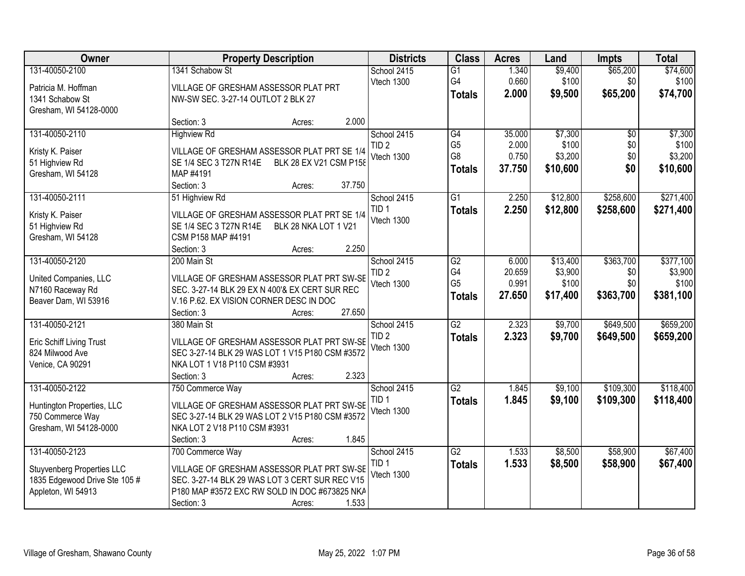| Owner | Property Description | Districts | Class | Acres | Land | Impts | Total |
|---|---|---|---|---|---|---|---|
| 131-40050-2100<br>Patricia M. Hoffman<br>1341 Schabow St<br>Gresham, WI 54128-0000 | 1341 Schabow St<br>VILLAGE OF GRESHAM ASSESSOR PLAT PRT NW-SW SEC. 3-27-14 OUTLOT 2 BLK 27<br>Section: 3 Acres: 2.000 | School 2415<br>Vtech 1300 | G1<br>G4<br>**Totals** | 1.340<br>0.660<br>**2.000** | $9,400<br>$100<br>**$9,500** | $65,200<br>$0<br>**$65,200** | $74,600<br>$100<br>**$74,700** |
| 131-40050-2110<br>Kristy K. Paiser<br>51 Highview Rd<br>Gresham, WI 54128 | Highview Rd<br>VILLAGE OF GRESHAM ASSESSOR PLAT PRT SE 1/4 SE 1/4 SEC 3 T27N R14E BLK 28 EX V21 CSM P158 MAP #4191<br>Section: 3 Acres: 37.750 | School 2415<br>TID 2<br>Vtech 1300 | G4<br>G5<br>G8<br>**Totals** | 35.000<br>2.000<br>0.750<br>**37.750** | $7,300<br>$100<br>$3,200<br>**$10,600** | $0<br>$0<br>$0<br>**$0** | $7,300<br>$100<br>$3,200<br>**$10,600** |
| 131-40050-2111<br>Kristy K. Paiser<br>51 Highview Rd<br>Gresham, WI 54128 | 51 Highview Rd<br>VILLAGE OF GRESHAM ASSESSOR PLAT PRT SE 1/4 SE 1/4 SEC 3 T27N R14E BLK 28 NKA LOT 1 V21 CSM P158 MAP #4191<br>Section: 3 Acres: 2.250 | School 2415<br>TID 1<br>Vtech 1300 | G1<br>**Totals** | 2.250<br>**2.250** | $12,800<br>**$12,800** | $258,600<br>**$258,600** | $271,400<br>**$271,400** |
| 131-40050-2120<br>United Companies, LLC<br>N7160 Raceway Rd<br>Beaver Dam, WI 53916 | 200 Main St<br>VILLAGE OF GRESHAM ASSESSOR PLAT PRT SW-SE SEC. 3-27-14 BLK 29 EX N 400'& EX CERT SUR REC V.16 P.62. EX VISION CORNER DESC IN DOC<br>Section: 3 Acres: 27.650 | School 2415<br>TID 2<br>Vtech 1300 | G2<br>G4<br>G5<br>**Totals** | 6.000<br>20.659<br>0.991<br>**27.650** | $13,400<br>$3,900<br>$100<br>**$17,400** | $363,700<br>$0<br>$0<br>**$363,700** | $377,100<br>$3,900<br>$100<br>**$381,100** |
| 131-40050-2121<br>Eric Schiff Living Trust<br>824 Milwood Ave<br>Venice, CA 90291 | 380 Main St<br>VILLAGE OF GRESHAM ASSESSOR PLAT PRT SW-SE SEC 3-27-14 BLK 29 WAS LOT 1 V15 P180 CSM #3572 NKA LOT 1 V18 P110 CSM #3931<br>Section: 3 Acres: 2.323 | School 2415<br>TID 2<br>Vtech 1300 | G2<br>**Totals** | 2.323<br>**2.323** | $9,700<br>**$9,700** | $649,500<br>**$649,500** | $659,200<br>**$659,200** |
| 131-40050-2122<br>Huntington Properties, LLC<br>750 Commerce Way<br>Gresham, WI 54128-0000 | 750 Commerce Way<br>VILLAGE OF GRESHAM ASSESSOR PLAT PRT SW-SE SEC 3-27-14 BLK 29 WAS LOT 2 V15 P180 CSM #3572 NKA LOT 2 V18 P110 CSM #3931<br>Section: 3 Acres: 1.845 | School 2415<br>TID 1<br>Vtech 1300 | G2<br>**Totals** | 1.845<br>**1.845** | $9,100<br>**$9,100** | $109,300<br>**$109,300** | $118,400<br>**$118,400** |
| 131-40050-2123<br>Stuyvenberg Properties LLC<br>1835 Edgewood Drive Ste 105 #<br>Appleton, WI 54913 | 700 Commerce Way<br>VILLAGE OF GRESHAM ASSESSOR PLAT PRT SW-SE SEC. 3-27-14 BLK 29 WAS LOT 3 CERT SUR REC V15 P180 MAP #3572 EXC RW SOLD IN DOC #673825 NKA<br>Section: 3 Acres: 1.533 | School 2415<br>TID 1<br>Vtech 1300 | G2<br>**Totals** | 1.533<br>**1.533** | $8,500<br>**$8,500** | $58,900<br>**$58,900** | $67,400<br>**$67,400** |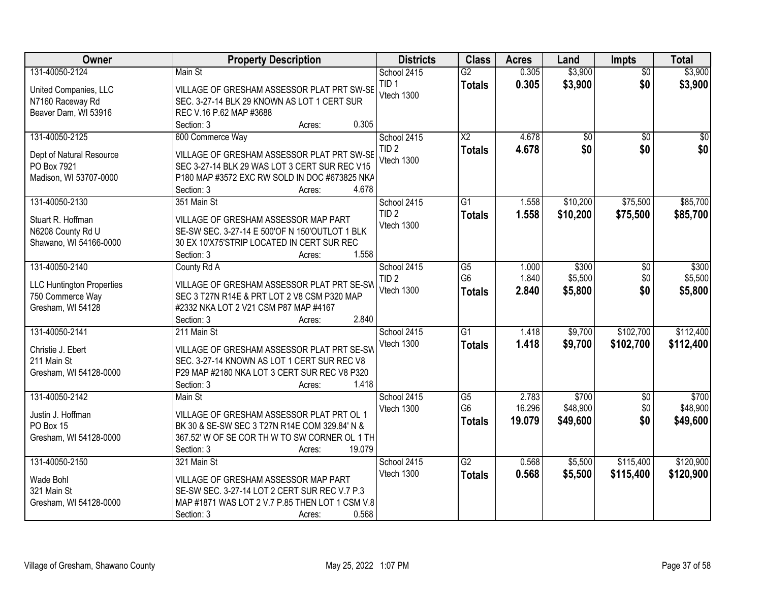| Owner | Property Description | Districts | Class | Acres | Land | Impts | Total |
|---|---|---|---|---|---|---|---|
| 131-40050-2124<br>United Companies, LLC<br>N7160 Raceway Rd<br>Beaver Dam, WI 53916 | Main St<br>VILLAGE OF GRESHAM ASSESSOR PLAT PRT SW-SE SEC. 3-27-14 BLK 29 KNOWN AS LOT 1 CERT SUR REC V.16 P.62 MAP #3688<br>Section: 3 Acres: 0.305 | School 2415<br>TID 1<br>Vtech 1300 | G2<br>**Totals** | 0.305<br>**0.305** | $3,900<br>**$3,900** | $0<br>**$0** | $3,900<br>**$3,900** |
| 131-40050-2125<br>Dept of Natural Resource<br>PO Box 7921<br>Madison, WI 53707-0000 | 600 Commerce Way<br>VILLAGE OF GRESHAM ASSESSOR PLAT PRT SW-SE SEC 3-27-14 BLK 29 WAS LOT 3 CERT SUR REC V15 P180 MAP #3572 EXC RW SOLD IN DOC #673825 NKA<br>Section: 3 Acres: 4.678 | School 2415<br>TID 2<br>Vtech 1300 | X2<br>**Totals** | 4.678<br>**4.678** | $0<br>**$0** | $0<br>**$0** | $0<br>**$0** |
| 131-40050-2130<br>Stuart R. Hoffman<br>N6208 County Rd U<br>Shawano, WI 54166-0000 | 351 Main St<br>VILLAGE OF GRESHAM ASSESSOR MAP PART SE-SW SEC. 3-27-14 E 500'OF N 150'OUTLOT 1 BLK 30 EX 10'X75'STRIP LOCATED IN CERT SUR REC<br>Section: 3 Acres: 1.558 | School 2415<br>TID 2<br>Vtech 1300 | G1<br>**Totals** | 1.558<br>**1.558** | $10,200<br>**$10,200** | $75,500<br>**$75,500** | $85,700<br>**$85,700** |
| 131-40050-2140<br>LLC Huntington Properties<br>750 Commerce Way<br>Gresham, WI 54128 | County Rd A<br>VILLAGE OF GRESHAM ASSESSOR PLAT PRT SE-SW SEC 3 T27N R14E & PRT LOT 2 V8 CSM P320 MAP #2332 NKA LOT 2 V21 CSM P87 MAP #4167<br>Section: 3 Acres: 2.840 | School 2415<br>TID 2<br>Vtech 1300 | G5<br>G6<br>**Totals** | 1.000<br>1.840<br>**2.840** | $300<br>$5,500<br>**$5,800** | $0<br>$0<br>**$0** | $300<br>$5,500<br>**$5,800** |
| 131-40050-2141<br>Christie J. Ebert<br>211 Main St<br>Gresham, WI 54128-0000 | 211 Main St<br>VILLAGE OF GRESHAM ASSESSOR PLAT PRT SE-SW SEC. 3-27-14 KNOWN AS LOT 1 CERT SUR REC V8 P29 MAP #2180 NKA LOT 3 CERT SUR REC V8 P320<br>Section: 3 Acres: 1.418 | School 2415<br>Vtech 1300 | G1<br>**Totals** | 1.418<br>**1.418** | $9,700<br>**$9,700** | $102,700<br>**$102,700** | $112,400<br>**$112,400** |
| 131-40050-2142<br>Justin J. Hoffman<br>PO Box 15<br>Gresham, WI 54128-0000 | Main St<br>VILLAGE OF GRESHAM ASSESSOR PLAT PRT OL 1 BK 30 & SE-SW SEC 3 T27N R14E COM 329.84' N & 367.52' W OF SE COR TH W TO SW CORNER OL 1 TH<br>Section: 3 Acres: 19.079 | School 2415<br>Vtech 1300 | G5<br>G6<br>**Totals** | 2.783<br>16.296<br>**19.079** | $700<br>$48,900<br>**$49,600** | $0<br>$0<br>**$0** | $700<br>$48,900<br>**$49,600** |
| 131-40050-2150<br>Wade Bohl<br>321 Main St<br>Gresham, WI 54128-0000 | 321 Main St<br>VILLAGE OF GRESHAM ASSESSOR MAP PART SE-SW SEC. 3-27-14 LOT 2 CERT SUR REC V.7 P.3 MAP #1871 WAS LOT 2 V.7 P.85 THEN LOT 1 CSM V.8<br>Section: 3 Acres: 0.568 | School 2415<br>Vtech 1300 | G2<br>**Totals** | 0.568<br>**0.568** | $5,500<br>**$5,500** | $115,400<br>**$115,400** | $120,900<br>**$120,900** |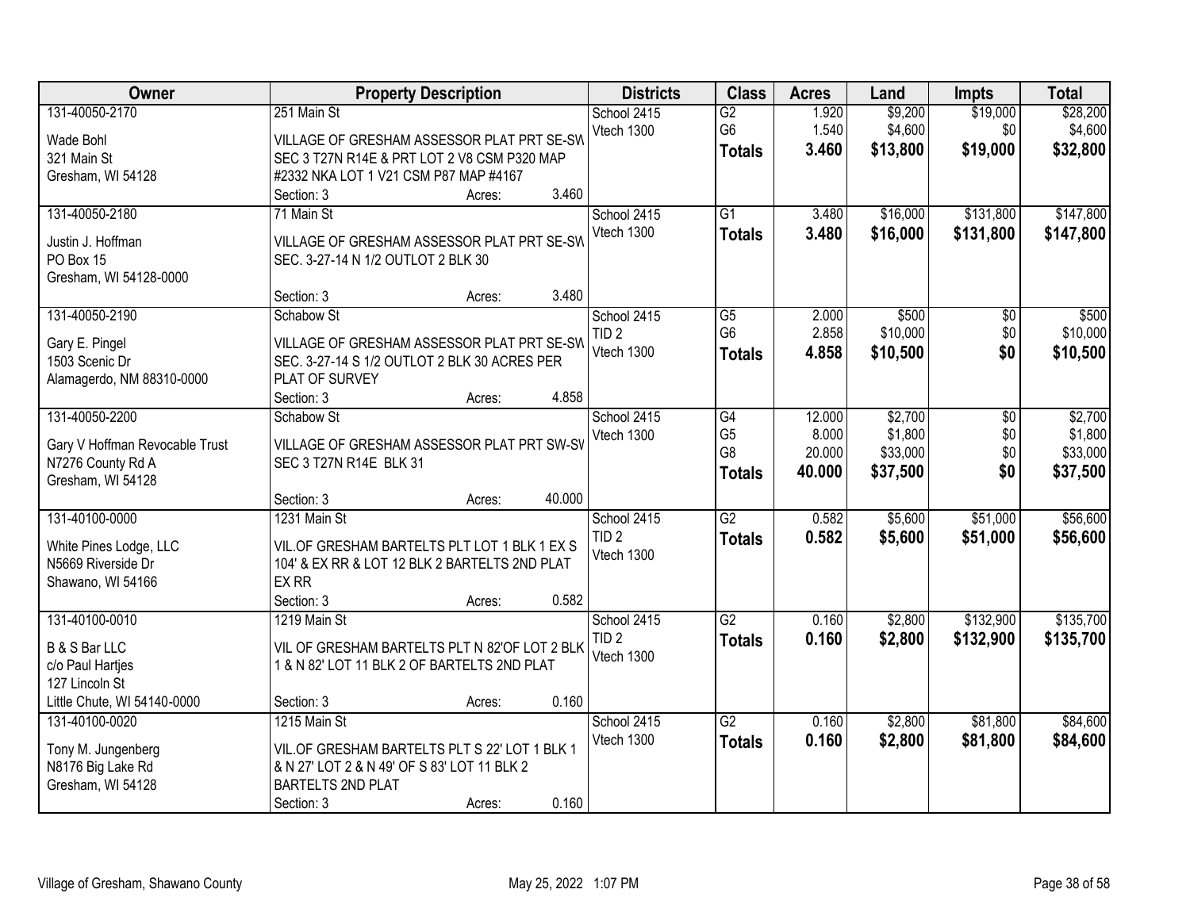| Owner | Property Description | Districts | Class | Acres | Land | Impts | Total |
|---|---|---|---|---|---|---|---|
| 131-40050-2170<br>Wade Bohl<br>321 Main St<br>Gresham, WI 54128 | 251 Main St<br>VILLAGE OF GRESHAM ASSESSOR PLAT PRT SE-SW SEC 3 T27N R14E & PRT LOT 2 V8 CSM P320 MAP #2332 NKA LOT 1 V21 CSM P87 MAP #4167<br>Section: 3 Acres: 3.460 | School 2415<br>Vtech 1300 | G2<br>G6<br>**Totals** | 1.920<br>1.540<br>**3.460** | $9,200<br>$4,600<br>**$13,800** | $19,000<br>$0<br>**$19,000** | $28,200<br>$4,600<br>**$32,800** |
| 131-40050-2180<br>Justin J. Hoffman<br>PO Box 15<br>Gresham, WI 54128-0000 | 71 Main St<br>VILLAGE OF GRESHAM ASSESSOR PLAT PRT SE-SW SEC. 3-27-14 N 1/2 OUTLOT 2 BLK 30<br>Section: 3 Acres: 3.480 | School 2415<br>Vtech 1300 | G1<br>**Totals** | 3.480<br>**3.480** | $16,000<br>**$16,000** | $131,800<br>**$131,800** | $147,800<br>**$147,800** |
| 131-40050-2190<br>Gary E. Pingel<br>1503 Scenic Dr<br>Alamagerdo, NM 88310-0000 | Schabow St<br>VILLAGE OF GRESHAM ASSESSOR PLAT PRT SE-SW SEC. 3-27-14 S 1/2 OUTLOT 2 BLK 30 ACRES PER PLAT OF SURVEY<br>Section: 3 Acres: 4.858 | School 2415<br>TID 2<br>Vtech 1300 | G5<br>G6<br>**Totals** | 2.000<br>2.858<br>**4.858** | $500<br>$10,000<br>**$10,500** | $0<br>$0<br>**$0** | $500<br>$10,000<br>**$10,500** |
| 131-40050-2200<br>Gary V Hoffman Revocable Trust<br>N7276 County Rd A<br>Gresham, WI 54128 | Schabow St<br>VILLAGE OF GRESHAM ASSESSOR PLAT PRT SW-SW SEC 3 T27N R14E BLK 31<br>Section: 3 Acres: 40.000 | School 2415<br>Vtech 1300 | G4<br>G5<br>G8<br>**Totals** | 12.000<br>8.000<br>20.000<br>**40.000** | $2,700<br>$1,800<br>$33,000<br>**$37,500** | $0<br>$0<br>$0<br>**$0** | $2,700<br>$1,800<br>$33,000<br>**$37,500** |
| 131-40100-0000<br>White Pines Lodge, LLC<br>N5669 Riverside Dr<br>Shawano, WI 54166 | 1231 Main St<br>VIL.OF GRESHAM BARTELTS PLT LOT 1 BLK 1 EX S 104' & EX RR & LOT 12 BLK 2 BARTELTS 2ND PLAT EX RR<br>Section: 3 Acres: 0.582 | School 2415<br>TID 2<br>Vtech 1300 | G2<br>**Totals** | 0.582<br>**0.582** | $5,600<br>**$5,600** | $51,000<br>**$51,000** | $56,600<br>**$56,600** |
| 131-40100-0010<br>B & S Bar LLC<br>c/o Paul Hartjes<br>127 Lincoln St<br>Little Chute, WI 54140-0000 | 1219 Main St<br>VIL OF GRESHAM BARTELTS PLT N 82'OF LOT 2 BLK 1 & N 82' LOT 11 BLK 2 OF BARTELTS 2ND PLAT<br>Section: 3 Acres: 0.160 | School 2415<br>TID 2<br>Vtech 1300 | G2<br>**Totals** | 0.160<br>**0.160** | $2,800<br>**$2,800** | $132,900<br>**$132,900** | $135,700<br>**$135,700** |
| 131-40100-0020<br>Tony M. Jungenberg<br>N8176 Big Lake Rd<br>Gresham, WI 54128 | 1215 Main St<br>VIL.OF GRESHAM BARTELTS PLT S 22' LOT 1 BLK 1 & N 27' LOT 2 & N 49' OF S 83' LOT 11 BLK 2 BARTELTS 2ND PLAT<br>Section: 3 Acres: 0.160 | School 2415<br>Vtech 1300 | G2<br>**Totals** | 0.160<br>**0.160** | $2,800<br>**$2,800** | $81,800<br>**$81,800** | $84,600<br>**$84,600** |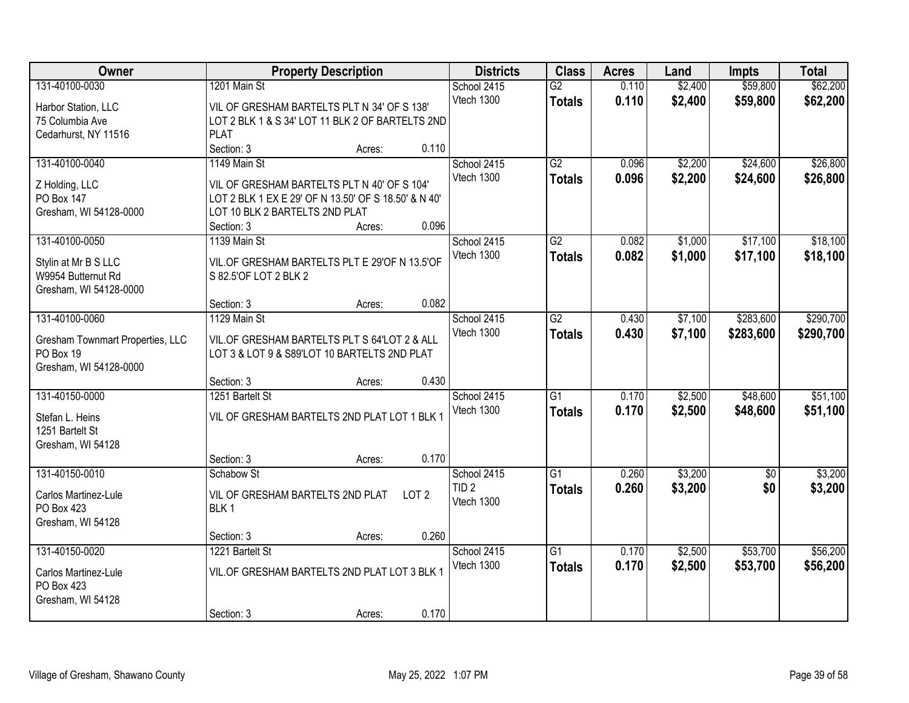| Owner | Property Description | Districts | Class | Acres | Land | Impts | Total |
|---|---|---|---|---|---|---|---|
| 131-40100-0030<br>Harbor Station, LLC<br>75 Columbia Ave<br>Cedarhurst, NY 11516 | 1201 Main St<br>VIL OF GRESHAM BARTELTS PLT N 34' OF S 138' LOT 2 BLK 1 & S 34' LOT 11 BLK 2 OF BARTELTS 2ND PLAT<br>Section: 3 Acres: 0.110 | School 2415<br>Vtech 1300 | G2<br>**Totals** | 0.110<br>**0.110** | $2,400<br>**$2,400** | $59,800<br>**$59,800** | $62,200<br>**$62,200** |
| 131-40100-0040<br>Z Holding, LLC<br>PO Box 147<br>Gresham, WI 54128-0000 | 1149 Main St<br>VIL OF GRESHAM BARTELTS PLT N 40' OF S 104' LOT 2 BLK 1 EX E 29' OF N 13.50' OF S 18.50' & N 40' LOT 10 BLK 2 BARTELTS 2ND PLAT<br>Section: 3 Acres: 0.096 | School 2415<br>Vtech 1300 | G2<br>**Totals** | 0.096<br>**0.096** | $2,200<br>**$2,200** | $24,600<br>**$24,600** | $26,800<br>**$26,800** |
| 131-40100-0050<br>Stylin at Mr B S LLC<br>W9954 Butternut Rd<br>Gresham, WI 54128-0000 | 1139 Main St<br>VIL.OF GRESHAM BARTELTS PLT E 29'OF N 13.5'OF S 82.5'OF LOT 2 BLK 2<br>Section: 3 Acres: 0.082 | School 2415<br>Vtech 1300 | G2<br>**Totals** | 0.082<br>**0.082** | $1,000<br>**$1,000** | $17,100<br>**$17,100** | $18,100<br>**$18,100** |
| 131-40100-0060<br>Gresham Townmart Properties, LLC<br>PO Box 19<br>Gresham, WI 54128-0000 | 1129 Main St<br>VIL.OF GRESHAM BARTELTS PLT S 64'LOT 2 & ALL LOT 3 & LOT 9 & S89'LOT 10 BARTELTS 2ND PLAT<br>Section: 3 Acres: 0.430 | School 2415<br>Vtech 1300 | G2<br>**Totals** | 0.430<br>**0.430** | $7,100<br>**$7,100** | $283,600<br>**$283,600** | $290,700<br>**$290,700** |
| 131-40150-0000<br>Stefan L. Heins<br>1251 Bartelt St<br>Gresham, WI 54128 | 1251 Bartelt St<br>VIL OF GRESHAM BARTELTS 2ND PLAT LOT 1 BLK 1<br>Section: 3 Acres: 0.170 | School 2415<br>Vtech 1300 | G1<br>**Totals** | 0.170<br>**0.170** | $2,500<br>**$2,500** | $48,600<br>**$48,600** | $51,100<br>**$51,100** |
| 131-40150-0010<br>Carlos Martinez-Lule<br>PO Box 423<br>Gresham, WI 54128 | Schabow St<br>VIL OF GRESHAM BARTELTS 2ND PLAT LOT 2 BLK 1<br>Section: 3 Acres: 0.260 | School 2415<br>TID 2<br>Vtech 1300 | G1<br>**Totals** | 0.260<br>**0.260** | $3,200<br>**$3,200** | $0<br>**$0** | $3,200<br>**$3,200** |
| 131-40150-0020<br>Carlos Martinez-Lule<br>PO Box 423<br>Gresham, WI 54128 | 1221 Bartelt St<br>VIL.OF GRESHAM BARTELTS 2ND PLAT LOT 3 BLK 1<br>Section: 3 Acres: 0.170 | School 2415<br>Vtech 1300 | G1<br>**Totals** | 0.170<br>**0.170** | $2,500<br>**$2,500** | $53,700<br>**$53,700** | $56,200<br>**$56,200** |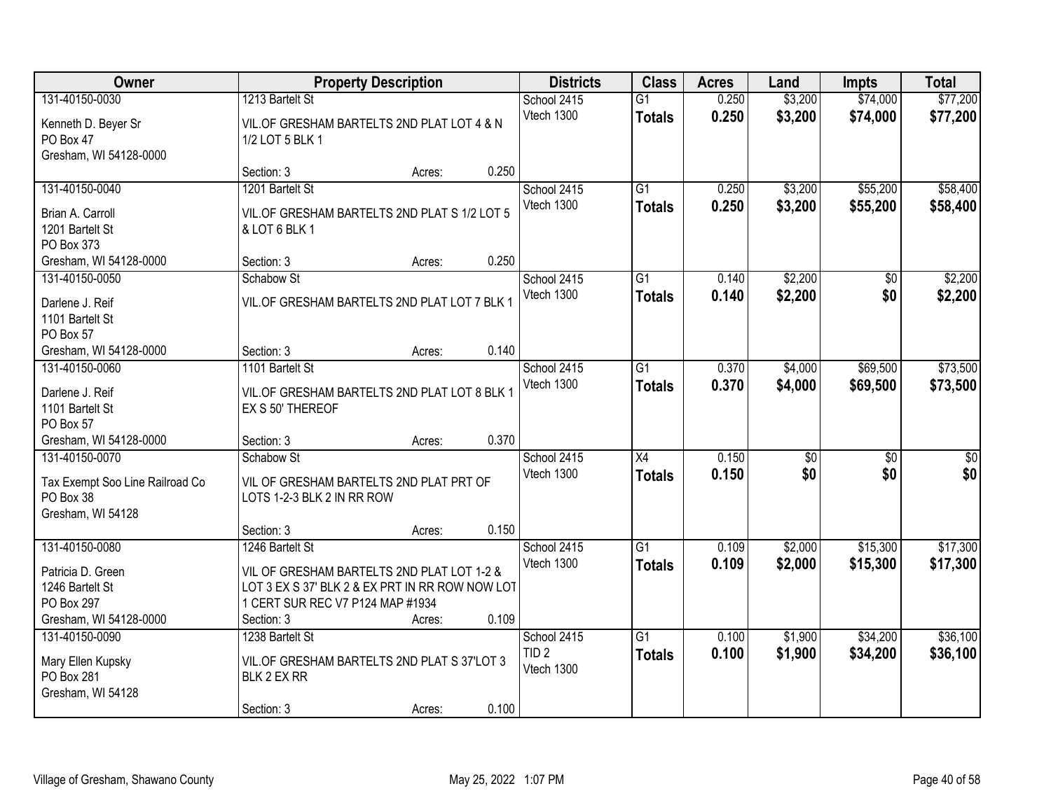| Owner | Property Description | | | Districts | Class | Acres | Land | Impts | Total |
|---|---|---|---|---|---|---|---|---|---|
| 131-40150-0030<br>Kenneth D. Beyer Sr<br>PO Box 47<br>Gresham, WI 54128-0000 | 1213 Bartelt St<br>VIL.OF GRESHAM BARTELTS 2ND PLAT LOT 4 & N 1/2 LOT 5 BLK 1<br>Section: 3 | Acres: | 0.250 | School 2415<br>Vtech 1300 | G1<br>**Totals** | 0.250<br>**0.250** | $3,200<br>**$3,200** | $74,000<br>**$74,000** | $77,200<br>**$77,200** |
| 131-40150-0040<br>Brian A. Carroll<br>1201 Bartelt St<br>PO Box 373<br>Gresham, WI 54128-0000 | 1201 Bartelt St<br>VIL.OF GRESHAM BARTELTS 2ND PLAT S 1/2 LOT 5 & LOT 6 BLK 1<br>Section: 3 | Acres: | 0.250 | School 2415<br>Vtech 1300 | G1<br>**Totals** | 0.250<br>**0.250** | $3,200<br>**$3,200** | $55,200<br>**$55,200** | $58,400<br>**$58,400** |
| 131-40150-0050<br>Darlene J. Reif<br>1101 Bartelt St<br>PO Box 57<br>Gresham, WI 54128-0000 | Schabow St<br>VIL.OF GRESHAM BARTELTS 2ND PLAT LOT 7 BLK 1<br>Section: 3 | Acres: | 0.140 | School 2415<br>Vtech 1300 | G1<br>**Totals** | 0.140<br>**0.140** | $2,200<br>**$2,200** | $0<br>**$0** | $2,200<br>**$2,200** |
| 131-40150-0060<br>Darlene J. Reif<br>1101 Bartelt St<br>PO Box 57<br>Gresham, WI 54128-0000 | 1101 Bartelt St<br>VIL.OF GRESHAM BARTELTS 2ND PLAT LOT 8 BLK 1 EX S 50' THEREOF<br>Section: 3 | Acres: | 0.370 | School 2415<br>Vtech 1300 | G1<br>**Totals** | 0.370<br>**0.370** | $4,000<br>**$4,000** | $69,500<br>**$69,500** | $73,500<br>**$73,500** |
| 131-40150-0070<br>Tax Exempt Soo Line Railroad Co<br>PO Box 38<br>Gresham, WI 54128 | Schabow St<br>VIL OF GRESHAM BARTELTS 2ND PLAT PRT OF LOTS 1-2-3 BLK 2 IN RR ROW<br>Section: 3 | Acres: | 0.150 | School 2415<br>Vtech 1300 | X4<br>**Totals** | 0.150<br>**0.150** | $0<br>**$0** | $0<br>**$0** | $0<br>**$0** |
| 131-40150-0080<br>Patricia D. Green<br>1246 Bartelt St<br>PO Box 297<br>Gresham, WI 54128-0000 | 1246 Bartelt St<br>VIL OF GRESHAM BARTELTS 2ND PLAT LOT 1-2 & LOT 3 EX S 37' BLK 2 & EX PRT IN RR ROW NOW LOT 1 CERT SUR REC V7 P124 MAP #1934<br>Section: 3 | Acres: | 0.109 | School 2415<br>Vtech 1300 | G1<br>**Totals** | 0.109<br>**0.109** | $2,000<br>**$2,000** | $15,300<br>**$15,300** | $17,300<br>**$17,300** |
| 131-40150-0090<br>Mary Ellen Kupsky<br>PO Box 281<br>Gresham, WI 54128 | 1238 Bartelt St<br>VIL.OF GRESHAM BARTELTS 2ND PLAT S 37'LOT 3 BLK 2 EX RR<br>Section: 3 | Acres: | 0.100 | School 2415<br>TID 2<br>Vtech 1300 | G1<br>**Totals** | 0.100<br>**0.100** | $1,900<br>**$1,900** | $34,200<br>**$34,200** | $36,100<br>**$36,100** |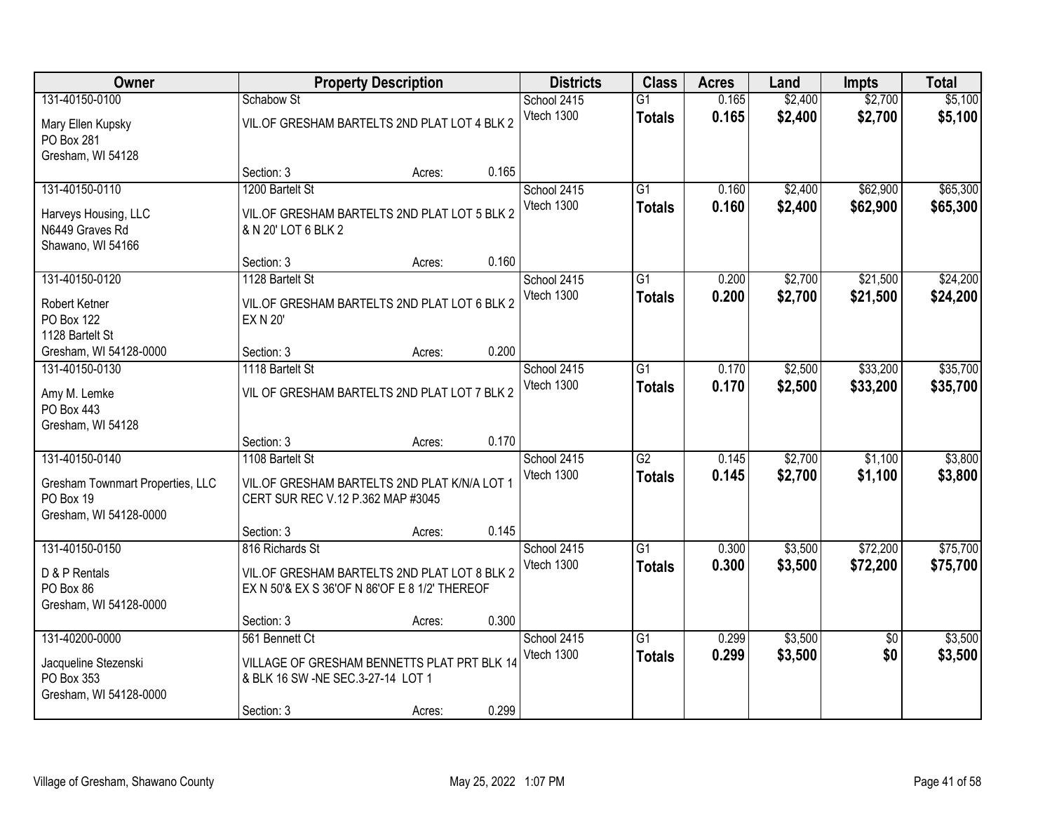| Owner | Property Description | Districts | Class | Acres | Land | Impts | Total |
|---|---|---|---|---|---|---|---|
| 131-40150-0100<br>Mary Ellen Kupsky<br>PO Box 281<br>Gresham, WI 54128 | Schabow St<br>VIL.OF GRESHAM BARTELTS 2ND PLAT LOT 4 BLK 2<br>Section: 3 Acres: 0.165 | School 2415<br>Vtech 1300 | G1<br>**Totals** | 0.165<br>**0.165** | $2,400<br>**$2,400** | $2,700<br>**$2,700** | $5,100<br>**$5,100** |
| 131-40150-0110<br>Harveys Housing, LLC<br>N6449 Graves Rd<br>Shawano, WI 54166 | 1200 Bartelt St<br>VIL.OF GRESHAM BARTELTS 2ND PLAT LOT 5 BLK 2 & N 20' LOT 6 BLK 2<br>Section: 3 Acres: 0.160 | School 2415<br>Vtech 1300 | G1<br>**Totals** | 0.160<br>**0.160** | $2,400<br>**$2,400** | $62,900<br>**$62,900** | $65,300<br>**$65,300** |
| 131-40150-0120<br>Robert Ketner<br>PO Box 122<br>1128 Bartelt St<br>Gresham, WI 54128-0000 | 1128 Bartelt St<br>VIL.OF GRESHAM BARTELTS 2ND PLAT LOT 6 BLK 2 EX N 20'<br>Section: 3 Acres: 0.200 | School 2415<br>Vtech 1300 | G1<br>**Totals** | 0.200<br>**0.200** | $2,700<br>**$2,700** | $21,500<br>**$21,500** | $24,200<br>**$24,200** |
| 131-40150-0130<br>Amy M. Lemke<br>PO Box 443<br>Gresham, WI 54128 | 1118 Bartelt St<br>VIL OF GRESHAM BARTELTS 2ND PLAT LOT 7 BLK 2<br>Section: 3 Acres: 0.170 | School 2415<br>Vtech 1300 | G1<br>**Totals** | 0.170<br>**0.170** | $2,500<br>**$2,500** | $33,200<br>**$33,200** | $35,700<br>**$35,700** |
| 131-40150-0140<br>Gresham Townmart Properties, LLC<br>PO Box 19<br>Gresham, WI 54128-0000 | 1108 Bartelt St<br>VIL.OF GRESHAM BARTELTS 2ND PLAT K/N/A LOT 1 CERT SUR REC V.12 P.362 MAP #3045<br>Section: 3 Acres: 0.145 | School 2415<br>Vtech 1300 | G2<br>**Totals** | 0.145<br>**0.145** | $2,700<br>**$2,700** | $1,100<br>**$1,100** | $3,800<br>**$3,800** |
| 131-40150-0150<br>D & P Rentals<br>PO Box 86<br>Gresham, WI 54128-0000 | 816 Richards St<br>VIL.OF GRESHAM BARTELTS 2ND PLAT LOT 8 BLK 2 EX N 50'& EX S 36'OF N 86'OF E 8 1/2' THEREOF<br>Section: 3 Acres: 0.300 | School 2415<br>Vtech 1300 | G1<br>**Totals** | 0.300<br>**0.300** | $3,500<br>**$3,500** | $72,200<br>**$72,200** | $75,700<br>**$75,700** |
| 131-40200-0000<br>Jacqueline Stezenski<br>PO Box 353<br>Gresham, WI 54128-0000 | 561 Bennett Ct<br>VILLAGE OF GRESHAM BENNETTS PLAT PRT BLK 14 & BLK 16 SW -NE SEC.3-27-14 LOT 1<br>Section: 3 Acres: 0.299 | School 2415<br>Vtech 1300 | G1<br>**Totals** | 0.299<br>**0.299** | $3,500<br>**$3,500** | $0<br>**$0** | $3,500<br>**$3,500** |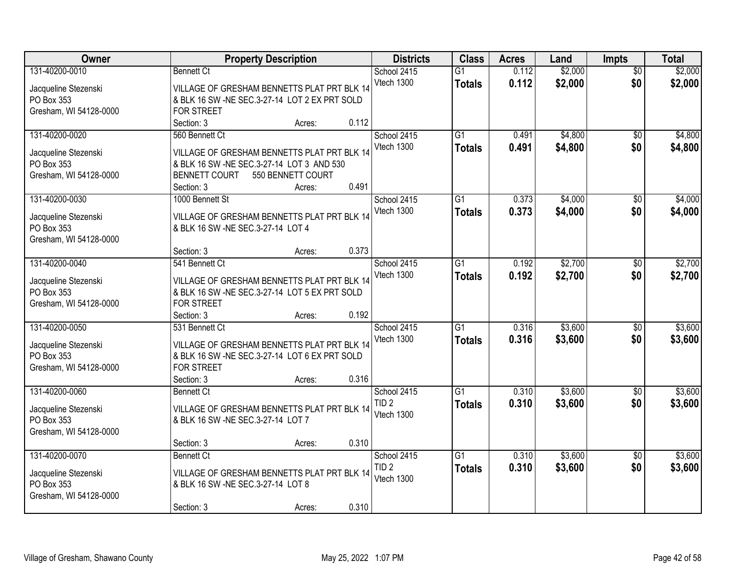| Owner | Property Description | Districts | Class | Acres | Land | Impts | Total |
|---|---|---|---|---|---|---|---|
| 131-40200-0010<br>Jacqueline Stezenski<br>PO Box 353<br>Gresham, WI 54128-0000 | Bennett Ct<br>VILLAGE OF GRESHAM BENNETTS PLAT PRT BLK 14 & BLK 16 SW -NE SEC.3-27-14 LOT 2 EX PRT SOLD FOR STREET<br>Section: 3 Acres: 0.112 | School 2415<br>Vtech 1300 | G1<br>**Totals** | 0.112<br>**0.112** | $2,000<br>**$2,000** | $0<br>**$0** | $2,000<br>**$2,000** |
| 131-40200-0020<br>Jacqueline Stezenski<br>PO Box 353<br>Gresham, WI 54128-0000 | 560 Bennett Ct<br>VILLAGE OF GRESHAM BENNETTS PLAT PRT BLK 14 & BLK 16 SW -NE SEC.3-27-14 LOT 3 AND 530 BENNETT COURT 550 BENNETT COURT<br>Section: 3 Acres: 0.491 | School 2415<br>Vtech 1300 | G1<br>**Totals** | 0.491<br>**0.491** | $4,800<br>**$4,800** | $0<br>**$0** | $4,800<br>**$4,800** |
| 131-40200-0030<br>Jacqueline Stezenski<br>PO Box 353<br>Gresham, WI 54128-0000 | 1000 Bennett St<br>VILLAGE OF GRESHAM BENNETTS PLAT PRT BLK 14 & BLK 16 SW -NE SEC.3-27-14 LOT 4<br>Section: 3 Acres: 0.373 | School 2415<br>Vtech 1300 | G1<br>**Totals** | 0.373<br>**0.373** | $4,000<br>**$4,000** | $0<br>**$0** | $4,000<br>**$4,000** |
| 131-40200-0040<br>Jacqueline Stezenski<br>PO Box 353<br>Gresham, WI 54128-0000 | 541 Bennett Ct<br>VILLAGE OF GRESHAM BENNETTS PLAT PRT BLK 14 & BLK 16 SW -NE SEC.3-27-14 LOT 5 EX PRT SOLD FOR STREET<br>Section: 3 Acres: 0.192 | School 2415<br>Vtech 1300 | G1<br>**Totals** | 0.192<br>**0.192** | $2,700<br>**$2,700** | $0<br>**$0** | $2,700<br>**$2,700** |
| 131-40200-0050<br>Jacqueline Stezenski<br>PO Box 353<br>Gresham, WI 54128-0000 | 531 Bennett Ct<br>VILLAGE OF GRESHAM BENNETTS PLAT PRT BLK 14 & BLK 16 SW -NE SEC.3-27-14 LOT 6 EX PRT SOLD FOR STREET<br>Section: 3 Acres: 0.316 | School 2415<br>Vtech 1300 | G1<br>**Totals** | 0.316<br>**0.316** | $3,600<br>**$3,600** | $0<br>**$0** | $3,600<br>**$3,600** |
| 131-40200-0060<br>Jacqueline Stezenski<br>PO Box 353<br>Gresham, WI 54128-0000 | Bennett Ct<br>VILLAGE OF GRESHAM BENNETTS PLAT PRT BLK 14 & BLK 16 SW -NE SEC.3-27-14 LOT 7<br>Section: 3 Acres: 0.310 | School 2415<br>TID 2<br>Vtech 1300 | G1<br>**Totals** | 0.310<br>**0.310** | $3,600<br>**$3,600** | $0<br>**$0** | $3,600<br>**$3,600** |
| 131-40200-0070<br>Jacqueline Stezenski<br>PO Box 353<br>Gresham, WI 54128-0000 | Bennett Ct<br>VILLAGE OF GRESHAM BENNETTS PLAT PRT BLK 14 & BLK 16 SW -NE SEC.3-27-14 LOT 8<br>Section: 3 Acres: 0.310 | School 2415<br>TID 2<br>Vtech 1300 | G1<br>**Totals** | 0.310<br>**0.310** | $3,600<br>**$3,600** | $0<br>**$0** | $3,600<br>**$3,600** |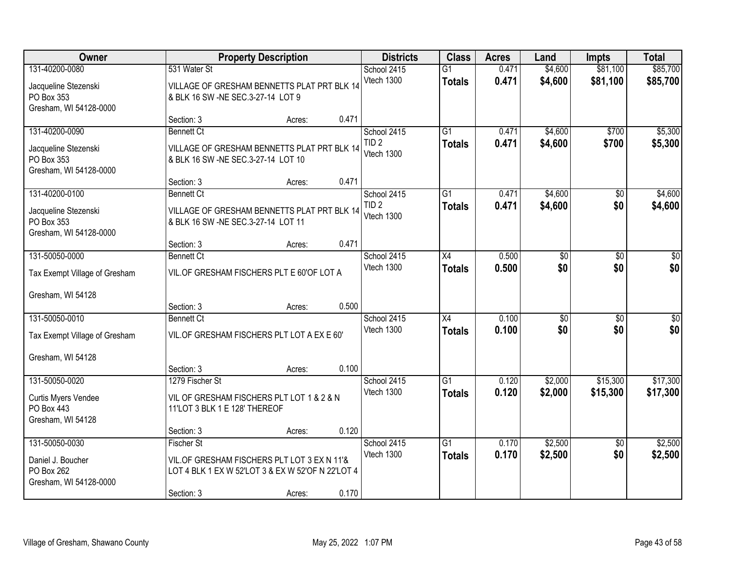| Owner | Property Description | Districts | Class | Acres | Land | Impts | Total |
|---|---|---|---|---|---|---|---|
| 131-40200-0080<br>Jacqueline Stezenski<br>PO Box 353<br>Gresham, WI 54128-0000 | 531 Water St<br>VILLAGE OF GRESHAM BENNETTS PLAT PRT BLK 14 & BLK 16 SW -NE SEC.3-27-14 LOT 9<br>Section: 3 Acres: 0.471 | School 2415<br>Vtech 1300 | G1<br>**Totals** | 0.471<br>**0.471** | $4,600<br>**$4,600** | $81,100<br>**$81,100** | $85,700<br>**$85,700** |
| 131-40200-0090<br>Jacqueline Stezenski<br>PO Box 353<br>Gresham, WI 54128-0000 | Bennett Ct<br>VILLAGE OF GRESHAM BENNETTS PLAT PRT BLK 14 & BLK 16 SW -NE SEC.3-27-14 LOT 10<br>Section: 3 Acres: 0.471 | School 2415<br>TID 2<br>Vtech 1300 | G1<br>**Totals** | 0.471<br>**0.471** | $4,600<br>**$4,600** | $700<br>**$700** | $5,300<br>**$5,300** |
| 131-40200-0100<br>Jacqueline Stezenski<br>PO Box 353<br>Gresham, WI 54128-0000 | Bennett Ct<br>VILLAGE OF GRESHAM BENNETTS PLAT PRT BLK 14 & BLK 16 SW -NE SEC.3-27-14 LOT 11<br>Section: 3 Acres: 0.471 | School 2415<br>TID 2<br>Vtech 1300 | G1<br>**Totals** | 0.471<br>**0.471** | $4,600<br>**$4,600** | $0<br>**$0** | $4,600<br>**$4,600** |
| 131-50050-0000<br>Tax Exempt Village of Gresham<br>Gresham, WI 54128 | Bennett Ct<br>VIL.OF GRESHAM FISCHERS PLT E 60'OF LOT A<br>Section: 3 Acres: 0.500 | School 2415<br>Vtech 1300 | X4<br>**Totals** | 0.500<br>**0.500** | $0<br>**$0** | $0<br>**$0** | $0<br>**$0** |
| 131-50050-0010<br>Tax Exempt Village of Gresham<br>Gresham, WI 54128 | Bennett Ct<br>VIL.OF GRESHAM FISCHERS PLT LOT A EX E 60'<br>Section: 3 Acres: 0.100 | School 2415<br>Vtech 1300 | X4<br>**Totals** | 0.100<br>**0.100** | $0<br>**$0** | $0<br>**$0** | $0<br>**$0** |
| 131-50050-0020<br>Curtis Myers Vendee<br>PO Box 443<br>Gresham, WI 54128 | 1279 Fischer St<br>VIL OF GRESHAM FISCHERS PLT LOT 1 & 2 & N 11'LOT 3 BLK 1 E 128' THEREOF<br>Section: 3 Acres: 0.120 | School 2415<br>Vtech 1300 | G1<br>**Totals** | 0.120<br>**0.120** | $2,000<br>**$2,000** | $15,300<br>**$15,300** | $17,300<br>**$17,300** |
| 131-50050-0030<br>Daniel J. Boucher<br>PO Box 262<br>Gresham, WI 54128-0000 | Fischer St<br>VIL.OF GRESHAM FISCHERS PLT LOT 3 EX N 11'& LOT 4 BLK 1 EX W 52'LOT 3 & EX W 52'OF N 22'LOT 4<br>Section: 3 Acres: 0.170 | School 2415<br>Vtech 1300 | G1<br>**Totals** | 0.170<br>**0.170** | $2,500<br>**$2,500** | $0<br>**$0** | $2,500<br>**$2,500** |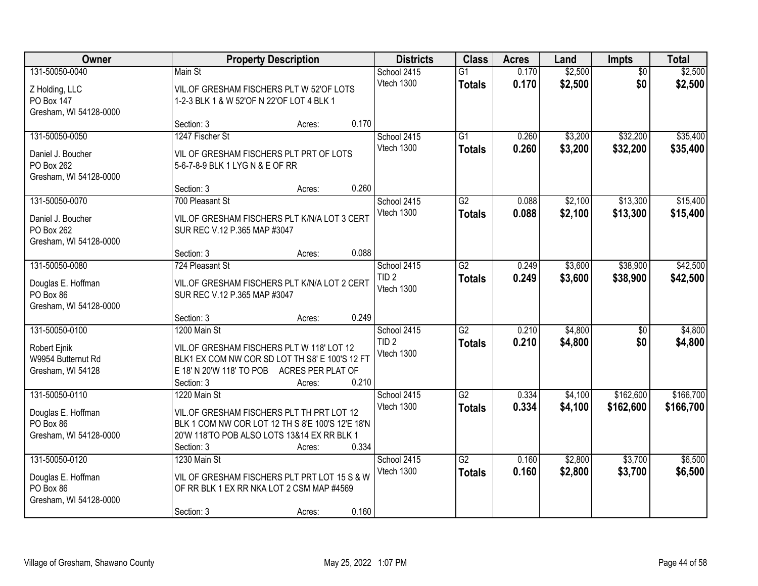| Owner | Property Description | Districts | Class | Acres | Land | Impts | Total |
|---|---|---|---|---|---|---|---|
| 131-50050-0040<br>Z Holding, LLC<br>PO Box 147<br>Gresham, WI 54128-0000 | Main St<br>VIL.OF GRESHAM FISCHERS PLT W 52'OF LOTS 1-2-3 BLK 1 & W 52'OF N 22'OF LOT 4 BLK 1<br>Section: 3 Acres: 0.170 | School 2415<br>Vtech 1300 | G1<br>**Totals** | 0.170<br>**0.170** | $2,500<br>**$2,500** | $0<br>**$0** | $2,500<br>**$2,500** |
| 131-50050-0050<br>Daniel J. Boucher<br>PO Box 262<br>Gresham, WI 54128-0000 | 1247 Fischer St<br>VIL OF GRESHAM FISCHERS PLT PRT OF LOTS 5-6-7-8-9 BLK 1 LYG N & E OF RR<br>Section: 3 Acres: 0.260 | School 2415<br>Vtech 1300 | G1<br>**Totals** | 0.260<br>**0.260** | $3,200<br>**$3,200** | $32,200<br>**$32,200** | $35,400<br>**$35,400** |
| 131-50050-0070<br>Daniel J. Boucher<br>PO Box 262<br>Gresham, WI 54128-0000 | 700 Pleasant St<br>VIL.OF GRESHAM FISCHERS PLT K/N/A LOT 3 CERT SUR REC V.12 P.365 MAP #3047<br>Section: 3 Acres: 0.088 | School 2415<br>Vtech 1300 | G2<br>**Totals** | 0.088<br>**0.088** | $2,100<br>**$2,100** | $13,300<br>**$13,300** | $15,400<br>**$15,400** |
| 131-50050-0080<br>Douglas E. Hoffman<br>PO Box 86<br>Gresham, WI 54128-0000 | 724 Pleasant St<br>VIL.OF GRESHAM FISCHERS PLT K/N/A LOT 2 CERT SUR REC V.12 P.365 MAP #3047<br>Section: 3 Acres: 0.249 | School 2415<br>TID 2<br>Vtech 1300 | G2<br>**Totals** | 0.249<br>**0.249** | $3,600<br>**$3,600** | $38,900<br>**$38,900** | $42,500<br>**$42,500** |
| 131-50050-0100<br>Robert Ejnik<br>W9954 Butternut Rd<br>Gresham, WI 54128 | 1200 Main St<br>VIL.OF GRESHAM FISCHERS PLT W 118' LOT 12 BLK1 EX COM NW COR SD LOT TH S8' E 100'S 12 FT E 18' N 20'W 118' TO POB ACRES PER PLAT OF<br>Section: 3 Acres: 0.210 | School 2415<br>TID 2<br>Vtech 1300 | G2<br>**Totals** | 0.210<br>**0.210** | $4,800<br>**$4,800** | $0<br>**$0** | $4,800<br>**$4,800** |
| 131-50050-0110<br>Douglas E. Hoffman<br>PO Box 86<br>Gresham, WI 54128-0000 | 1220 Main St<br>VIL.OF GRESHAM FISCHERS PLT TH PRT LOT 12 BLK 1 COM NW COR LOT 12 TH S 8'E 100'S 12'E 18'N 20'W 118'TO POB ALSO LOTS 13&14 EX RR BLK 1<br>Section: 3 Acres: 0.334 | School 2415<br>Vtech 1300 | G2<br>**Totals** | 0.334<br>**0.334** | $4,100<br>**$4,100** | $162,600<br>**$162,600** | $166,700<br>**$166,700** |
| 131-50050-0120<br>Douglas E. Hoffman<br>PO Box 86<br>Gresham, WI 54128-0000 | 1230 Main St<br>VIL OF GRESHAM FISCHERS PLT PRT LOT 15 S & W OF RR BLK 1 EX RR NKA LOT 2 CSM MAP #4569<br>Section: 3 Acres: 0.160 | School 2415<br>Vtech 1300 | G2<br>**Totals** | 0.160<br>**0.160** | $2,800<br>**$2,800** | $3,700<br>**$3,700** | $6,500<br>**$6,500** |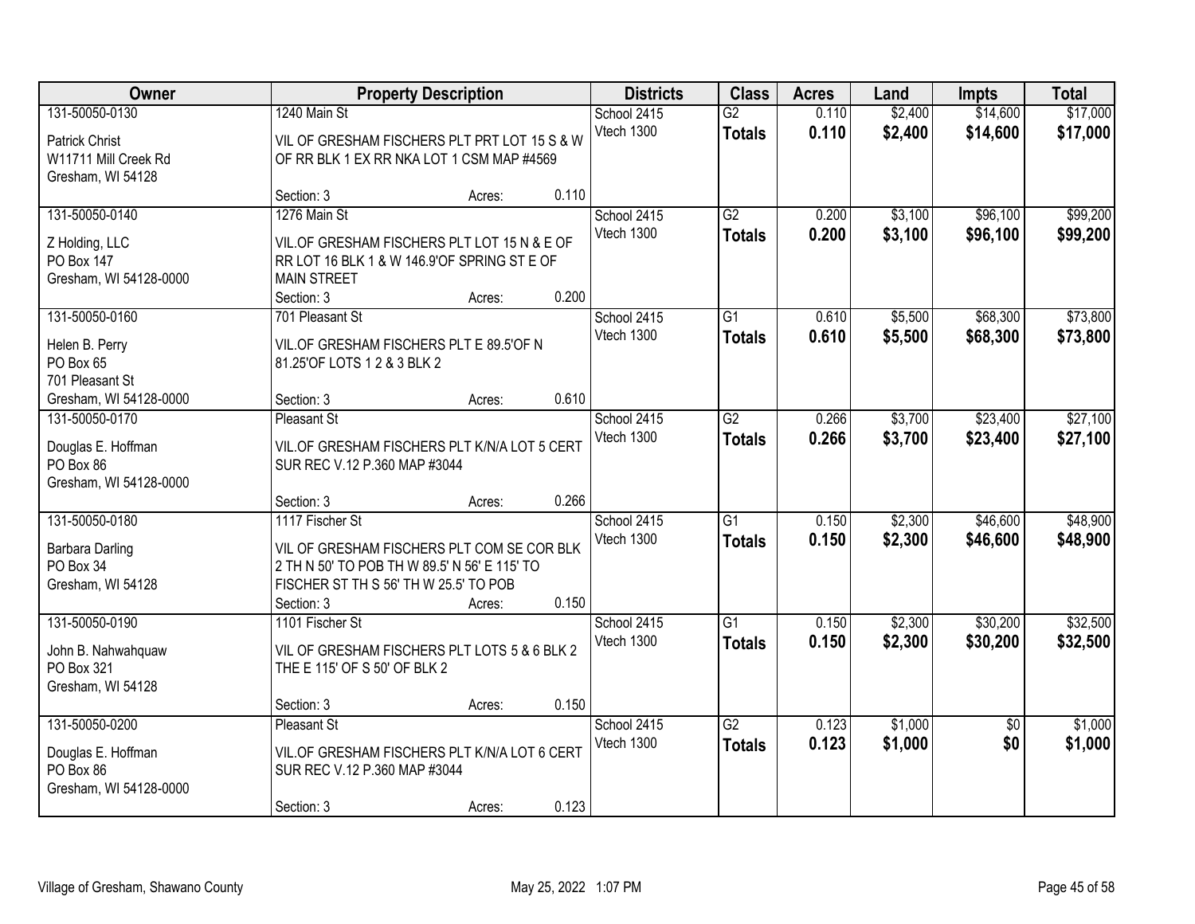| Owner | Property Description | Districts | Class | Acres | Land | Impts | Total |
|---|---|---|---|---|---|---|---|
| 131-50050-0130<br>Patrick Christ<br>W11711 Mill Creek Rd<br>Gresham, WI 54128 | 1240 Main St<br>VIL OF GRESHAM FISCHERS PLT PRT LOT 15 S & W OF RR BLK 1 EX RR NKA LOT 1 CSM MAP #4569<br>Section: 3 Acres: 0.110 | School 2415<br>Vtech 1300 | G2<br>**Totals** | 0.110<br>**0.110** | $2,400<br>**$2,400** | $14,600<br>**$14,600** | $17,000<br>**$17,000** |
| 131-50050-0140<br>Z Holding, LLC<br>PO Box 147<br>Gresham, WI 54128-0000 | 1276 Main St<br>VIL.OF GRESHAM FISCHERS PLT LOT 15 N & E OF RR LOT 16 BLK 1 & W 146.9'OF SPRING ST E OF MAIN STREET<br>Section: 3 Acres: 0.200 | School 2415<br>Vtech 1300 | G2<br>**Totals** | 0.200<br>**0.200** | $3,100<br>**$3,100** | $96,100<br>**$96,100** | $99,200<br>**$99,200** |
| 131-50050-0160<br>Helen B. Perry<br>PO Box 65<br>701 Pleasant St<br>Gresham, WI 54128-0000 | 701 Pleasant St<br>VIL.OF GRESHAM FISCHERS PLT E 89.5'OF N 81.25'OF LOTS 1 2 & 3 BLK 2<br>Section: 3 Acres: 0.610 | School 2415<br>Vtech 1300 | G1<br>**Totals** | 0.610<br>**0.610** | $5,500<br>**$5,500** | $68,300<br>**$68,300** | $73,800<br>**$73,800** |
| 131-50050-0170<br>Douglas E. Hoffman<br>PO Box 86<br>Gresham, WI 54128-0000 | Pleasant St<br>VIL.OF GRESHAM FISCHERS PLT K/N/A LOT 5 CERT SUR REC V.12 P.360 MAP #3044<br>Section: 3 Acres: 0.266 | School 2415<br>Vtech 1300 | G2<br>**Totals** | 0.266<br>**0.266** | $3,700<br>**$3,700** | $23,400<br>**$23,400** | $27,100<br>**$27,100** |
| 131-50050-0180<br>Barbara Darling<br>PO Box 34<br>Gresham, WI 54128 | 1117 Fischer St<br>VIL OF GRESHAM FISCHERS PLT COM SE COR BLK 2 TH N 50' TO POB TH W 89.5' N 56' E 115' TO FISCHER ST TH S 56' TH W 25.5' TO POB<br>Section: 3 Acres: 0.150 | School 2415<br>Vtech 1300 | G1<br>**Totals** | 0.150<br>**0.150** | $2,300<br>**$2,300** | $46,600<br>**$46,600** | $48,900<br>**$48,900** |
| 131-50050-0190<br>John B. Nahwahquaw<br>PO Box 321<br>Gresham, WI 54128 | 1101 Fischer St<br>VIL OF GRESHAM FISCHERS PLT LOTS 5 & 6 BLK 2 THE E 115' OF S 50' OF BLK 2<br>Section: 3 Acres: 0.150 | School 2415<br>Vtech 1300 | G1<br>**Totals** | 0.150<br>**0.150** | $2,300<br>**$2,300** | $30,200<br>**$30,200** | $32,500<br>**$32,500** |
| 131-50050-0200<br>Douglas E. Hoffman<br>PO Box 86<br>Gresham, WI 54128-0000 | Pleasant St<br>VIL.OF GRESHAM FISCHERS PLT K/N/A LOT 6 CERT SUR REC V.12 P.360 MAP #3044<br>Section: 3 Acres: 0.123 | School 2415<br>Vtech 1300 | G2<br>**Totals** | 0.123<br>**0.123** | $1,000<br>**$1,000** | $0<br>**$0** | $1,000<br>**$1,000** |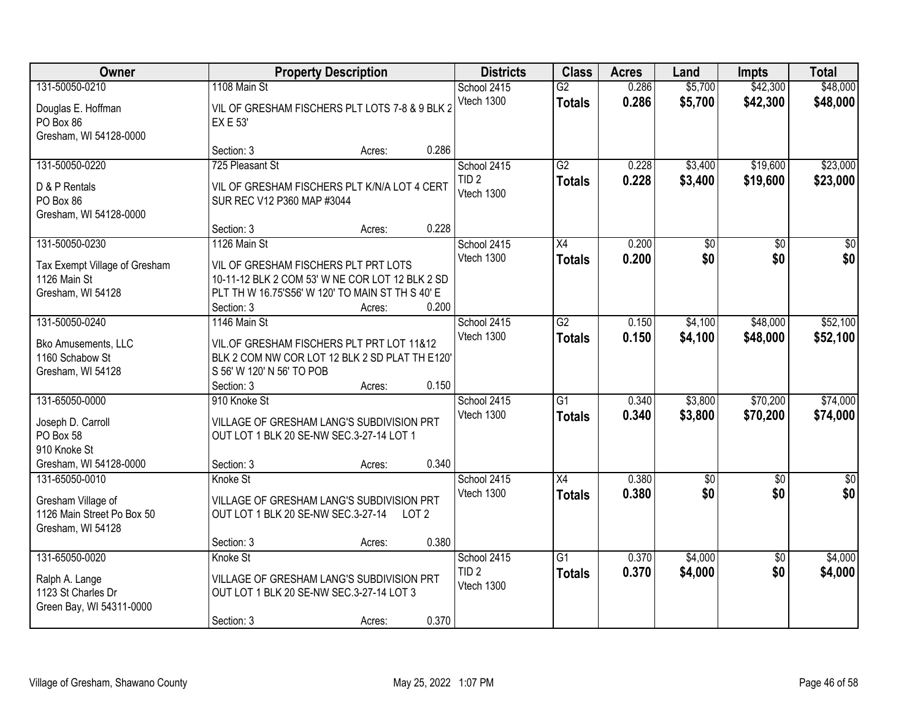| Owner | Property Description | Districts | Class | Acres | Land | Impts | Total |
|---|---|---|---|---|---|---|---|
| 131-50050-0210<br><br>Douglas E. Hoffman<br>PO Box 86<br>Gresham, WI 54128-0000 | 1108 Main St<br><br>VIL OF GRESHAM FISCHERS PLT LOTS 7-8 & 9 BLK 2 EX E 53'<br><br>Section: 3 Acres: 0.286 | School 2415<br>Vtech 1300 | G2<br>**Totals** | 0.286<br>**0.286** | $5,700<br>**$5,700** | $42,300<br>**$42,300** | $48,000<br>**$48,000** |
| 131-50050-0220<br><br>D & P Rentals<br>PO Box 86<br>Gresham, WI 54128-0000 | 725 Pleasant St<br><br>VIL OF GRESHAM FISCHERS PLT K/N/A LOT 4 CERT SUR REC V12 P360 MAP #3044<br><br>Section: 3 Acres: 0.228 | School 2415<br>TID 2<br>Vtech 1300 | G2<br>**Totals** | 0.228<br>**0.228** | $3,400<br>**$3,400** | $19,600<br>**$19,600** | $23,000<br>**$23,000** |
| 131-50050-0230<br><br>Tax Exempt Village of Gresham<br>1126 Main St<br>Gresham, WI 54128 | 1126 Main St<br><br>VIL OF GRESHAM FISCHERS PLT PRT LOTS 10-11-12 BLK 2 COM 53' W NE COR LOT 12 BLK 2 SD PLT TH W 16.75'S56' W 120' TO MAIN ST TH S 40' E<br>Section: 3 Acres: 0.200 | School 2415<br>Vtech 1300 | X4<br>**Totals** | 0.200<br>**0.200** | $0<br>**$0** | $0<br>**$0** | $0<br>**$0** |
| 131-50050-0240<br><br>Bko Amusements, LLC<br>1160 Schabow St<br>Gresham, WI 54128 | 1146 Main St<br><br>VIL.OF GRESHAM FISCHERS PLT PRT LOT 11&12 BLK 2 COM NW COR LOT 12 BLK 2 SD PLAT TH E120' S 56' W 120' N 56' TO POB<br>Section: 3 Acres: 0.150 | School 2415<br>Vtech 1300 | G2<br>**Totals** | 0.150<br>**0.150** | $4,100<br>**$4,100** | $48,000<br>**$48,000** | $52,100<br>**$52,100** |
| 131-65050-0000<br><br>Joseph D. Carroll<br>PO Box 58<br>910 Knoke St<br>Gresham, WI 54128-0000 | 910 Knoke St<br><br>VILLAGE OF GRESHAM LANG'S SUBDIVISION PRT OUT LOT 1 BLK 20 SE-NW SEC.3-27-14 LOT 1<br><br>Section: 3 Acres: 0.340 | School 2415<br>Vtech 1300 | G1<br>**Totals** | 0.340<br>**0.340** | $3,800<br>**$3,800** | $70,200<br>**$70,200** | $74,000<br>**$74,000** |
| 131-65050-0010<br><br>Gresham Village of<br>1126 Main Street Po Box 50<br>Gresham, WI 54128 | Knoke St<br><br>VILLAGE OF GRESHAM LANG'S SUBDIVISION PRT OUT LOT 1 BLK 20 SE-NW SEC.3-27-14 LOT 2<br><br>Section: 3 Acres: 0.380 | School 2415<br>Vtech 1300 | X4<br>**Totals** | 0.380<br>**0.380** | $0<br>**$0** | $0<br>**$0** | $0<br>**$0** |
| 131-65050-0020<br><br>Ralph A. Lange<br>1123 St Charles Dr<br>Green Bay, WI 54311-0000 | Knoke St<br><br>VILLAGE OF GRESHAM LANG'S SUBDIVISION PRT OUT LOT 1 BLK 20 SE-NW SEC.3-27-14 LOT 3<br><br>Section: 3 Acres: 0.370 | School 2415<br>TID 2<br>Vtech 1300 | G1<br>**Totals** | 0.370<br>**0.370** | $4,000<br>**$4,000** | $0<br>**$0** | $4,000<br>**$4,000** |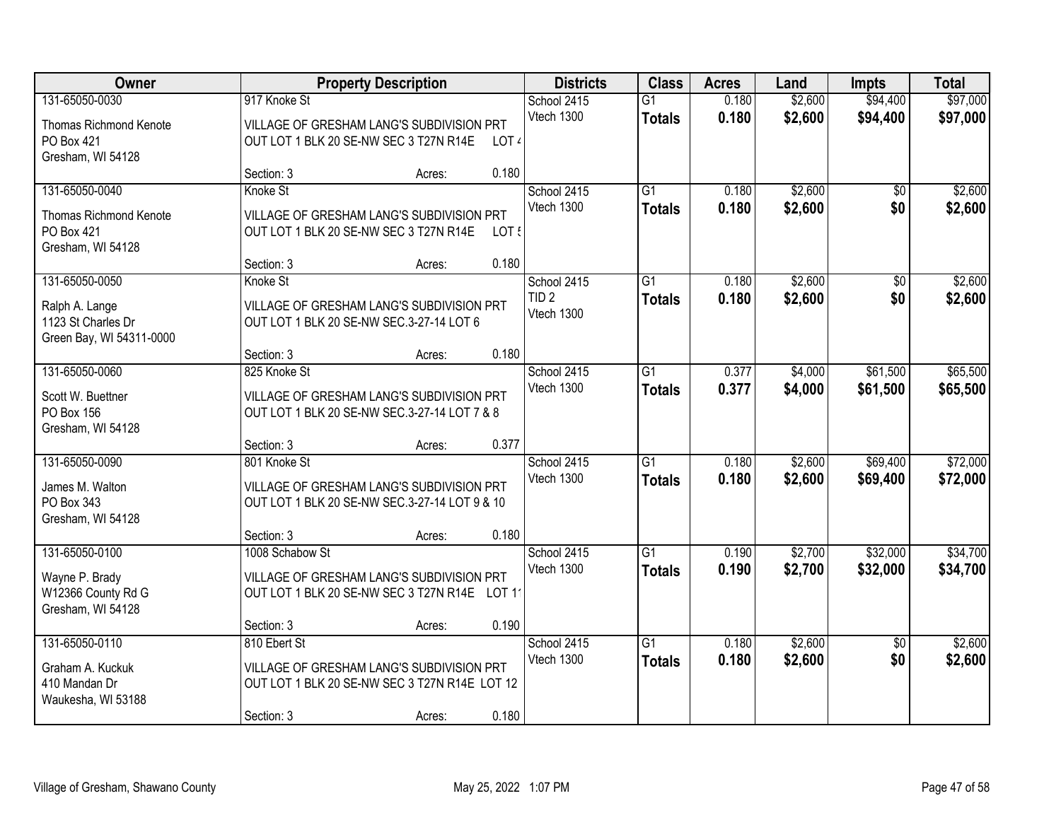| Owner | Property Description | Districts | Class | Acres | Land | Impts | Total |
|---|---|---|---|---|---|---|---|
| 131-65050-0030<br>Thomas Richmond Kenote<br>PO Box 421<br>Gresham, WI 54128 | 917 Knoke St<br>VILLAGE OF GRESHAM LANG'S SUBDIVISION PRT OUT LOT 1 BLK 20 SE-NW SEC 3 T27N R14E LOT 4<br>Section: 3 Acres: 0.180 | School 2415<br>Vtech 1300 | G1<br>**Totals** | 0.180<br>**0.180** | $2,600<br>**$2,600** | $94,400<br>**$94,400** | $97,000<br>**$97,000** |
| 131-65050-0040<br>Thomas Richmond Kenote<br>PO Box 421<br>Gresham, WI 54128 | Knoke St<br>VILLAGE OF GRESHAM LANG'S SUBDIVISION PRT OUT LOT 1 BLK 20 SE-NW SEC 3 T27N R14E LOT 5<br>Section: 3 Acres: 0.180 | School 2415<br>Vtech 1300 | G1<br>**Totals** | 0.180<br>**0.180** | $2,600<br>**$2,600** | $0<br>**$0** | $2,600<br>**$2,600** |
| 131-65050-0050<br>Ralph A. Lange<br>1123 St Charles Dr<br>Green Bay, WI 54311-0000 | Knoke St<br>VILLAGE OF GRESHAM LANG'S SUBDIVISION PRT OUT LOT 1 BLK 20 SE-NW SEC.3-27-14 LOT 6<br>Section: 3 Acres: 0.180 | School 2415<br>TID 2<br>Vtech 1300 | G1<br>**Totals** | 0.180<br>**0.180** | $2,600<br>**$2,600** | $0<br>**$0** | $2,600<br>**$2,600** |
| 131-65050-0060<br>Scott W. Buettner<br>PO Box 156<br>Gresham, WI 54128 | 825 Knoke St<br>VILLAGE OF GRESHAM LANG'S SUBDIVISION PRT OUT LOT 1 BLK 20 SE-NW SEC.3-27-14 LOT 7 & 8<br>Section: 3 Acres: 0.377 | School 2415<br>Vtech 1300 | G1<br>**Totals** | 0.377<br>**0.377** | $4,000<br>**$4,000** | $61,500<br>**$61,500** | $65,500<br>**$65,500** |
| 131-65050-0090<br>James M. Walton<br>PO Box 343<br>Gresham, WI 54128 | 801 Knoke St<br>VILLAGE OF GRESHAM LANG'S SUBDIVISION PRT OUT LOT 1 BLK 20 SE-NW SEC.3-27-14 LOT 9 & 10<br>Section: 3 Acres: 0.180 | School 2415<br>Vtech 1300 | G1<br>**Totals** | 0.180<br>**0.180** | $2,600<br>**$2,600** | $69,400<br>**$69,400** | $72,000<br>**$72,000** |
| 131-65050-0100<br>Wayne P. Brady<br>W12366 County Rd G<br>Gresham, WI 54128 | 1008 Schabow St<br>VILLAGE OF GRESHAM LANG'S SUBDIVISION PRT OUT LOT 1 BLK 20 SE-NW SEC 3 T27N R14E LOT 11<br>Section: 3 Acres: 0.190 | School 2415<br>Vtech 1300 | G1<br>**Totals** | 0.190<br>**0.190** | $2,700<br>**$2,700** | $32,000<br>**$32,000** | $34,700<br>**$34,700** |
| 131-65050-0110<br>Graham A. Kuckuk<br>410 Mandan Dr<br>Waukesha, WI 53188 | 810 Ebert St<br>VILLAGE OF GRESHAM LANG'S SUBDIVISION PRT OUT LOT 1 BLK 20 SE-NW SEC 3 T27N R14E LOT 12<br>Section: 3 Acres: 0.180 | School 2415<br>Vtech 1300 | G1<br>**Totals** | 0.180<br>**0.180** | $2,600<br>**$2,600** | $0<br>**$0** | $2,600<br>**$2,600** |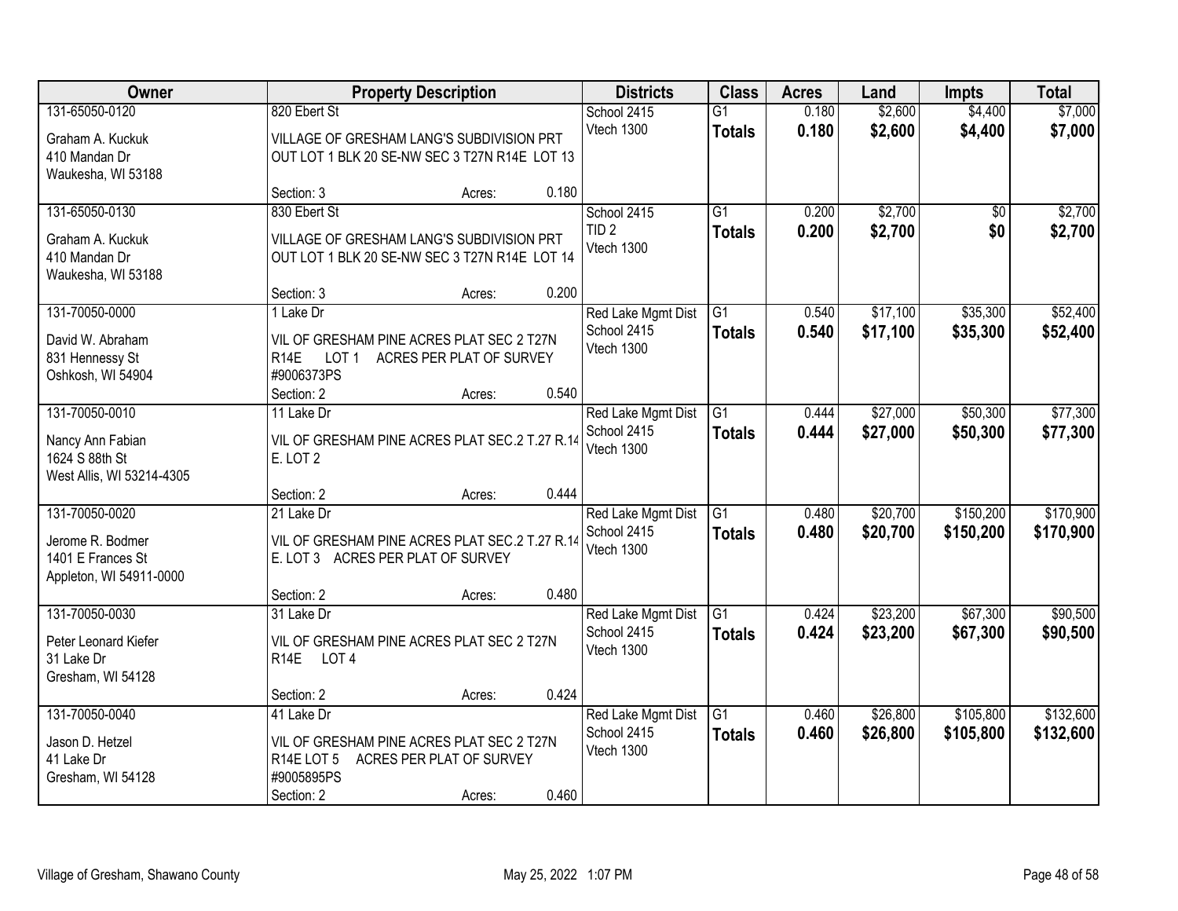| Owner | Property Description | Districts | Class | Acres | Land | Impts | Total |
|---|---|---|---|---|---|---|---|
| 131-65050-0120<br>Graham A. Kuckuk<br>410 Mandan Dr<br>Waukesha, WI 53188 | 820 Ebert St<br>VILLAGE OF GRESHAM LANG'S SUBDIVISION PRT OUT LOT 1 BLK 20 SE-NW SEC 3 T27N R14E LOT 13<br>Section: 3 Acres: 0.180 | School 2415<br>Vtech 1300 | G1<br>**Totals** | 0.180<br>**0.180** | $2,600<br>**$2,600** | $4,400<br>**$4,400** | $7,000<br>**$7,000** |
| 131-65050-0130<br>Graham A. Kuckuk<br>410 Mandan Dr<br>Waukesha, WI 53188 | 830 Ebert St<br>VILLAGE OF GRESHAM LANG'S SUBDIVISION PRT OUT LOT 1 BLK 20 SE-NW SEC 3 T27N R14E LOT 14<br>Section: 3 Acres: 0.200 | School 2415<br>TID 2<br>Vtech 1300 | G1<br>**Totals** | 0.200<br>**0.200** | $2,700<br>**$2,700** | $0<br>**$0** | $2,700<br>**$2,700** |
| 131-70050-0000<br>David W. Abraham<br>831 Hennessy St<br>Oshkosh, WI 54904 | 1 Lake Dr<br>VIL OF GRESHAM PINE ACRES PLAT SEC 2 T27N R14E LOT 1 ACRES PER PLAT OF SURVEY #9006373PS<br>Section: 2 Acres: 0.540 | Red Lake Mgmt Dist<br>School 2415<br>Vtech 1300 | G1<br>**Totals** | 0.540<br>**0.540** | $17,100<br>**$17,100** | $35,300<br>**$35,300** | $52,400<br>**$52,400** |
| 131-70050-0010<br>Nancy Ann Fabian<br>1624 S 88th St<br>West Allis, WI 53214-4305 | 11 Lake Dr<br>VIL OF GRESHAM PINE ACRES PLAT SEC.2 T.27 R.14 E. LOT 2<br>Section: 2 Acres: 0.444 | Red Lake Mgmt Dist<br>School 2415<br>Vtech 1300 | G1<br>**Totals** | 0.444<br>**0.444** | $27,000<br>**$27,000** | $50,300<br>**$50,300** | $77,300<br>**$77,300** |
| 131-70050-0020<br>Jerome R. Bodmer<br>1401 E Frances St<br>Appleton, WI 54911-0000 | 21 Lake Dr<br>VIL OF GRESHAM PINE ACRES PLAT SEC.2 T.27 R.14 E. LOT 3 ACRES PER PLAT OF SURVEY<br>Section: 2 Acres: 0.480 | Red Lake Mgmt Dist<br>School 2415<br>Vtech 1300 | G1<br>**Totals** | 0.480<br>**0.480** | $20,700<br>**$20,700** | $150,200<br>**$150,200** | $170,900<br>**$170,900** |
| 131-70050-0030<br>Peter Leonard Kiefer<br>31 Lake Dr<br>Gresham, WI 54128 | 31 Lake Dr<br>VIL OF GRESHAM PINE ACRES PLAT SEC 2 T27N R14E LOT 4<br>Section: 2 Acres: 0.424 | Red Lake Mgmt Dist<br>School 2415<br>Vtech 1300 | G1<br>**Totals** | 0.424<br>**0.424** | $23,200<br>**$23,200** | $67,300<br>**$67,300** | $90,500<br>**$90,500** |
| 131-70050-0040<br>Jason D. Hetzel<br>41 Lake Dr<br>Gresham, WI 54128 | 41 Lake Dr<br>VIL OF GRESHAM PINE ACRES PLAT SEC 2 T27N R14E LOT 5 ACRES PER PLAT OF SURVEY #9005895PS<br>Section: 2 Acres: 0.460 | Red Lake Mgmt Dist<br>School 2415<br>Vtech 1300 | G1<br>**Totals** | 0.460<br>**0.460** | $26,800<br>**$26,800** | $105,800<br>**$105,800** | $132,600<br>**$132,600** |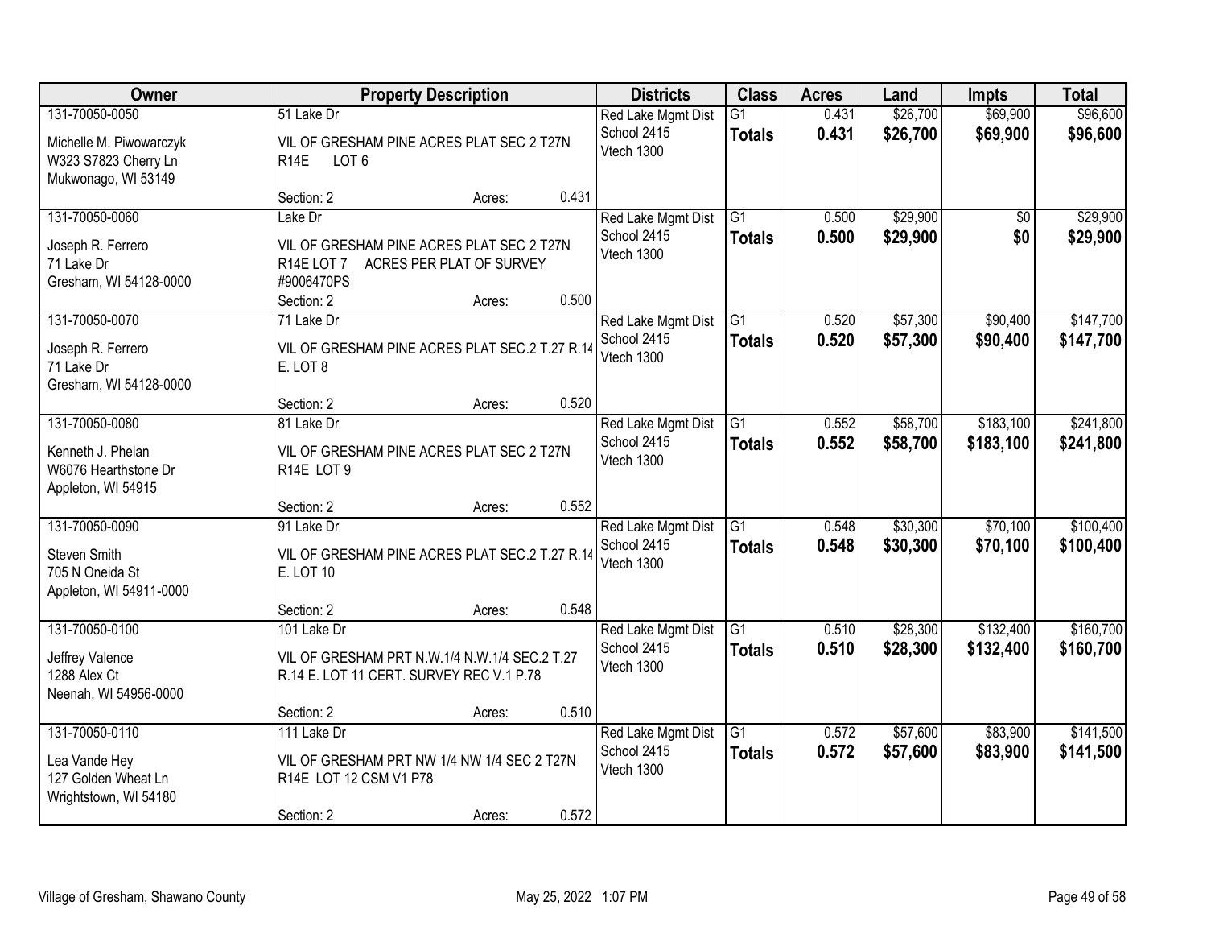| Owner | Property Description | Districts | Class | Acres | Land | Impts | Total |
|---|---|---|---|---|---|---|---|
| 131-70050-0050<br><br>Michelle M. Piwowarczyk<br>W323 S7823 Cherry Ln<br>Mukwonago, WI 53149 | 51 Lake Dr<br><br>VIL OF GRESHAM PINE ACRES PLAT SEC 2 T27N R14E LOT 6<br><br>Section: 2 Acres: 0.431 | Red Lake Mgmt Dist<br>School 2415<br>Vtech 1300 | G1<br>**Totals** | 0.431<br>**0.431** | $26,700<br>**$26,700** | $69,900<br>**$69,900** | $96,600<br>**$96,600** |
| 131-70050-0060<br><br>Joseph R. Ferrero<br>71 Lake Dr<br>Gresham, WI 54128-0000 | Lake Dr<br><br>VIL OF GRESHAM PINE ACRES PLAT SEC 2 T27N R14E LOT 7 ACRES PER PLAT OF SURVEY #9006470PS<br><br>Section: 2 Acres: 0.500 | Red Lake Mgmt Dist<br>School 2415<br>Vtech 1300 | G1<br>**Totals** | 0.500<br>**0.500** | $29,900<br>**$29,900** | $0<br>**$0** | $29,900<br>**$29,900** |
| 131-70050-0070<br><br>Joseph R. Ferrero<br>71 Lake Dr<br>Gresham, WI 54128-0000 | 71 Lake Dr<br><br>VIL OF GRESHAM PINE ACRES PLAT SEC.2 T.27 R.14 E. LOT 8<br><br>Section: 2 Acres: 0.520 | Red Lake Mgmt Dist<br>School 2415<br>Vtech 1300 | G1<br>**Totals** | 0.520<br>**0.520** | $57,300<br>**$57,300** | $90,400<br>**$90,400** | $147,700<br>**$147,700** |
| 131-70050-0080<br><br>Kenneth J. Phelan<br>W6076 Hearthstone Dr<br>Appleton, WI 54915 | 81 Lake Dr<br><br>VIL OF GRESHAM PINE ACRES PLAT SEC 2 T27N R14E LOT 9<br><br>Section: 2 Acres: 0.552 | Red Lake Mgmt Dist<br>School 2415<br>Vtech 1300 | G1<br>**Totals** | 0.552<br>**0.552** | $58,700<br>**$58,700** | $183,100<br>**$183,100** | $241,800<br>**$241,800** |
| 131-70050-0090<br><br>Steven Smith<br>705 N Oneida St<br>Appleton, WI 54911-0000 | 91 Lake Dr<br><br>VIL OF GRESHAM PINE ACRES PLAT SEC.2 T.27 R.14 E. LOT 10<br><br>Section: 2 Acres: 0.548 | Red Lake Mgmt Dist<br>School 2415<br>Vtech 1300 | G1<br>**Totals** | 0.548<br>**0.548** | $30,300<br>**$30,300** | $70,100<br>**$70,100** | $100,400<br>**$100,400** |
| 131-70050-0100<br><br>Jeffrey Valence<br>1288 Alex Ct<br>Neenah, WI 54956-0000 | 101 Lake Dr<br><br>VIL OF GRESHAM PRT N.W.1/4 N.W.1/4 SEC.2 T.27 R.14 E. LOT 11 CERT. SURVEY REC V.1 P.78<br><br>Section: 2 Acres: 0.510 | Red Lake Mgmt Dist<br>School 2415<br>Vtech 1300 | G1<br>**Totals** | 0.510<br>**0.510** | $28,300<br>**$28,300** | $132,400<br>**$132,400** | $160,700<br>**$160,700** |
| 131-70050-0110<br><br>Lea Vande Hey<br>127 Golden Wheat Ln<br>Wrightstown, WI 54180 | 111 Lake Dr<br><br>VIL OF GRESHAM PRT NW 1/4 NW 1/4 SEC 2 T27N R14E LOT 12 CSM V1 P78<br><br>Section: 2 Acres: 0.572 | Red Lake Mgmt Dist<br>School 2415<br>Vtech 1300 | G1<br>**Totals** | 0.572<br>**0.572** | $57,600<br>**$57,600** | $83,900<br>**$83,900** | $141,500<br>**$141,500** |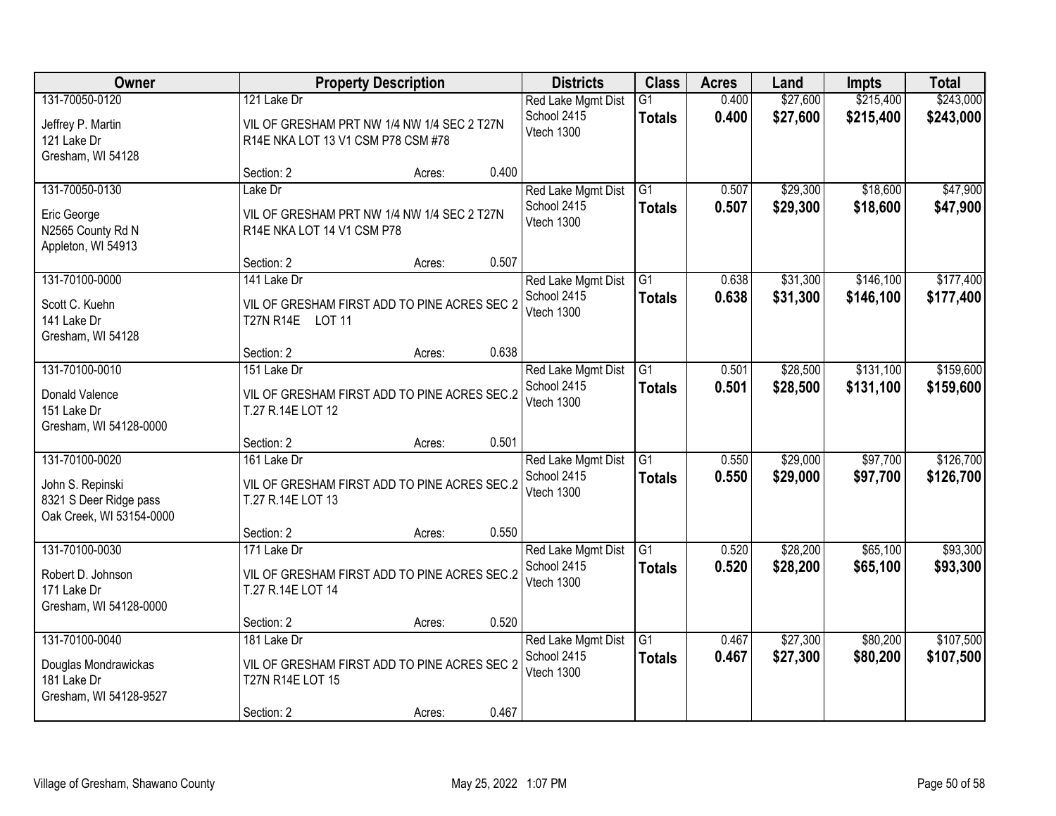| Owner | Property Description | Districts | Class | Acres | Land | Impts | Total |
|---|---|---|---|---|---|---|---|
| 131-70050-0120<br>Jeffrey P. Martin<br>121 Lake Dr<br>Gresham, WI 54128 | 121 Lake Dr<br>VIL OF GRESHAM PRT NW 1/4 NW 1/4 SEC 2 T27N R14E NKA LOT 13 V1 CSM P78 CSM #78<br>Section: 2 Acres: 0.400 | Red Lake Mgmt Dist<br>School 2415<br>Vtech 1300 | G1<br>**Totals** | 0.400<br>**0.400** | $27,600<br>**$27,600** | $215,400<br>**$215,400** | $243,000<br>**$243,000** |
| 131-70050-0130<br>Eric George<br>N2565 County Rd N<br>Appleton, WI 54913 | Lake Dr<br>VIL OF GRESHAM PRT NW 1/4 NW 1/4 SEC 2 T27N R14E NKA LOT 14 V1 CSM P78<br>Section: 2 Acres: 0.507 | Red Lake Mgmt Dist<br>School 2415<br>Vtech 1300 | G1<br>**Totals** | 0.507<br>**0.507** | $29,300<br>**$29,300** | $18,600<br>**$18,600** | $47,900<br>**$47,900** |
| 131-70100-0000<br>Scott C. Kuehn<br>141 Lake Dr<br>Gresham, WI 54128 | 141 Lake Dr<br>VIL OF GRESHAM FIRST ADD TO PINE ACRES SEC 2 T27N R14E LOT 11<br>Section: 2 Acres: 0.638 | Red Lake Mgmt Dist<br>School 2415<br>Vtech 1300 | G1<br>**Totals** | 0.638<br>**0.638** | $31,300<br>**$31,300** | $146,100<br>**$146,100** | $177,400<br>**$177,400** |
| 131-70100-0010<br>Donald Valence<br>151 Lake Dr<br>Gresham, WI 54128-0000 | 151 Lake Dr<br>VIL OF GRESHAM FIRST ADD TO PINE ACRES SEC.2 T.27 R.14E LOT 12<br>Section: 2 Acres: 0.501 | Red Lake Mgmt Dist<br>School 2415<br>Vtech 1300 | G1<br>**Totals** | 0.501<br>**0.501** | $28,500<br>**$28,500** | $131,100<br>**$131,100** | $159,600<br>**$159,600** |
| 131-70100-0020<br>John S. Repinski<br>8321 S Deer Ridge pass<br>Oak Creek, WI 53154-0000 | 161 Lake Dr<br>VIL OF GRESHAM FIRST ADD TO PINE ACRES SEC.2 T.27 R.14E LOT 13<br>Section: 2 Acres: 0.550 | Red Lake Mgmt Dist<br>School 2415<br>Vtech 1300 | G1<br>**Totals** | 0.550<br>**0.550** | $29,000<br>**$29,000** | $97,700<br>**$97,700** | $126,700<br>**$126,700** |
| 131-70100-0030<br>Robert D. Johnson<br>171 Lake Dr<br>Gresham, WI 54128-0000 | 171 Lake Dr<br>VIL OF GRESHAM FIRST ADD TO PINE ACRES SEC.2 T.27 R.14E LOT 14<br>Section: 2 Acres: 0.520 | Red Lake Mgmt Dist<br>School 2415<br>Vtech 1300 | G1<br>**Totals** | 0.520<br>**0.520** | $28,200<br>**$28,200** | $65,100<br>**$65,100** | $93,300<br>**$93,300** |
| 131-70100-0040<br>Douglas Mondrawickas<br>181 Lake Dr<br>Gresham, WI 54128-9527 | 181 Lake Dr<br>VIL OF GRESHAM FIRST ADD TO PINE ACRES SEC 2 T27N R14E LOT 15<br>Section: 2 Acres: 0.467 | Red Lake Mgmt Dist<br>School 2415<br>Vtech 1300 | G1<br>**Totals** | 0.467<br>**0.467** | $27,300<br>**$27,300** | $80,200<br>**$80,200** | $107,500<br>**$107,500** |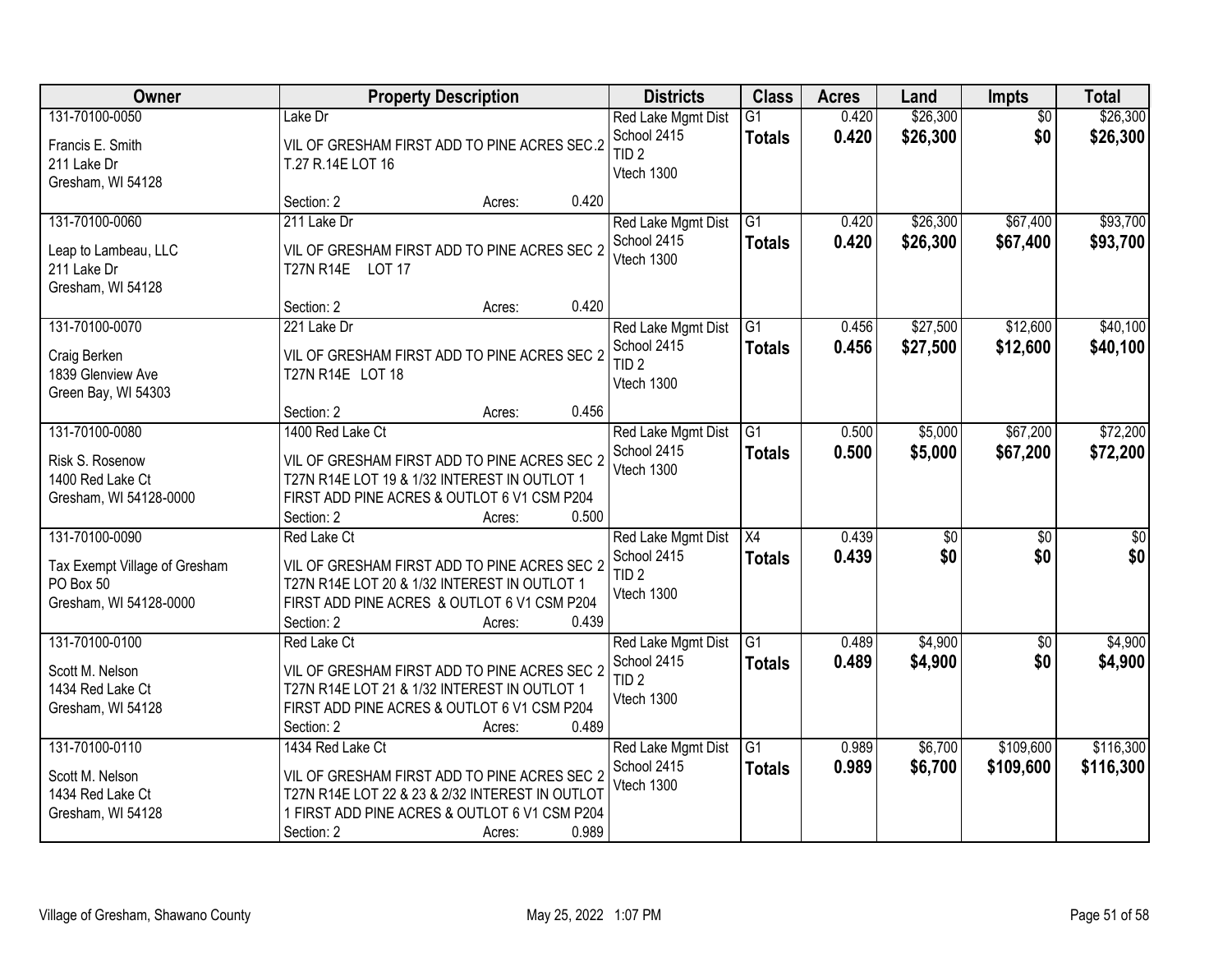| Owner | Property Description | Districts | Class | Acres | Land | Impts | Total |
|---|---|---|---|---|---|---|---|
| 131-70100-0050<br><br>Francis E. Smith<br>211 Lake Dr<br>Gresham, WI 54128 | Lake Dr<br><br>VIL OF GRESHAM FIRST ADD TO PINE ACRES SEC.2 T.27 R.14E LOT 16<br><br>Section: 2 Acres: 0.420 | Red Lake Mgmt Dist<br>School 2415<br>TID 2<br>Vtech 1300 | G1<br>**Totals** | 0.420<br>**0.420** | $26,300<br>**$26,300** | $0<br>**$0** | $26,300<br>**$26,300** |
| 131-70100-0060<br><br>Leap to Lambeau, LLC<br>211 Lake Dr<br>Gresham, WI 54128 | 211 Lake Dr<br><br>VIL OF GRESHAM FIRST ADD TO PINE ACRES SEC 2 T27N R14E LOT 17<br><br>Section: 2 Acres: 0.420 | Red Lake Mgmt Dist<br>School 2415<br>Vtech 1300 | G1<br>**Totals** | 0.420<br>**0.420** | $26,300<br>**$26,300** | $67,400<br>**$67,400** | $93,700<br>**$93,700** |
| 131-70100-0070<br><br>Craig Berken<br>1839 Glenview Ave<br>Green Bay, WI 54303 | 221 Lake Dr<br><br>VIL OF GRESHAM FIRST ADD TO PINE ACRES SEC 2 T27N R14E LOT 18<br><br>Section: 2 Acres: 0.456 | Red Lake Mgmt Dist<br>School 2415<br>TID 2<br>Vtech 1300 | G1<br>**Totals** | 0.456<br>**0.456** | $27,500<br>**$27,500** | $12,600<br>**$12,600** | $40,100<br>**$40,100** |
| 131-70100-0080<br><br>Risk S. Rosenow<br>1400 Red Lake Ct<br>Gresham, WI 54128-0000 | 1400 Red Lake Ct<br><br>VIL OF GRESHAM FIRST ADD TO PINE ACRES SEC 2 T27N R14E LOT 19 & 1/32 INTEREST IN OUTLOT 1 FIRST ADD PINE ACRES & OUTLOT 6 V1 CSM P204<br>Section: 2 Acres: 0.500 | Red Lake Mgmt Dist<br>School 2415<br>Vtech 1300 | G1<br>**Totals** | 0.500<br>**0.500** | $5,000<br>**$5,000** | $67,200<br>**$67,200** | $72,200<br>**$72,200** |
| 131-70100-0090<br><br>Tax Exempt Village of Gresham<br>PO Box 50<br>Gresham, WI 54128-0000 | Red Lake Ct<br><br>VIL OF GRESHAM FIRST ADD TO PINE ACRES SEC 2 T27N R14E LOT 20 & 1/32 INTEREST IN OUTLOT 1 FIRST ADD PINE ACRES & OUTLOT 6 V1 CSM P204<br>Section: 2 Acres: 0.439 | Red Lake Mgmt Dist<br>School 2415<br>TID 2<br>Vtech 1300 | X4<br>**Totals** | 0.439<br>**0.439** | $0<br>**$0** | $0<br>**$0** | $0<br>**$0** |
| 131-70100-0100<br><br>Scott M. Nelson<br>1434 Red Lake Ct<br>Gresham, WI 54128 | Red Lake Ct<br><br>VIL OF GRESHAM FIRST ADD TO PINE ACRES SEC 2 T27N R14E LOT 21 & 1/32 INTEREST IN OUTLOT 1 FIRST ADD PINE ACRES & OUTLOT 6 V1 CSM P204<br>Section: 2 Acres: 0.489 | Red Lake Mgmt Dist<br>School 2415<br>TID 2<br>Vtech 1300 | G1<br>**Totals** | 0.489<br>**0.489** | $4,900<br>**$4,900** | $0<br>**$0** | $4,900<br>**$4,900** |
| 131-70100-0110<br><br>Scott M. Nelson<br>1434 Red Lake Ct<br>Gresham, WI 54128 | 1434 Red Lake Ct<br><br>VIL OF GRESHAM FIRST ADD TO PINE ACRES SEC 2 T27N R14E LOT 22 & 23 & 2/32 INTEREST IN OUTLOT 1 FIRST ADD PINE ACRES & OUTLOT 6 V1 CSM P204<br>Section: 2 Acres: 0.989 | Red Lake Mgmt Dist<br>School 2415<br>Vtech 1300 | G1<br>**Totals** | 0.989<br>**0.989** | $6,700<br>**$6,700** | $109,600<br>**$109,600** | $116,300<br>**$116,300** |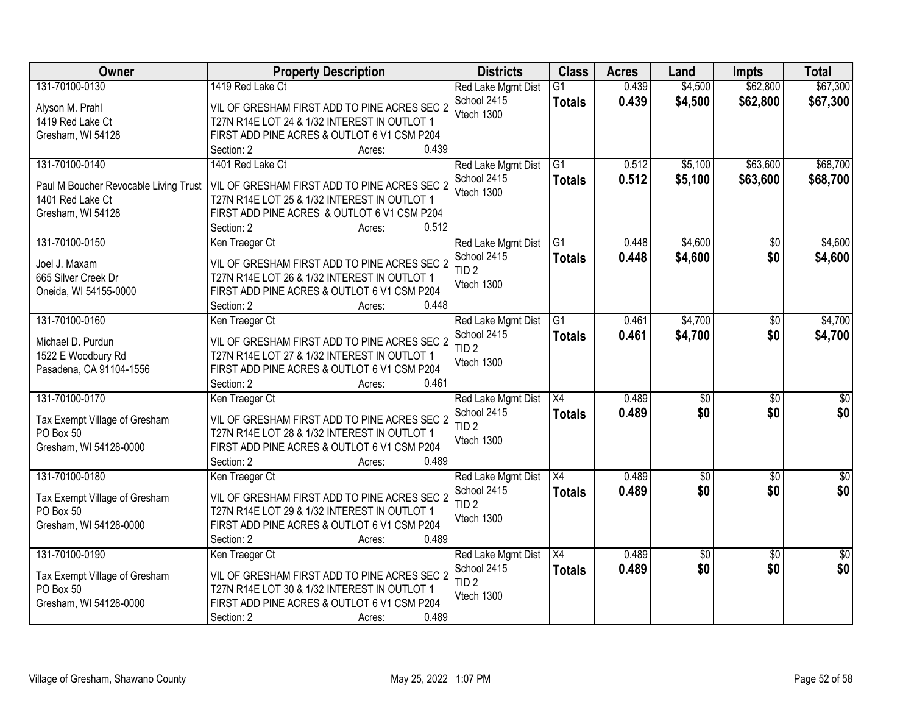| Owner | Property Description | Districts | Class | Acres | Land | Impts | Total |
|---|---|---|---|---|---|---|---|
| 131-70100-0130<br>Alyson M. Prahl<br>1419 Red Lake Ct<br>Gresham, WI 54128 | 1419 Red Lake Ct<br>VIL OF GRESHAM FIRST ADD TO PINE ACRES SEC 2 T27N R14E LOT 24 & 1/32 INTEREST IN OUTLOT 1 FIRST ADD PINE ACRES & OUTLOT 6 V1 CSM P204<br>Section: 2 Acres: 0.439 | Red Lake Mgmt Dist<br>School 2415<br>Vtech 1300 | G1<br>**Totals** | 0.439<br>**0.439** | $4,500<br>**$4,500** | $62,800<br>**$62,800** | $67,300<br>**$67,300** |
| 131-70100-0140<br>Paul M Boucher Revocable Living Trust<br>1401 Red Lake Ct<br>Gresham, WI 54128 | 1401 Red Lake Ct<br>VIL OF GRESHAM FIRST ADD TO PINE ACRES SEC 2 T27N R14E LOT 25 & 1/32 INTEREST IN OUTLOT 1 FIRST ADD PINE ACRES & OUTLOT 6 V1 CSM P204<br>Section: 2 Acres: 0.512 | Red Lake Mgmt Dist<br>School 2415<br>Vtech 1300 | G1<br>**Totals** | 0.512<br>**0.512** | $5,100<br>**$5,100** | $63,600<br>**$63,600** | $68,700<br>**$68,700** |
| 131-70100-0150<br>Joel J. Maxam<br>665 Silver Creek Dr<br>Oneida, WI 54155-0000 | Ken Traeger Ct<br>VIL OF GRESHAM FIRST ADD TO PINE ACRES SEC 2 T27N R14E LOT 26 & 1/32 INTEREST IN OUTLOT 1 FIRST ADD PINE ACRES & OUTLOT 6 V1 CSM P204<br>Section: 2 Acres: 0.448 | Red Lake Mgmt Dist<br>School 2415<br>TID 2<br>Vtech 1300 | G1<br>**Totals** | 0.448<br>**0.448** | $4,600<br>**$4,600** | $0<br>**$0** | $4,600<br>**$4,600** |
| 131-70100-0160<br>Michael D. Purdun<br>1522 E Woodbury Rd<br>Pasadena, CA 91104-1556 | Ken Traeger Ct<br>VIL OF GRESHAM FIRST ADD TO PINE ACRES SEC 2 T27N R14E LOT 27 & 1/32 INTEREST IN OUTLOT 1 FIRST ADD PINE ACRES & OUTLOT 6 V1 CSM P204<br>Section: 2 Acres: 0.461 | Red Lake Mgmt Dist<br>School 2415<br>TID 2<br>Vtech 1300 | G1<br>**Totals** | 0.461<br>**0.461** | $4,700<br>**$4,700** | $0<br>**$0** | $4,700<br>**$4,700** |
| 131-70100-0170<br>Tax Exempt Village of Gresham<br>PO Box 50<br>Gresham, WI 54128-0000 | Ken Traeger Ct<br>VIL OF GRESHAM FIRST ADD TO PINE ACRES SEC 2 T27N R14E LOT 28 & 1/32 INTEREST IN OUTLOT 1 FIRST ADD PINE ACRES & OUTLOT 6 V1 CSM P204<br>Section: 2 Acres: 0.489 | Red Lake Mgmt Dist<br>School 2415<br>TID 2<br>Vtech 1300 | X4<br>**Totals** | 0.489<br>**0.489** | $0<br>**$0** | $0<br>**$0** | $0<br>**$0** |
| 131-70100-0180<br>Tax Exempt Village of Gresham<br>PO Box 50<br>Gresham, WI 54128-0000 | Ken Traeger Ct<br>VIL OF GRESHAM FIRST ADD TO PINE ACRES SEC 2 T27N R14E LOT 29 & 1/32 INTEREST IN OUTLOT 1 FIRST ADD PINE ACRES & OUTLOT 6 V1 CSM P204<br>Section: 2 Acres: 0.489 | Red Lake Mgmt Dist<br>School 2415<br>TID 2<br>Vtech 1300 | X4<br>**Totals** | 0.489<br>**0.489** | $0<br>**$0** | $0<br>**$0** | $0<br>**$0** |
| 131-70100-0190<br>Tax Exempt Village of Gresham<br>PO Box 50<br>Gresham, WI 54128-0000 | Ken Traeger Ct<br>VIL OF GRESHAM FIRST ADD TO PINE ACRES SEC 2 T27N R14E LOT 30 & 1/32 INTEREST IN OUTLOT 1 FIRST ADD PINE ACRES & OUTLOT 6 V1 CSM P204<br>Section: 2 Acres: 0.489 | Red Lake Mgmt Dist<br>School 2415<br>TID 2<br>Vtech 1300 | X4<br>**Totals** | 0.489<br>**0.489** | $0<br>**$0** | $0<br>**$0** | $0<br>**$0** |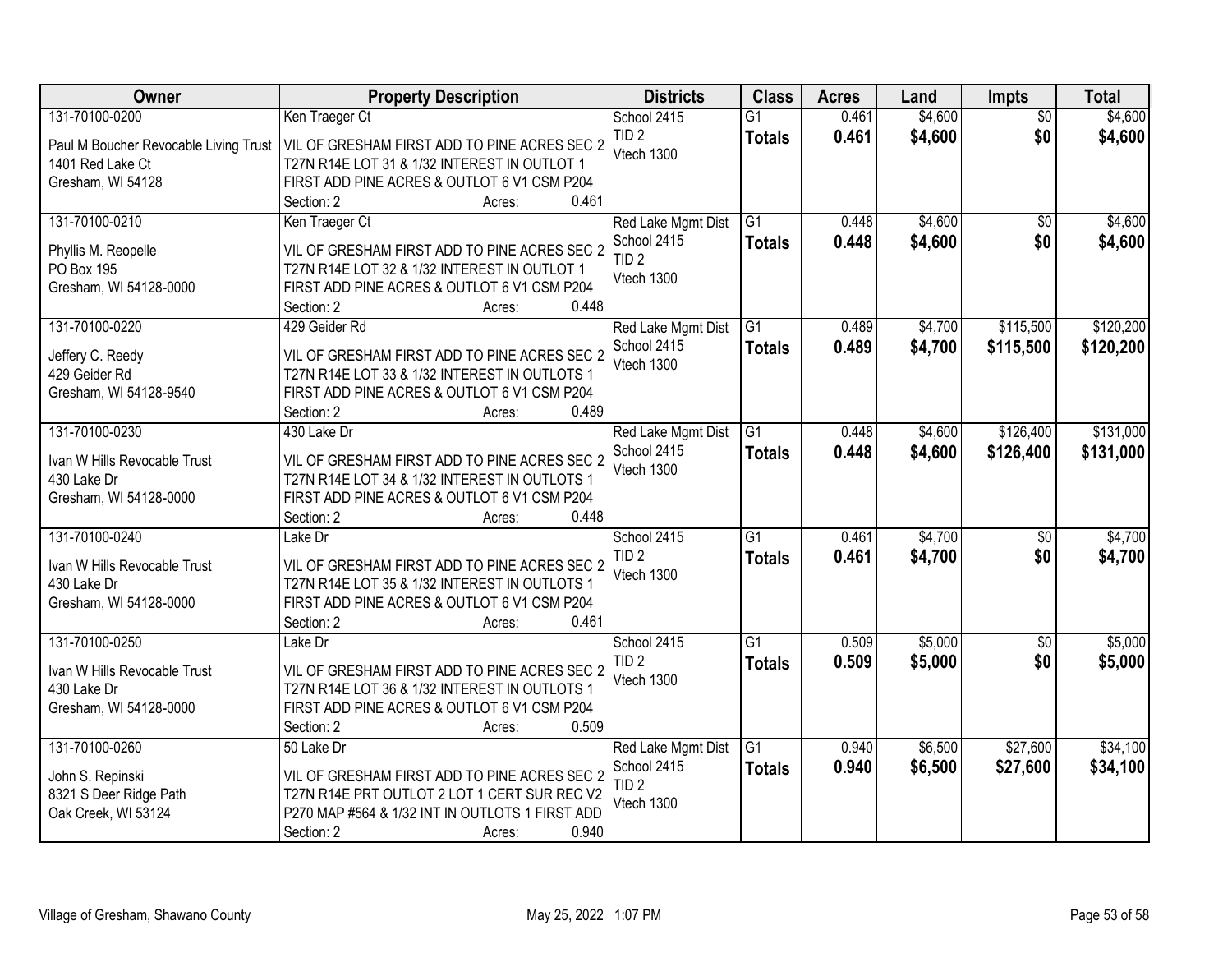| Owner | Property Description | Districts | Class | Acres | Land | Impts | Total |
|---|---|---|---|---|---|---|---|
| 131-70100-0200<br>Paul M Boucher Revocable Living Trust<br>1401 Red Lake Ct<br>Gresham, WI 54128 | Ken Traeger Ct<br>VIL OF GRESHAM FIRST ADD TO PINE ACRES SEC 2 T27N R14E LOT 31 & 1/32 INTEREST IN OUTLOT 1 FIRST ADD PINE ACRES & OUTLOT 6 V1 CSM P204<br>Section: 2 Acres: 0.461 | School 2415<br>TID 2<br>Vtech 1300 | G1<br>**Totals** | 0.461<br>**0.461** | $4,600<br>**$4,600** | $0<br>**$0** | $4,600<br>**$4,600** |
| 131-70100-0210<br>Phyllis M. Reopelle<br>PO Box 195<br>Gresham, WI 54128-0000 | Ken Traeger Ct<br>VIL OF GRESHAM FIRST ADD TO PINE ACRES SEC 2 T27N R14E LOT 32 & 1/32 INTEREST IN OUTLOT 1 FIRST ADD PINE ACRES & OUTLOT 6 V1 CSM P204<br>Section: 2 Acres: 0.448 | Red Lake Mgmt Dist<br>School 2415<br>TID 2<br>Vtech 1300 | G1<br>**Totals** | 0.448<br>**0.448** | $4,600<br>**$4,600** | $0<br>**$0** | $4,600<br>**$4,600** |
| 131-70100-0220<br>Jeffery C. Reedy<br>429 Geider Rd<br>Gresham, WI 54128-9540 | 429 Geider Rd<br>VIL OF GRESHAM FIRST ADD TO PINE ACRES SEC 2 T27N R14E LOT 33 & 1/32 INTEREST IN OUTLOTS 1 FIRST ADD PINE ACRES & OUTLOT 6 V1 CSM P204<br>Section: 2 Acres: 0.489 | Red Lake Mgmt Dist<br>School 2415<br>Vtech 1300 | G1<br>**Totals** | 0.489<br>**0.489** | $4,700<br>**$4,700** | $115,500<br>**$115,500** | $120,200<br>**$120,200** |
| 131-70100-0230<br>Ivan W Hills Revocable Trust<br>430 Lake Dr<br>Gresham, WI 54128-0000 | 430 Lake Dr<br>VIL OF GRESHAM FIRST ADD TO PINE ACRES SEC 2 T27N R14E LOT 34 & 1/32 INTEREST IN OUTLOTS 1 FIRST ADD PINE ACRES & OUTLOT 6 V1 CSM P204<br>Section: 2 Acres: 0.448 | Red Lake Mgmt Dist<br>School 2415<br>Vtech 1300 | G1<br>**Totals** | 0.448<br>**0.448** | $4,600<br>**$4,600** | $126,400<br>**$126,400** | $131,000<br>**$131,000** |
| 131-70100-0240<br>Ivan W Hills Revocable Trust<br>430 Lake Dr<br>Gresham, WI 54128-0000 | Lake Dr<br>VIL OF GRESHAM FIRST ADD TO PINE ACRES SEC 2 T27N R14E LOT 35 & 1/32 INTEREST IN OUTLOTS 1 FIRST ADD PINE ACRES & OUTLOT 6 V1 CSM P204<br>Section: 2 Acres: 0.461 | School 2415<br>TID 2<br>Vtech 1300 | G1<br>**Totals** | 0.461<br>**0.461** | $4,700<br>**$4,700** | $0<br>**$0** | $4,700<br>**$4,700** |
| 131-70100-0250<br>Ivan W Hills Revocable Trust<br>430 Lake Dr<br>Gresham, WI 54128-0000 | Lake Dr<br>VIL OF GRESHAM FIRST ADD TO PINE ACRES SEC 2 T27N R14E LOT 36 & 1/32 INTEREST IN OUTLOTS 1 FIRST ADD PINE ACRES & OUTLOT 6 V1 CSM P204<br>Section: 2 Acres: 0.509 | School 2415<br>TID 2<br>Vtech 1300 | G1<br>**Totals** | 0.509<br>**0.509** | $5,000<br>**$5,000** | $0<br>**$0** | $5,000<br>**$5,000** |
| 131-70100-0260<br>John S. Repinski<br>8321 S Deer Ridge Path<br>Oak Creek, WI 53124 | 50 Lake Dr<br>VIL OF GRESHAM FIRST ADD TO PINE ACRES SEC 2 T27N R14E PRT OUTLOT 2 LOT 1 CERT SUR REC V2 P270 MAP #564 & 1/32 INT IN OUTLOTS 1 FIRST ADD<br>Section: 2 Acres: 0.940 | Red Lake Mgmt Dist<br>School 2415<br>TID 2<br>Vtech 1300 | G1<br>**Totals** | 0.940<br>**0.940** | $6,500<br>**$6,500** | $27,600<br>**$27,600** | $34,100<br>**$34,100** |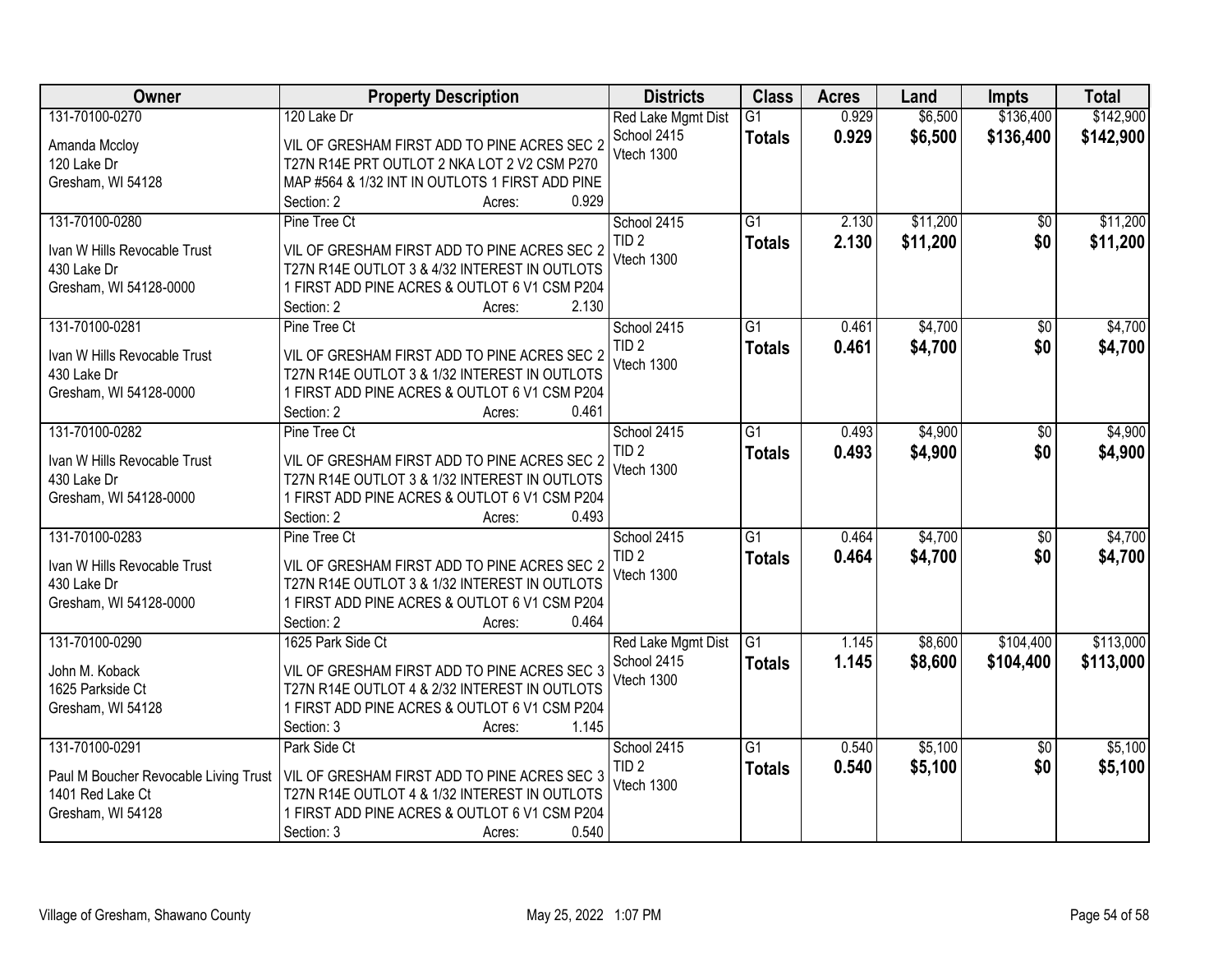| Owner | Property Description | Districts | Class | Acres | Land | Impts | Total |
|---|---|---|---|---|---|---|---|
| 131-70100-0270<br>Amanda Mccloy<br>120 Lake Dr<br>Gresham, WI 54128 | 120 Lake Dr<br>VIL OF GRESHAM FIRST ADD TO PINE ACRES SEC 2 T27N R14E PRT OUTLOT 2 NKA LOT 2 V2 CSM P270 MAP #564 & 1/32 INT IN OUTLOTS 1 FIRST ADD PINE<br>Section: 2 Acres: 0.929 | Red Lake Mgmt Dist<br>School 2415<br>Vtech 1300 | G1<br>**Totals** | 0.929<br>**0.929** | $6,500<br>**$6,500** | $136,400<br>**$136,400** | $142,900<br>**$142,900** |
| 131-70100-0280<br>Ivan W Hills Revocable Trust<br>430 Lake Dr<br>Gresham, WI 54128-0000 | Pine Tree Ct<br>VIL OF GRESHAM FIRST ADD TO PINE ACRES SEC 2 T27N R14E OUTLOT 3 & 4/32 INTEREST IN OUTLOTS 1 FIRST ADD PINE ACRES & OUTLOT 6 V1 CSM P204<br>Section: 2 Acres: 2.130 | School 2415<br>TID 2<br>Vtech 1300 | G1<br>**Totals** | 2.130<br>**2.130** | $11,200<br>**$11,200** | $0<br>**$0** | $11,200<br>**$11,200** |
| 131-70100-0281<br>Ivan W Hills Revocable Trust<br>430 Lake Dr<br>Gresham, WI 54128-0000 | Pine Tree Ct<br>VIL OF GRESHAM FIRST ADD TO PINE ACRES SEC 2 T27N R14E OUTLOT 3 & 1/32 INTEREST IN OUTLOTS 1 FIRST ADD PINE ACRES & OUTLOT 6 V1 CSM P204<br>Section: 2 Acres: 0.461 | School 2415<br>TID 2<br>Vtech 1300 | G1<br>**Totals** | 0.461<br>**0.461** | $4,700<br>**$4,700** | $0<br>**$0** | $4,700<br>**$4,700** |
| 131-70100-0282<br>Ivan W Hills Revocable Trust<br>430 Lake Dr<br>Gresham, WI 54128-0000 | Pine Tree Ct<br>VIL OF GRESHAM FIRST ADD TO PINE ACRES SEC 2 T27N R14E OUTLOT 3 & 1/32 INTEREST IN OUTLOTS 1 FIRST ADD PINE ACRES & OUTLOT 6 V1 CSM P204<br>Section: 2 Acres: 0.493 | School 2415<br>TID 2<br>Vtech 1300 | G1<br>**Totals** | 0.493<br>**0.493** | $4,900<br>**$4,900** | $0<br>**$0** | $4,900<br>**$4,900** |
| 131-70100-0283<br>Ivan W Hills Revocable Trust<br>430 Lake Dr<br>Gresham, WI 54128-0000 | Pine Tree Ct<br>VIL OF GRESHAM FIRST ADD TO PINE ACRES SEC 2 T27N R14E OUTLOT 3 & 1/32 INTEREST IN OUTLOTS 1 FIRST ADD PINE ACRES & OUTLOT 6 V1 CSM P204<br>Section: 2 Acres: 0.464 | School 2415<br>TID 2<br>Vtech 1300 | G1<br>**Totals** | 0.464<br>**0.464** | $4,700<br>**$4,700** | $0<br>**$0** | $4,700<br>**$4,700** |
| 131-70100-0290<br>John M. Koback<br>1625 Parkside Ct<br>Gresham, WI 54128 | 1625 Park Side Ct<br>VIL OF GRESHAM FIRST ADD TO PINE ACRES SEC 3 T27N R14E OUTLOT 4 & 2/32 INTEREST IN OUTLOTS 1 FIRST ADD PINE ACRES & OUTLOT 6 V1 CSM P204<br>Section: 3 Acres: 1.145 | Red Lake Mgmt Dist<br>School 2415<br>Vtech 1300 | G1<br>**Totals** | 1.145<br>**1.145** | $8,600<br>**$8,600** | $104,400<br>**$104,400** | $113,000<br>**$113,000** |
| 131-70100-0291<br>Paul M Boucher Revocable Living Trust<br>1401 Red Lake Ct<br>Gresham, WI 54128 | Park Side Ct<br>VIL OF GRESHAM FIRST ADD TO PINE ACRES SEC 3 T27N R14E OUTLOT 4 & 1/32 INTEREST IN OUTLOTS 1 FIRST ADD PINE ACRES & OUTLOT 6 V1 CSM P204<br>Section: 3 Acres: 0.540 | School 2415<br>TID 2<br>Vtech 1300 | G1<br>**Totals** | 0.540<br>**0.540** | $5,100<br>**$5,100** | $0<br>**$0** | $5,100<br>**$5,100** |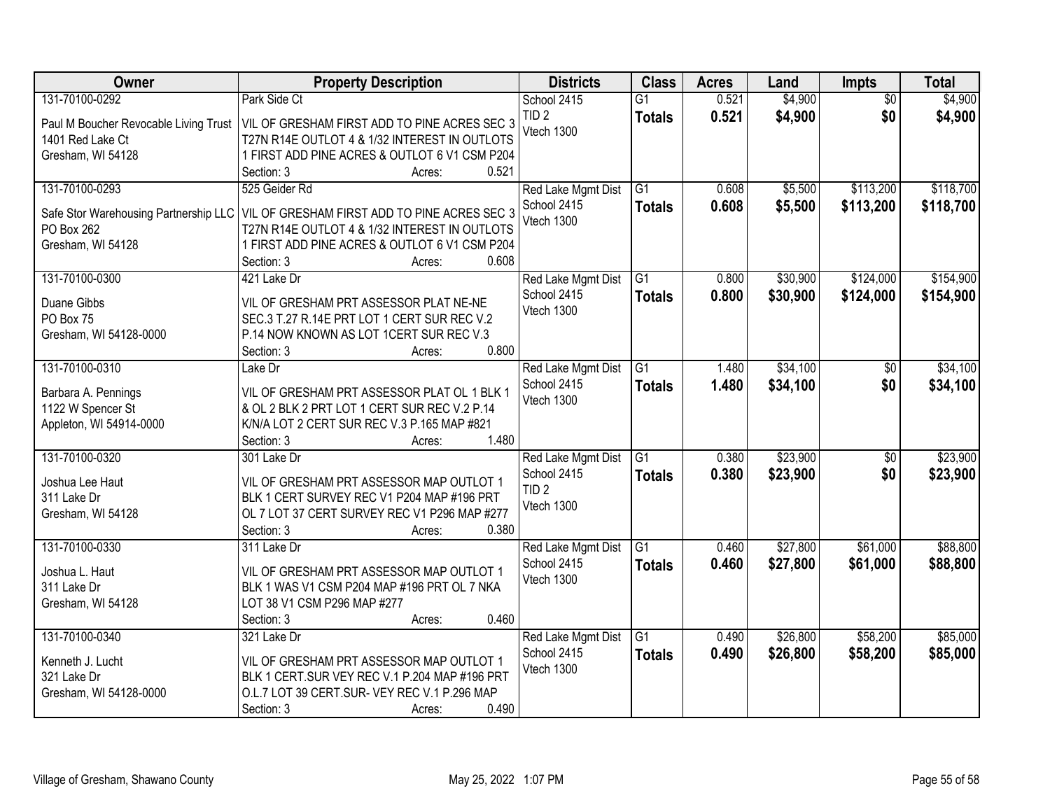| Owner | Property Description | Districts | Class | Acres | Land | Impts | Total |
|---|---|---|---|---|---|---|---|
| 131-70100-0292<br>Paul M Boucher Revocable Living Trust<br>1401 Red Lake Ct<br>Gresham, WI 54128 | Park Side Ct<br>VIL OF GRESHAM FIRST ADD TO PINE ACRES SEC 3 T27N R14E OUTLOT 4 & 1/32 INTEREST IN OUTLOTS 1 FIRST ADD PINE ACRES & OUTLOT 6 V1 CSM P204<br>Section: 3 Acres: 0.521 | School 2415<br>TID 2<br>Vtech 1300 | G1<br>**Totals** | 0.521<br>**0.521** | $4,900<br>**$4,900** | $0<br>**$0** | $4,900<br>**$4,900** |
| 131-70100-0293<br>Safe Stor Warehousing Partnership LLC<br>PO Box 262<br>Gresham, WI 54128 | 525 Geider Rd<br>VIL OF GRESHAM FIRST ADD TO PINE ACRES SEC 3 T27N R14E OUTLOT 4 & 1/32 INTEREST IN OUTLOTS 1 FIRST ADD PINE ACRES & OUTLOT 6 V1 CSM P204<br>Section: 3 Acres: 0.608 | Red Lake Mgmt Dist<br>School 2415<br>Vtech 1300 | G1<br>**Totals** | 0.608<br>**0.608** | $5,500<br>**$5,500** | $113,200<br>**$113,200** | $118,700<br>**$118,700** |
| 131-70100-0300<br>Duane Gibbs<br>PO Box 75<br>Gresham, WI 54128-0000 | 421 Lake Dr<br>VIL OF GRESHAM PRT ASSESSOR PLAT NE-NE SEC.3 T.27 R.14E PRT LOT 1 CERT SUR REC V.2 P.14 NOW KNOWN AS LOT 1CERT SUR REC V.3<br>Section: 3 Acres: 0.800 | Red Lake Mgmt Dist<br>School 2415<br>Vtech 1300 | G1<br>**Totals** | 0.800<br>**0.800** | $30,900<br>**$30,900** | $124,000<br>**$124,000** | $154,900<br>**$154,900** |
| 131-70100-0310<br>Barbara A. Pennings<br>1122 W Spencer St<br>Appleton, WI 54914-0000 | Lake Dr<br>VIL OF GRESHAM PRT ASSESSOR PLAT OL 1 BLK 1 & OL 2 BLK 2 PRT LOT 1 CERT SUR REC V.2 P.14 K/N/A LOT 2 CERT SUR REC V.3 P.165 MAP #821<br>Section: 3 Acres: 1.480 | Red Lake Mgmt Dist<br>School 2415<br>Vtech 1300 | G1<br>**Totals** | 1.480<br>**1.480** | $34,100<br>**$34,100** | $0<br>**$0** | $34,100<br>**$34,100** |
| 131-70100-0320<br>Joshua Lee Haut<br>311 Lake Dr<br>Gresham, WI 54128 | 301 Lake Dr<br>VIL OF GRESHAM PRT ASSESSOR MAP OUTLOT 1 BLK 1 CERT SURVEY REC V1 P204 MAP #196 PRT OL 7 LOT 37 CERT SURVEY REC V1 P296 MAP #277<br>Section: 3 Acres: 0.380 | Red Lake Mgmt Dist<br>School 2415<br>TID 2<br>Vtech 1300 | G1<br>**Totals** | 0.380<br>**0.380** | $23,900<br>**$23,900** | $0<br>**$0** | $23,900<br>**$23,900** |
| 131-70100-0330<br>Joshua L. Haut<br>311 Lake Dr<br>Gresham, WI 54128 | 311 Lake Dr<br>VIL OF GRESHAM PRT ASSESSOR MAP OUTLOT 1 BLK 1 WAS V1 CSM P204 MAP #196 PRT OL 7 NKA LOT 38 V1 CSM P296 MAP #277<br>Section: 3 Acres: 0.460 | Red Lake Mgmt Dist<br>School 2415<br>Vtech 1300 | G1<br>**Totals** | 0.460<br>**0.460** | $27,800<br>**$27,800** | $61,000<br>**$61,000** | $88,800<br>**$88,800** |
| 131-70100-0340<br>Kenneth J. Lucht<br>321 Lake Dr<br>Gresham, WI 54128-0000 | 321 Lake Dr<br>VIL OF GRESHAM PRT ASSESSOR MAP OUTLOT 1 BLK 1 CERT.SUR VEY REC V.1 P.204 MAP #196 PRT O.L.7 LOT 39 CERT.SUR- VEY REC V.1 P.296 MAP<br>Section: 3 Acres: 0.490 | Red Lake Mgmt Dist<br>School 2415<br>Vtech 1300 | G1<br>**Totals** | 0.490<br>**0.490** | $26,800<br>**$26,800** | $58,200<br>**$58,200** | $85,000<br>**$85,000** |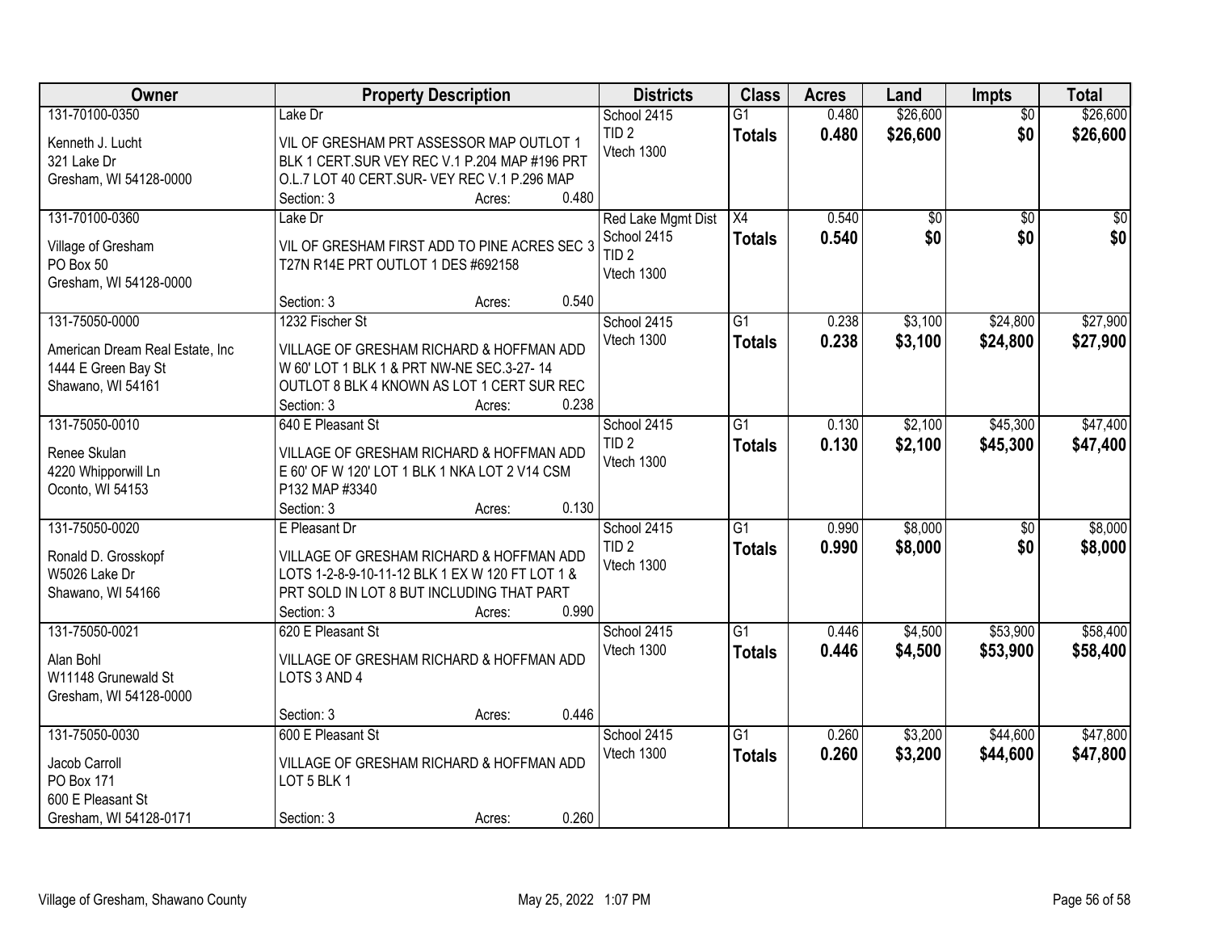| Owner | Property Description | Districts | Class | Acres | Land | Impts | Total |
|---|---|---|---|---|---|---|---|
| 131-70100-0350<br>Kenneth J. Lucht<br>321 Lake Dr<br>Gresham, WI 54128-0000 | Lake Dr<br>VIL OF GRESHAM PRT ASSESSOR MAP OUTLOT 1 BLK 1 CERT.SUR VEY REC V.1 P.204 MAP #196 PRT O.L.7 LOT 40 CERT.SUR- VEY REC V.1 P.296 MAP<br>Section: 3 Acres: 0.480 | School 2415<br>TID 2<br>Vtech 1300 | G1<br>**Totals** | 0.480<br>**0.480** | $26,600<br>**$26,600** | $0<br>**$0** | $26,600<br>**$26,600** |
| 131-70100-0360<br>Village of Gresham<br>PO Box 50<br>Gresham, WI 54128-0000 | Lake Dr<br>VIL OF GRESHAM FIRST ADD TO PINE ACRES SEC 3 T27N R14E PRT OUTLOT 1 DES #692158<br>Section: 3 Acres: 0.540 | Red Lake Mgmt Dist<br>School 2415<br>TID 2<br>Vtech 1300 | X4<br>**Totals** | 0.540<br>**0.540** | $0<br>**$0** | $0<br>**$0** | $0<br>**$0** |
| 131-75050-0000<br>American Dream Real Estate, Inc<br>1444 E Green Bay St<br>Shawano, WI 54161 | 1232 Fischer St<br>VILLAGE OF GRESHAM RICHARD & HOFFMAN ADD W 60' LOT 1 BLK 1 & PRT NW-NE SEC.3-27- 14 OUTLOT 8 BLK 4 KNOWN AS LOT 1 CERT SUR REC<br>Section: 3 Acres: 0.238 | School 2415<br>Vtech 1300 | G1<br>**Totals** | 0.238<br>**0.238** | $3,100<br>**$3,100** | $24,800<br>**$24,800** | $27,900<br>**$27,900** |
| 131-75050-0010<br>Renee Skulan<br>4220 Whipporwill Ln<br>Oconto, WI 54153 | 640 E Pleasant St<br>VILLAGE OF GRESHAM RICHARD & HOFFMAN ADD E 60' OF W 120' LOT 1 BLK 1 NKA LOT 2 V14 CSM P132 MAP #3340<br>Section: 3 Acres: 0.130 | School 2415<br>TID 2<br>Vtech 1300 | G1<br>**Totals** | 0.130<br>**0.130** | $2,100<br>**$2,100** | $45,300<br>**$45,300** | $47,400<br>**$47,400** |
| 131-75050-0020<br>Ronald D. Grosskopf<br>W5026 Lake Dr<br>Shawano, WI 54166 | E Pleasant Dr<br>VILLAGE OF GRESHAM RICHARD & HOFFMAN ADD LOTS 1-2-8-9-10-11-12 BLK 1 EX W 120 FT LOT 1 & PRT SOLD IN LOT 8 BUT INCLUDING THAT PART<br>Section: 3 Acres: 0.990 | School 2415<br>TID 2<br>Vtech 1300 | G1<br>**Totals** | 0.990<br>**0.990** | $8,000<br>**$8,000** | $0<br>**$0** | $8,000<br>**$8,000** |
| 131-75050-0021<br>Alan Bohl<br>W11148 Grunewald St<br>Gresham, WI 54128-0000 | 620 E Pleasant St<br>VILLAGE OF GRESHAM RICHARD & HOFFMAN ADD LOTS 3 AND 4<br>Section: 3 Acres: 0.446 | School 2415<br>Vtech 1300 | G1<br>**Totals** | 0.446<br>**0.446** | $4,500<br>**$4,500** | $53,900<br>**$53,900** | $58,400<br>**$58,400** |
| 131-75050-0030<br>Jacob Carroll<br>PO Box 171<br>600 E Pleasant St<br>Gresham, WI 54128-0171 | 600 E Pleasant St<br>VILLAGE OF GRESHAM RICHARD & HOFFMAN ADD LOT 5 BLK 1<br>Section: 3 Acres: 0.260 | School 2415<br>Vtech 1300 | G1<br>**Totals** | 0.260<br>**0.260** | $3,200<br>**$3,200** | $44,600<br>**$44,600** | $47,800<br>**$47,800** |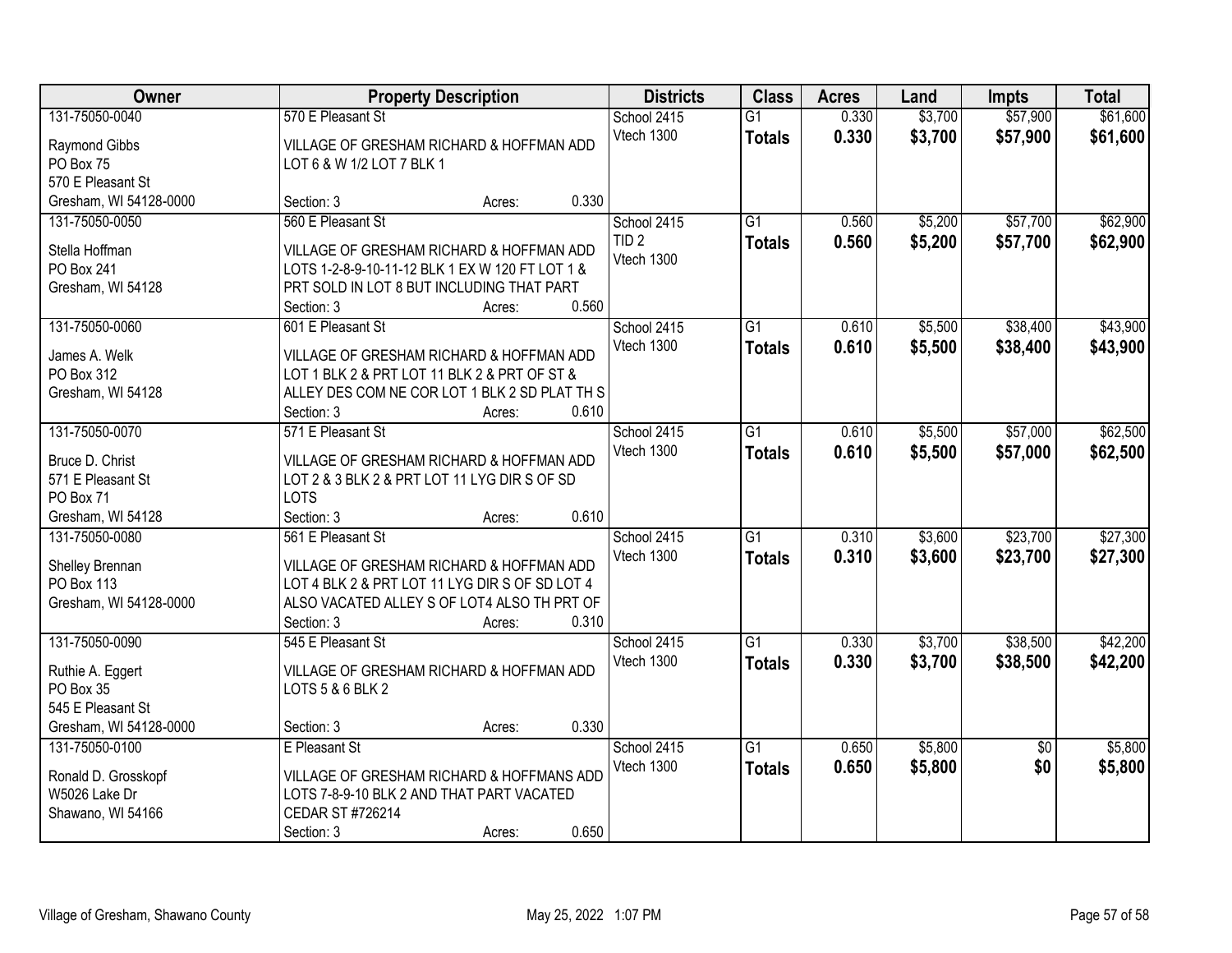| Owner | Property Description | Districts | Class | Acres | Land | Impts | Total |
|---|---|---|---|---|---|---|---|
| 131-75050-0040<br>Raymond Gibbs<br>PO Box 75<br>570 E Pleasant St<br>Gresham, WI 54128-0000 | 570 E Pleasant St<br>VILLAGE OF GRESHAM RICHARD & HOFFMAN ADD LOT 6 & W 1/2 LOT 7 BLK 1<br>Section: 3 Acres: 0.330 | School 2415<br>Vtech 1300 | G1<br>**Totals** | 0.330<br>**0.330** | $3,700<br>**$3,700** | $57,900<br>**$57,900** | $61,600<br>**$61,600** |
| 131-75050-0050<br>Stella Hoffman<br>PO Box 241<br>Gresham, WI 54128 | 560 E Pleasant St<br>VILLAGE OF GRESHAM RICHARD & HOFFMAN ADD LOTS 1-2-8-9-10-11-12 BLK 1 EX W 120 FT LOT 1 & PRT SOLD IN LOT 8 BUT INCLUDING THAT PART<br>Section: 3 Acres: 0.560 | School 2415<br>TID 2<br>Vtech 1300 | G1<br>**Totals** | 0.560<br>**0.560** | $5,200<br>**$5,200** | $57,700<br>**$57,700** | $62,900<br>**$62,900** |
| 131-75050-0060<br>James A. Welk<br>PO Box 312<br>Gresham, WI 54128 | 601 E Pleasant St<br>VILLAGE OF GRESHAM RICHARD & HOFFMAN ADD LOT 1 BLK 2 & PRT LOT 11 BLK 2 & PRT OF ST & ALLEY DES COM NE COR LOT 1 BLK 2 SD PLAT TH S<br>Section: 3 Acres: 0.610 | School 2415<br>Vtech 1300 | G1<br>**Totals** | 0.610<br>**0.610** | $5,500<br>**$5,500** | $38,400<br>**$38,400** | $43,900<br>**$43,900** |
| 131-75050-0070<br>Bruce D. Christ<br>571 E Pleasant St<br>PO Box 71<br>Gresham, WI 54128 | 571 E Pleasant St<br>VILLAGE OF GRESHAM RICHARD & HOFFMAN ADD LOT 2 & 3 BLK 2 & PRT LOT 11 LYG DIR S OF SD LOTS<br>Section: 3 Acres: 0.610 | School 2415<br>Vtech 1300 | G1<br>**Totals** | 0.610<br>**0.610** | $5,500<br>**$5,500** | $57,000<br>**$57,000** | $62,500<br>**$62,500** |
| 131-75050-0080<br>Shelley Brennan<br>PO Box 113<br>Gresham, WI 54128-0000 | 561 E Pleasant St<br>VILLAGE OF GRESHAM RICHARD & HOFFMAN ADD LOT 4 BLK 2 & PRT LOT 11 LYG DIR S OF SD LOT 4 ALSO VACATED ALLEY S OF LOT4 ALSO TH PRT OF<br>Section: 3 Acres: 0.310 | School 2415<br>Vtech 1300 | G1<br>**Totals** | 0.310<br>**0.310** | $3,600<br>**$3,600** | $23,700<br>**$23,700** | $27,300<br>**$27,300** |
| 131-75050-0090<br>Ruthie A. Eggert<br>PO Box 35<br>545 E Pleasant St<br>Gresham, WI 54128-0000 | 545 E Pleasant St<br>VILLAGE OF GRESHAM RICHARD & HOFFMAN ADD LOTS 5 & 6 BLK 2<br>Section: 3 Acres: 0.330 | School 2415<br>Vtech 1300 | G1<br>**Totals** | 0.330<br>**0.330** | $3,700<br>**$3,700** | $38,500<br>**$38,500** | $42,200<br>**$42,200** |
| 131-75050-0100<br>Ronald D. Grosskopf<br>W5026 Lake Dr<br>Shawano, WI 54166 | E Pleasant St<br>VILLAGE OF GRESHAM RICHARD & HOFFMANS ADD LOTS 7-8-9-10 BLK 2 AND THAT PART VACATED CEDAR ST #726214<br>Section: 3 Acres: 0.650 | School 2415<br>Vtech 1300 | G1<br>**Totals** | 0.650<br>**0.650** | $5,800<br>**$5,800** | $0<br>**$0** | $5,800<br>**$5,800** |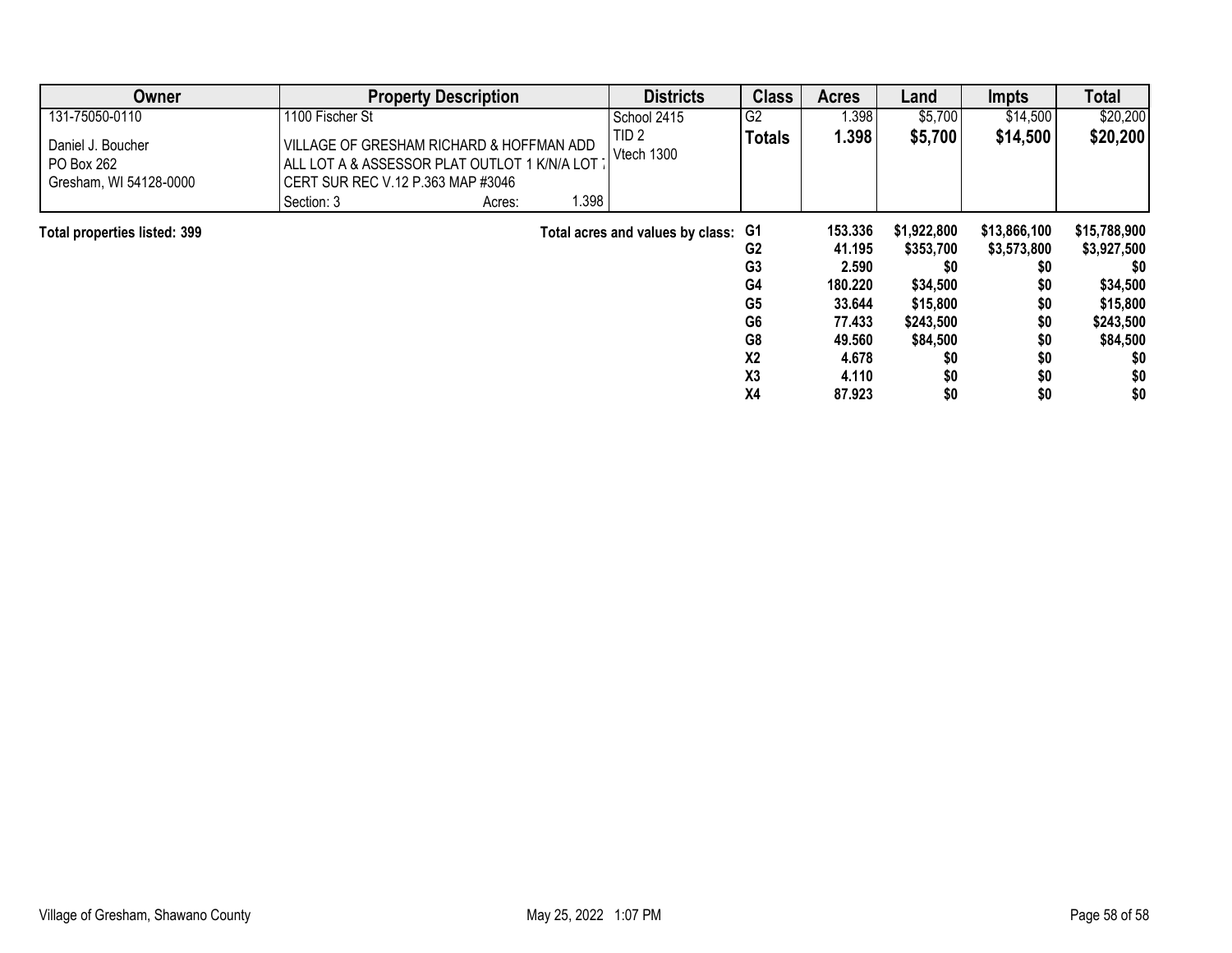| Owner | Property Description | | | Districts | Class | Acres | Land | Impts | Total |
|---|---|---|---|---|---|---|---|---|---|
| 131-75050-0110 | 1100 Fischer St | | | School 2415 | G2 | 1.398 | $5,700 | $14,500 | $20,200 |
| Daniel J. Boucher<br>PO Box 262<br>Gresham, WI 54128-0000 | VILLAGE OF GRESHAM RICHARD & HOFFMAN ADD ALL LOT A & ASSESSOR PLAT OUTLOT 1 K/N/A LOT 1 CERT SUR REC V.12 P.363 MAP #3046 | | | TID 2<br>Vtech 1300 | **Totals** | **1.398** | **$5,700** | **$14,500** | **$20,200** |
| | Section: 3 | Acres: | 1.398 | | | | | | |

**Total properties listed: 399**

| Total acres and values by class: | Acres | Land | Impts | Total |
|---|---|---|---|---|
| G1 | 153.336 | $1,922,800 | $13,866,100 | $15,788,900 |
| G2 | 41.195 | $353,700 | $3,573,800 | $3,927,500 |
| G3 | 2.590 | $0 | $0 | $0 |
| G4 | 180.220 | $34,500 | $0 | $34,500 |
| G5 | 33.644 | $15,800 | $0 | $15,800 |
| G6 | 77.433 | $243,500 | $0 | $243,500 |
| G8 | 49.560 | $84,500 | $0 | $84,500 |
| X2 | 4.678 | $0 | $0 | $0 |
| X3 | 4.110 | $0 | $0 | $0 |
| X4 | 87.923 | $0 | $0 | $0 |

Village of Gresham, Shawano County

May 25, 2022 1:07 PM